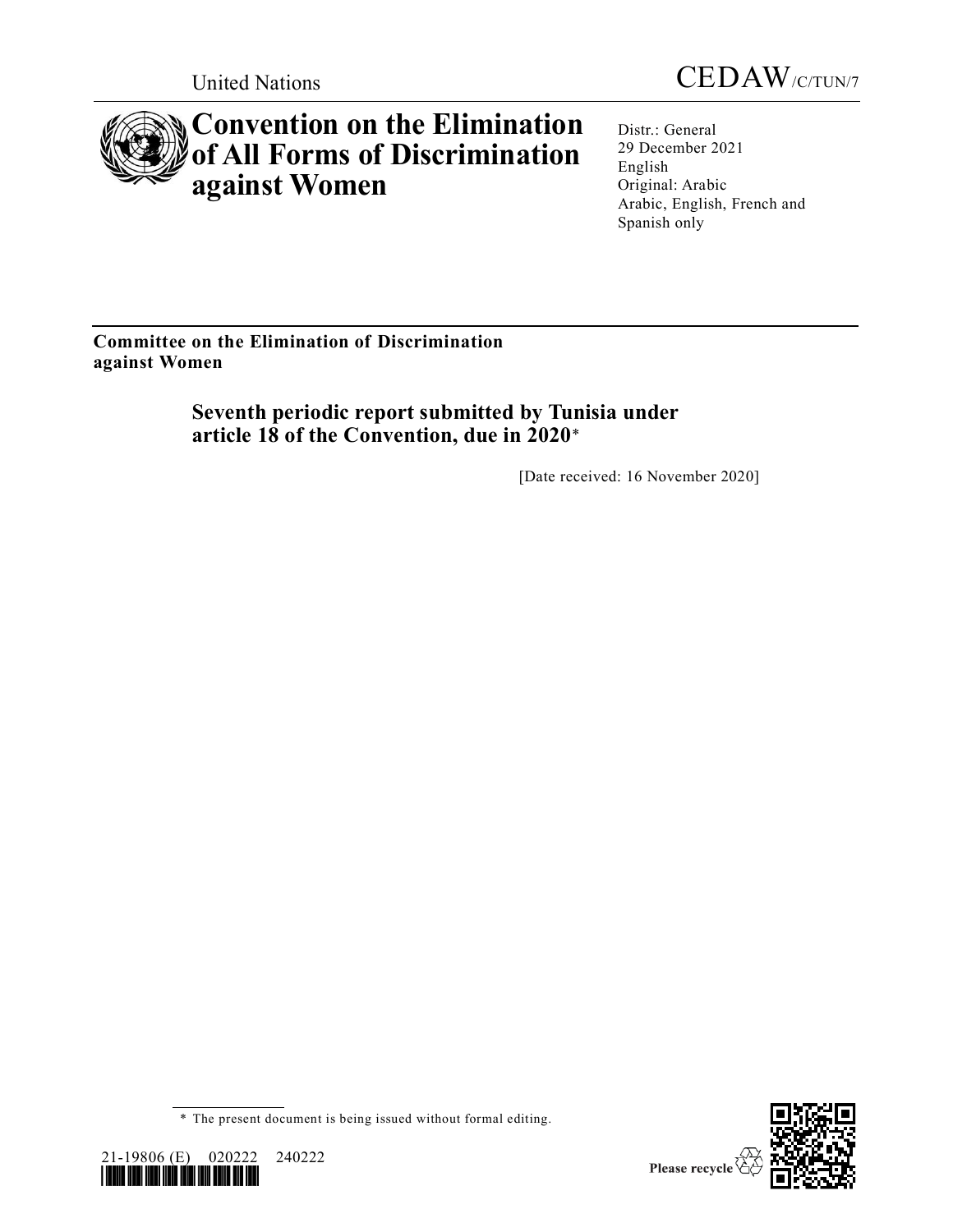United Nations

CEDAW/C/TUN/7

# Convention on the Elimination of All Forms of Discrimination against Women

Distr.: General
29 December 2021
English
Original: Arabic
Arabic, English, French and Spanish only

**Committee on the Elimination of Discrimination against Women**

## Seventh periodic report submitted by Tunisia under article 18 of the Convention, due in 2020*

[Date received: 16 November 2020]

\* The present document is being issued without formal editing.

21-19806 (E) 020222 240222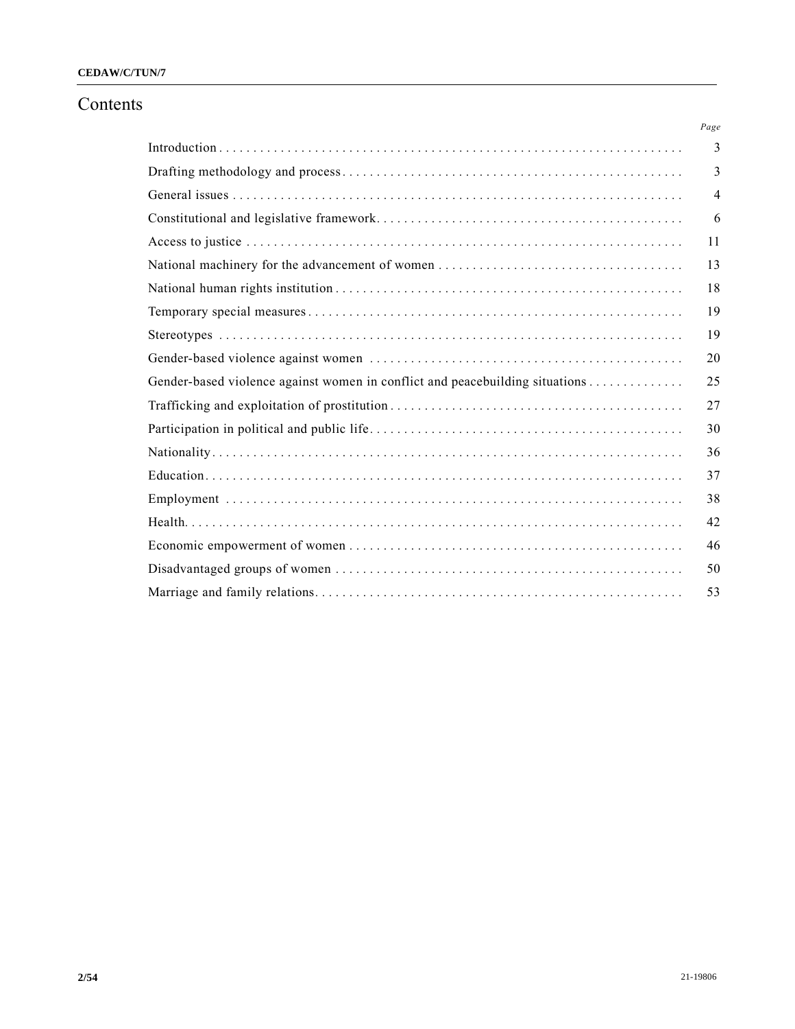# Contents

| | Page |
|---|---|
| Introduction | 3 |
| Drafting methodology and process | 3 |
| General issues | 4 |
| Constitutional and legislative framework | 6 |
| Access to justice | 11 |
| National machinery for the advancement of women | 13 |
| National human rights institution | 18 |
| Temporary special measures | 19 |
| Stereotypes | 19 |
| Gender-based violence against women | 20 |
| Gender-based violence against women in conflict and peacebuilding situations | 25 |
| Trafficking and exploitation of prostitution | 27 |
| Participation in political and public life | 30 |
| Nationality | 36 |
| Education | 37 |
| Employment | 38 |
| Health | 42 |
| Economic empowerment of women | 46 |
| Disadvantaged groups of women | 50 |
| Marriage and family relations | 53 |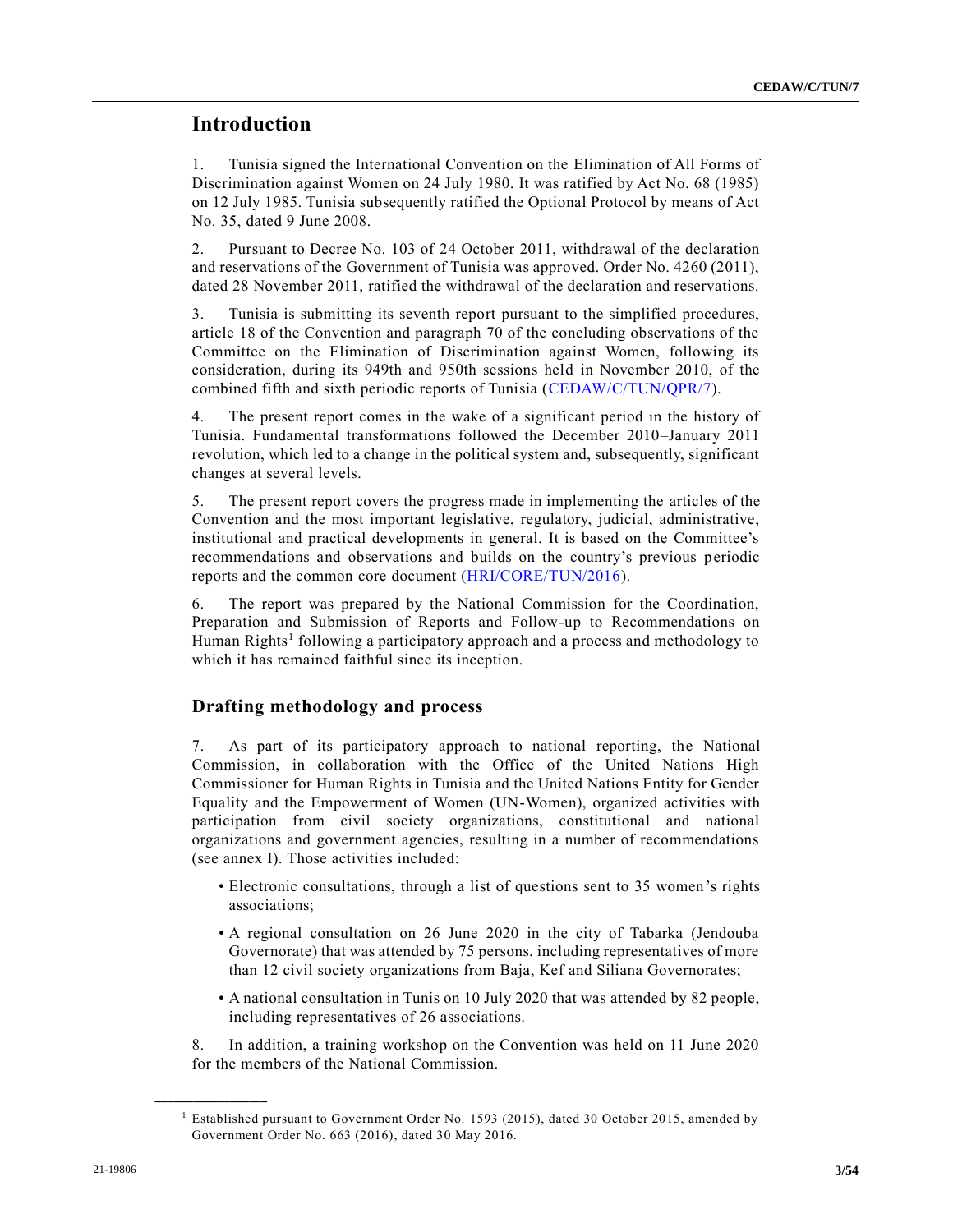# Introduction

1. Tunisia signed the International Convention on the Elimination of All Forms of Discrimination against Women on 24 July 1980. It was ratified by Act No. 68 (1985) on 12 July 1985. Tunisia subsequently ratified the Optional Protocol by means of Act No. 35, dated 9 June 2008.

2. Pursuant to Decree No. 103 of 24 October 2011, withdrawal of the declaration and reservations of the Government of Tunisia was approved. Order No. 4260 (2011), dated 28 November 2011, ratified the withdrawal of the declaration and reservations.

3. Tunisia is submitting its seventh report pursuant to the simplified procedures, article 18 of the Convention and paragraph 70 of the concluding observations of the Committee on the Elimination of Discrimination against Women, following its consideration, during its 949th and 950th sessions held in November 2010, of the combined fifth and sixth periodic reports of Tunisia (CEDAW/C/TUN/QPR/7).

4. The present report comes in the wake of a significant period in the history of Tunisia. Fundamental transformations followed the December 2010–January 2011 revolution, which led to a change in the political system and, subsequently, significant changes at several levels.

5. The present report covers the progress made in implementing the articles of the Convention and the most important legislative, regulatory, judicial, administrative, institutional and practical developments in general. It is based on the Committee's recommendations and observations and builds on the country's previous periodic reports and the common core document (HRI/CORE/TUN/2016).

6. The report was prepared by the National Commission for the Coordination, Preparation and Submission of Reports and Follow-up to Recommendations on Human Rights[1] following a participatory approach and a process and methodology to which it has remained faithful since its inception.

## Drafting methodology and process

7. As part of its participatory approach to national reporting, the National Commission, in collaboration with the Office of the United Nations High Commissioner for Human Rights in Tunisia and the United Nations Entity for Gender Equality and the Empowerment of Women (UN-Women), organized activities with participation from civil society organizations, constitutional and national organizations and government agencies, resulting in a number of recommendations (see annex I). Those activities included:

- Electronic consultations, through a list of questions sent to 35 women's rights associations;
- A regional consultation on 26 June 2020 in the city of Tabarka (Jendouba Governorate) that was attended by 75 persons, including representatives of more than 12 civil society organizations from Baja, Kef and Siliana Governorates;
- A national consultation in Tunis on 10 July 2020 that was attended by 82 people, including representatives of 26 associations.

8. In addition, a training workshop on the Convention was held on 11 June 2020 for the members of the National Commission.

---

[1] Established pursuant to Government Order No. 1593 (2015), dated 30 October 2015, amended by Government Order No. 663 (2016), dated 30 May 2016.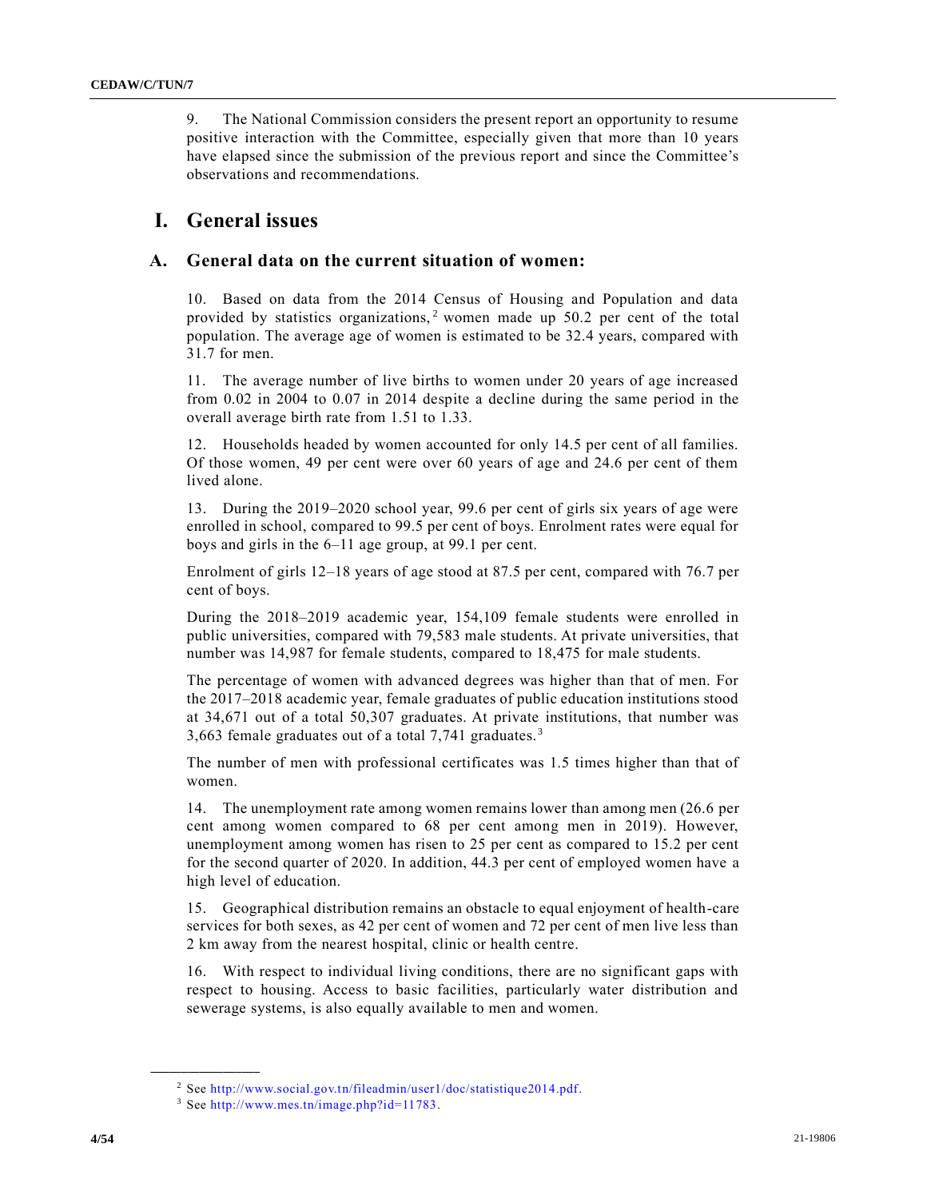9. The National Commission considers the present report an opportunity to resume positive interaction with the Committee, especially given that more than 10 years have elapsed since the submission of the previous report and since the Committee's observations and recommendations.

# I. General issues

## A. General data on the current situation of women:

10. Based on data from the 2014 Census of Housing and Population and data provided by statistics organizations,[2] women made up 50.2 per cent of the total population. The average age of women is estimated to be 32.4 years, compared with 31.7 for men.

11. The average number of live births to women under 20 years of age increased from 0.02 in 2004 to 0.07 in 2014 despite a decline during the same period in the overall average birth rate from 1.51 to 1.33.

12. Households headed by women accounted for only 14.5 per cent of all families. Of those women, 49 per cent were over 60 years of age and 24.6 per cent of them lived alone.

13. During the 2019–2020 school year, 99.6 per cent of girls six years of age were enrolled in school, compared to 99.5 per cent of boys. Enrolment rates were equal for boys and girls in the 6–11 age group, at 99.1 per cent.

Enrolment of girls 12–18 years of age stood at 87.5 per cent, compared with 76.7 per cent of boys.

During the 2018–2019 academic year, 154,109 female students were enrolled in public universities, compared with 79,583 male students. At private universities, that number was 14,987 for female students, compared to 18,475 for male students.

The percentage of women with advanced degrees was higher than that of men. For the 2017–2018 academic year, female graduates of public education institutions stood at 34,671 out of a total 50,307 graduates. At private institutions, that number was 3,663 female graduates out of a total 7,741 graduates.[3]

The number of men with professional certificates was 1.5 times higher than that of women.

14. The unemployment rate among women remains lower than among men (26.6 per cent among women compared to 68 per cent among men in 2019). However, unemployment among women has risen to 25 per cent as compared to 15.2 per cent for the second quarter of 2020. In addition, 44.3 per cent of employed women have a high level of education.

15. Geographical distribution remains an obstacle to equal enjoyment of health-care services for both sexes, as 42 per cent of women and 72 per cent of men live less than 2 km away from the nearest hospital, clinic or health centre.

16. With respect to individual living conditions, there are no significant gaps with respect to housing. Access to basic facilities, particularly water distribution and sewerage systems, is also equally available to men and women.

---

[2] See http://www.social.gov.tn/fileadmin/user1/doc/statistique2014.pdf.

[3] See http://www.mes.tn/image.php?id=11783.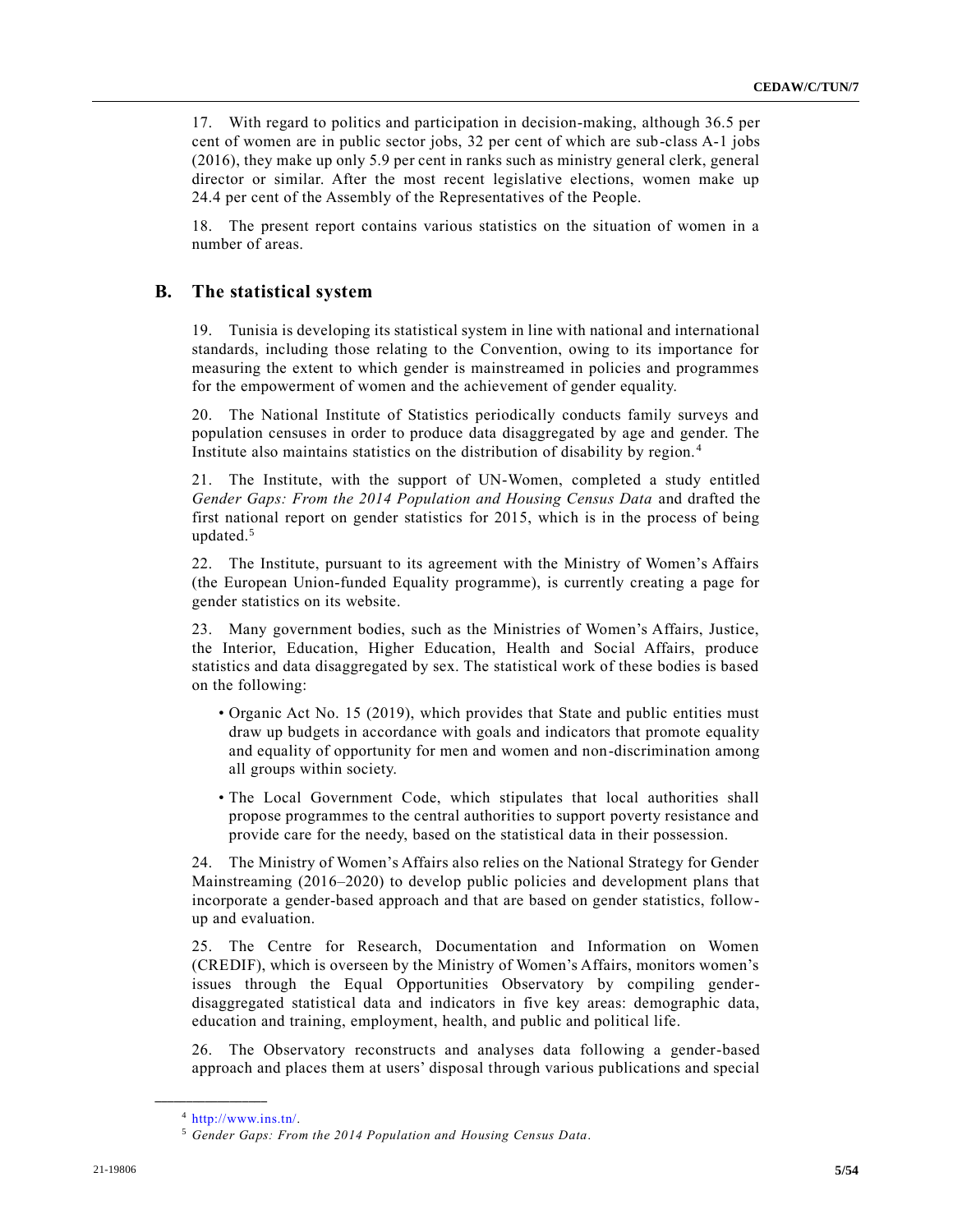17. With regard to politics and participation in decision-making, although 36.5 per cent of women are in public sector jobs, 32 per cent of which are sub-class A-1 jobs (2016), they make up only 5.9 per cent in ranks such as ministry general clerk, general director or similar. After the most recent legislative elections, women make up 24.4 per cent of the Assembly of the Representatives of the People.

18. The present report contains various statistics on the situation of women in a number of areas.

## B. The statistical system

19. Tunisia is developing its statistical system in line with national and international standards, including those relating to the Convention, owing to its importance for measuring the extent to which gender is mainstreamed in policies and programmes for the empowerment of women and the achievement of gender equality.

20. The National Institute of Statistics periodically conducts family surveys and population censuses in order to produce data disaggregated by age and gender. The Institute also maintains statistics on the distribution of disability by region.[4]

21. The Institute, with the support of UN-Women, completed a study entitled *Gender Gaps: From the 2014 Population and Housing Census Data* and drafted the first national report on gender statistics for 2015, which is in the process of being updated.[5]

22. The Institute, pursuant to its agreement with the Ministry of Women's Affairs (the European Union-funded Equality programme), is currently creating a page for gender statistics on its website.

23. Many government bodies, such as the Ministries of Women's Affairs, Justice, the Interior, Education, Higher Education, Health and Social Affairs, produce statistics and data disaggregated by sex. The statistical work of these bodies is based on the following:

- Organic Act No. 15 (2019), which provides that State and public entities must draw up budgets in accordance with goals and indicators that promote equality and equality of opportunity for men and women and non-discrimination among all groups within society.
- The Local Government Code, which stipulates that local authorities shall propose programmes to the central authorities to support poverty resistance and provide care for the needy, based on the statistical data in their possession.

24. The Ministry of Women's Affairs also relies on the National Strategy for Gender Mainstreaming (2016–2020) to develop public policies and development plans that incorporate a gender-based approach and that are based on gender statistics, follow-up and evaluation.

25. The Centre for Research, Documentation and Information on Women (CREDIF), which is overseen by the Ministry of Women's Affairs, monitors women's issues through the Equal Opportunities Observatory by compiling gender-disaggregated statistical data and indicators in five key areas: demographic data, education and training, employment, health, and public and political life.

26. The Observatory reconstructs and analyses data following a gender-based approach and places them at users' disposal through various publications and special

---

[4] http://www.ins.tn/.

[5] *Gender Gaps: From the 2014 Population and Housing Census Data*.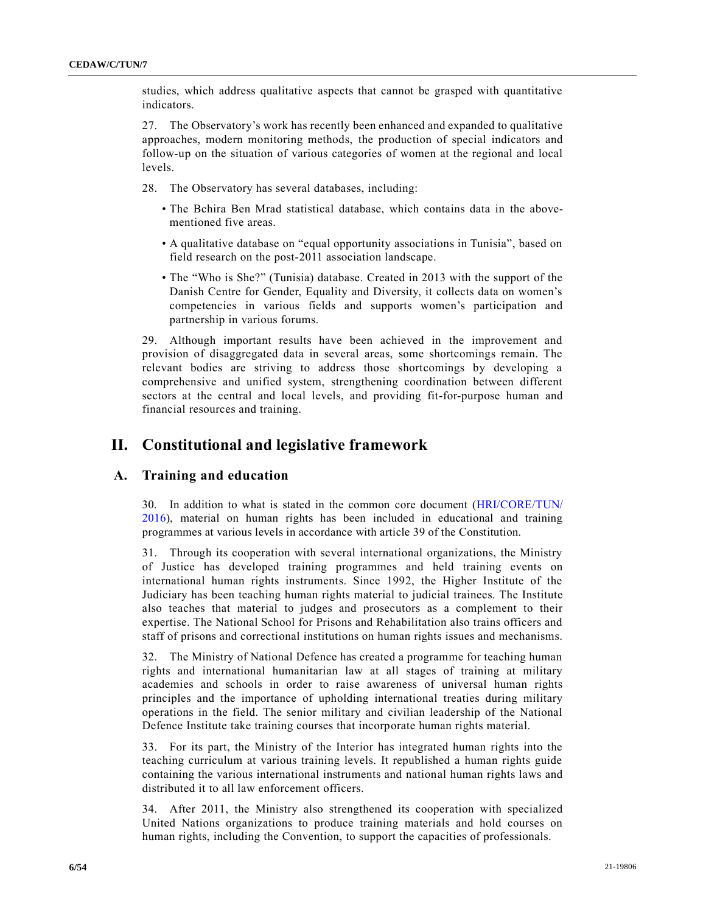studies, which address qualitative aspects that cannot be grasped with quantitative indicators.

27. The Observatory's work has recently been enhanced and expanded to qualitative approaches, modern monitoring methods, the production of special indicators and follow-up on the situation of various categories of women at the regional and local levels.

28. The Observatory has several databases, including:

- The Bchira Ben Mrad statistical database, which contains data in the above-mentioned five areas.
- A qualitative database on "equal opportunity associations in Tunisia", based on field research on the post-2011 association landscape.
- The "Who is She?" (Tunisia) database. Created in 2013 with the support of the Danish Centre for Gender, Equality and Diversity, it collects data on women's competencies in various fields and supports women's participation and partnership in various forums.

29. Although important results have been achieved in the improvement and provision of disaggregated data in several areas, some shortcomings remain. The relevant bodies are striving to address those shortcomings by developing a comprehensive and unified system, strengthening coordination between different sectors at the central and local levels, and providing fit-for-purpose human and financial resources and training.

# II. Constitutional and legislative framework

## A. Training and education

30. In addition to what is stated in the common core document (HRI/CORE/TUN/2016), material on human rights has been included in educational and training programmes at various levels in accordance with article 39 of the Constitution.

31. Through its cooperation with several international organizations, the Ministry of Justice has developed training programmes and held training events on international human rights instruments. Since 1992, the Higher Institute of the Judiciary has been teaching human rights material to judicial trainees. The Institute also teaches that material to judges and prosecutors as a complement to their expertise. The National School for Prisons and Rehabilitation also trains officers and staff of prisons and correctional institutions on human rights issues and mechanisms.

32. The Ministry of National Defence has created a programme for teaching human rights and international humanitarian law at all stages of training at military academies and schools in order to raise awareness of universal human rights principles and the importance of upholding international treaties during military operations in the field. The senior military and civilian leadership of the National Defence Institute take training courses that incorporate human rights material.

33. For its part, the Ministry of the Interior has integrated human rights into the teaching curriculum at various training levels. It republished a human rights guide containing the various international instruments and national human rights laws and distributed it to all law enforcement officers.

34. After 2011, the Ministry also strengthened its cooperation with specialized United Nations organizations to produce training materials and hold courses on human rights, including the Convention, to support the capacities of professionals.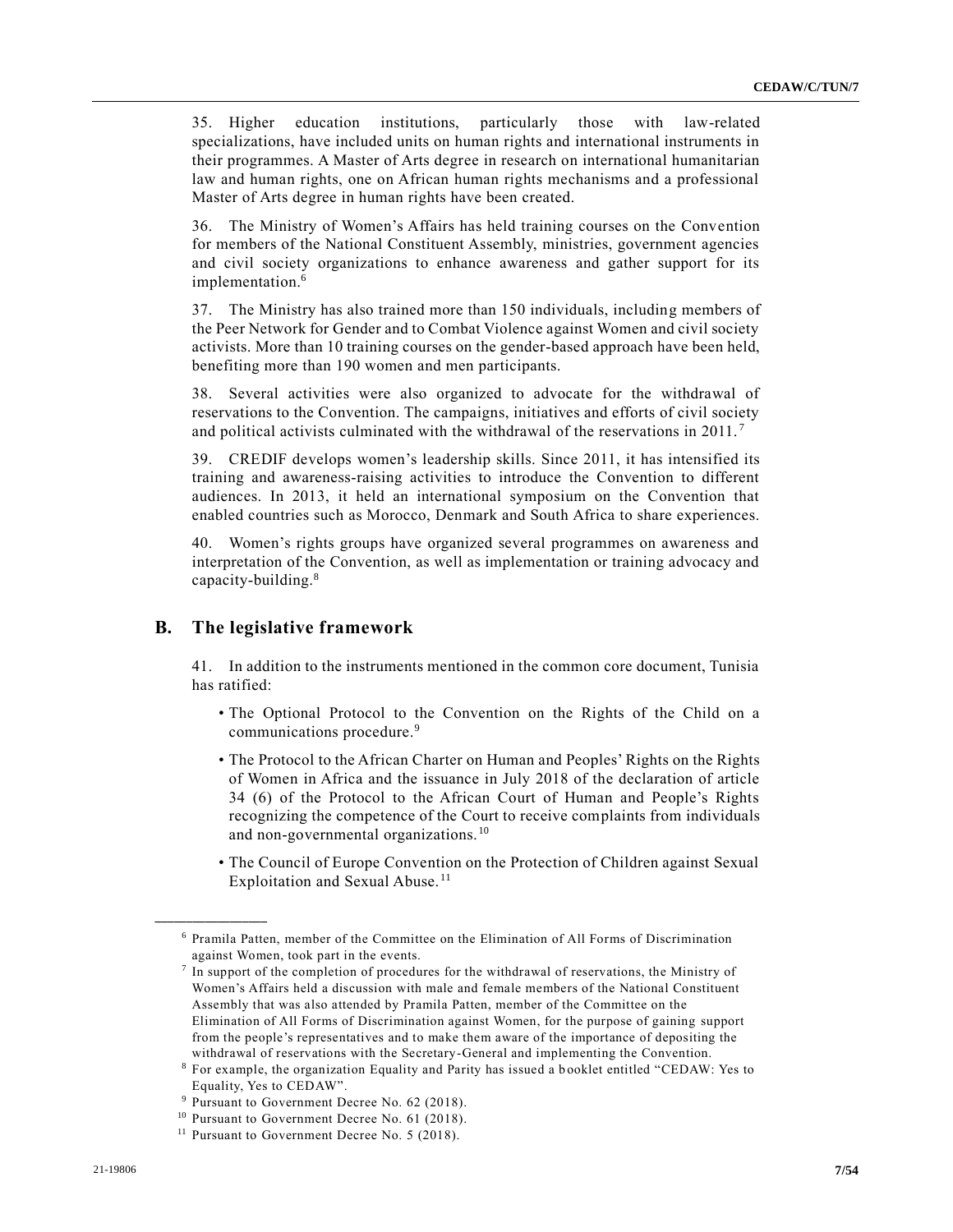35. Higher education institutions, particularly those with law-related specializations, have included units on human rights and international instruments in their programmes. A Master of Arts degree in research on international humanitarian law and human rights, one on African human rights mechanisms and a professional Master of Arts degree in human rights have been created.

36. The Ministry of Women's Affairs has held training courses on the Convention for members of the National Constituent Assembly, ministries, government agencies and civil society organizations to enhance awareness and gather support for its implementation.[6]

37. The Ministry has also trained more than 150 individuals, including members of the Peer Network for Gender and to Combat Violence against Women and civil society activists. More than 10 training courses on the gender-based approach have been held, benefiting more than 190 women and men participants.

38. Several activities were also organized to advocate for the withdrawal of reservations to the Convention. The campaigns, initiatives and efforts of civil society and political activists culminated with the withdrawal of the reservations in 2011.[7]

39. CREDIF develops women's leadership skills. Since 2011, it has intensified its training and awareness-raising activities to introduce the Convention to different audiences. In 2013, it held an international symposium on the Convention that enabled countries such as Morocco, Denmark and South Africa to share experiences.

40. Women's rights groups have organized several programmes on awareness and interpretation of the Convention, as well as implementation or training advocacy and capacity-building.[8]

## B. The legislative framework

41. In addition to the instruments mentioned in the common core document, Tunisia has ratified:

- The Optional Protocol to the Convention on the Rights of the Child on a communications procedure.[9]
- The Protocol to the African Charter on Human and Peoples' Rights on the Rights of Women in Africa and the issuance in July 2018 of the declaration of article 34 (6) of the Protocol to the African Court of Human and People's Rights recognizing the competence of the Court to receive complaints from individuals and non-governmental organizations.[10]
- The Council of Europe Convention on the Protection of Children against Sexual Exploitation and Sexual Abuse.[11]

---

[6] Pramila Patten, member of the Committee on the Elimination of All Forms of Discrimination against Women, took part in the events.

[7] In support of the completion of procedures for the withdrawal of reservations, the Ministry of Women's Affairs held a discussion with male and female members of the National Constituent Assembly that was also attended by Pramila Patten, member of the Committee on the Elimination of All Forms of Discrimination against Women, for the purpose of gaining support from the people's representatives and to make them aware of the importance of depositing the withdrawal of reservations with the Secretary-General and implementing the Convention.

[8] For example, the organization Equality and Parity has issued a booklet entitled "CEDAW: Yes to Equality, Yes to CEDAW".

[9] Pursuant to Government Decree No. 62 (2018).

[10] Pursuant to Government Decree No. 61 (2018).

[11] Pursuant to Government Decree No. 5 (2018).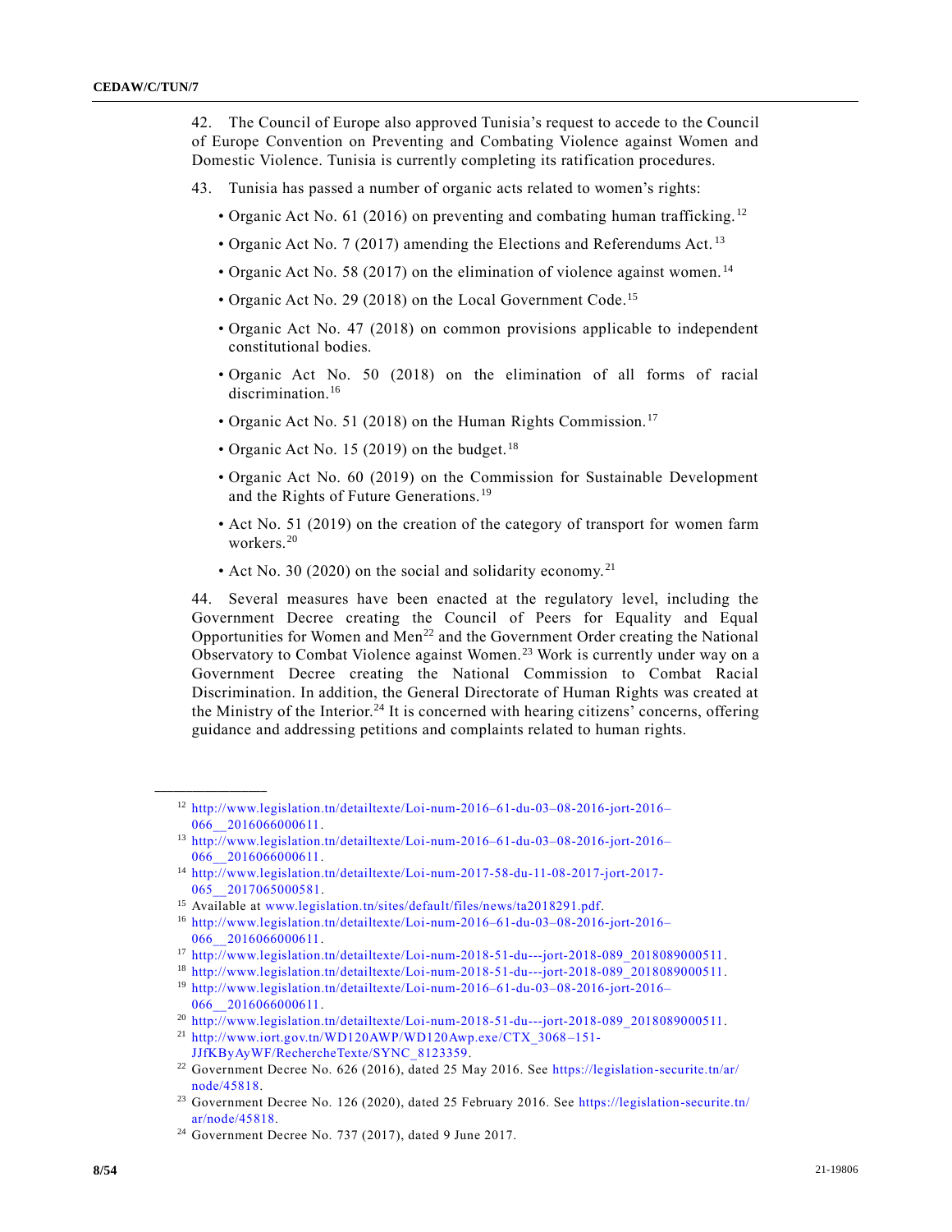42. The Council of Europe also approved Tunisia's request to accede to the Council of Europe Convention on Preventing and Combating Violence against Women and Domestic Violence. Tunisia is currently completing its ratification procedures.

43. Tunisia has passed a number of organic acts related to women's rights:

- Organic Act No. 61 (2016) on preventing and combating human trafficking.[12]
- Organic Act No. 7 (2017) amending the Elections and Referendums Act.[13]
- Organic Act No. 58 (2017) on the elimination of violence against women.[14]
- Organic Act No. 29 (2018) on the Local Government Code.[15]
- Organic Act No. 47 (2018) on common provisions applicable to independent constitutional bodies.
- Organic Act No. 50 (2018) on the elimination of all forms of racial discrimination.[16]
- Organic Act No. 51 (2018) on the Human Rights Commission.[17]
- Organic Act No. 15 (2019) on the budget.[18]
- Organic Act No. 60 (2019) on the Commission for Sustainable Development and the Rights of Future Generations.[19]
- Act No. 51 (2019) on the creation of the category of transport for women farm workers.[20]
- Act No. 30 (2020) on the social and solidarity economy.[21]

44. Several measures have been enacted at the regulatory level, including the Government Decree creating the Council of Peers for Equality and Equal Opportunities for Women and Men[22] and the Government Order creating the National Observatory to Combat Violence against Women.[23] Work is currently under way on a Government Decree creating the National Commission to Combat Racial Discrimination. In addition, the General Directorate of Human Rights was created at the Ministry of the Interior.[24] It is concerned with hearing citizens' concerns, offering guidance and addressing petitions and complaints related to human rights.

---

[12] http://www.legislation.tn/detailtexte/Loi-num-2016–61-du-03–08-2016-jort-2016–066__2016066000611.

[13] http://www.legislation.tn/detailtexte/Loi-num-2016–61-du-03–08-2016-jort-2016–066__2016066000611.

[14] http://www.legislation.tn/detailtexte/Loi-num-2017-58-du-11-08-2017-jort-2017-065__2017065000581.

[15] Available at www.legislation.tn/sites/default/files/news/ta2018291.pdf.

[16] http://www.legislation.tn/detailtexte/Loi-num-2016–61-du-03–08-2016-jort-2016–066__2016066000611.

[17] http://www.legislation.tn/detailtexte/Loi-num-2018-51-du---jort-2018-089_2018089000511.

[18] http://www.legislation.tn/detailtexte/Loi-num-2018-51-du---jort-2018-089_2018089000511.

[19] http://www.legislation.tn/detailtexte/Loi-num-2016–61-du-03–08-2016-jort-2016–066__2016066000611.

[20] http://www.legislation.tn/detailtexte/Loi-num-2018-51-du---jort-2018-089_2018089000511.

[21] http://www.iort.gov.tn/WD120AWP/WD120Awp.exe/CTX_3068–151-JJfKByAyWF/RechercheTexte/SYNC_8123359.

[22] Government Decree No. 626 (2016), dated 25 May 2016. See https://legislation-securite.tn/ar/node/45818.

[23] Government Decree No. 126 (2020), dated 25 February 2016. See https://legislation-securite.tn/ar/node/45818.

[24] Government Decree No. 737 (2017), dated 9 June 2017.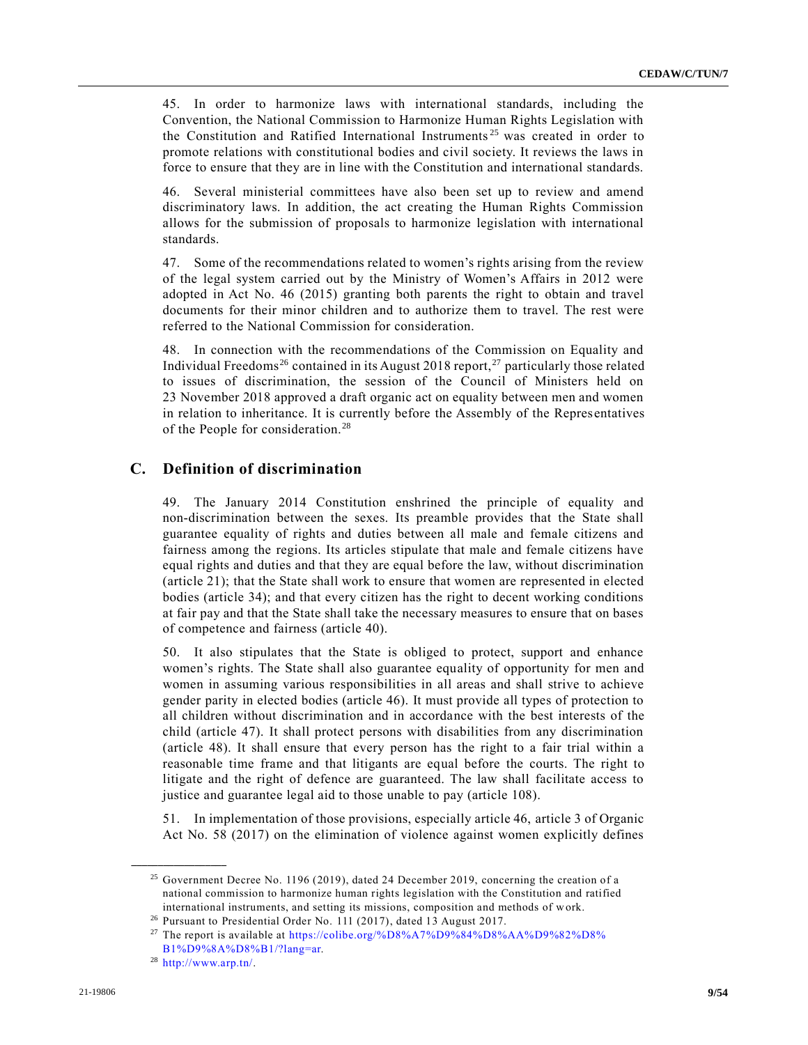45. In order to harmonize laws with international standards, including the Convention, the National Commission to Harmonize Human Rights Legislation with the Constitution and Ratified International Instruments[25] was created in order to promote relations with constitutional bodies and civil society. It reviews the laws in force to ensure that they are in line with the Constitution and international standards.

46. Several ministerial committees have also been set up to review and amend discriminatory laws. In addition, the act creating the Human Rights Commission allows for the submission of proposals to harmonize legislation with international standards.

47. Some of the recommendations related to women's rights arising from the review of the legal system carried out by the Ministry of Women's Affairs in 2012 were adopted in Act No. 46 (2015) granting both parents the right to obtain and travel documents for their minor children and to authorize them to travel. The rest were referred to the National Commission for consideration.

48. In connection with the recommendations of the Commission on Equality and Individual Freedoms[26] contained in its August 2018 report,[27] particularly those related to issues of discrimination, the session of the Council of Ministers held on 23 November 2018 approved a draft organic act on equality between men and women in relation to inheritance. It is currently before the Assembly of the Representatives of the People for consideration.[28]

## C. Definition of discrimination

49. The January 2014 Constitution enshrined the principle of equality and non-discrimination between the sexes. Its preamble provides that the State shall guarantee equality of rights and duties between all male and female citizens and fairness among the regions. Its articles stipulate that male and female citizens have equal rights and duties and that they are equal before the law, without discrimination (article 21); that the State shall work to ensure that women are represented in elected bodies (article 34); and that every citizen has the right to decent working conditions at fair pay and that the State shall take the necessary measures to ensure that on bases of competence and fairness (article 40).

50. It also stipulates that the State is obliged to protect, support and enhance women's rights. The State shall also guarantee equality of opportunity for men and women in assuming various responsibilities in all areas and shall strive to achieve gender parity in elected bodies (article 46). It must provide all types of protection to all children without discrimination and in accordance with the best interests of the child (article 47). It shall protect persons with disabilities from any discrimination (article 48). It shall ensure that every person has the right to a fair trial within a reasonable time frame and that litigants are equal before the courts. The right to litigate and the right of defence are guaranteed. The law shall facilitate access to justice and guarantee legal aid to those unable to pay (article 108).

51. In implementation of those provisions, especially article 46, article 3 of Organic Act No. 58 (2017) on the elimination of violence against women explicitly defines

---

[25] Government Decree No. 1196 (2019), dated 24 December 2019, concerning the creation of a national commission to harmonize human rights legislation with the Constitution and ratified international instruments, and setting its missions, composition and methods of work.

[26] Pursuant to Presidential Order No. 111 (2017), dated 13 August 2017.

[27] The report is available at https://colibe.org/%D8%A7%D9%84%D8%AA%D9%82%D8%B1%D9%8A%D8%B1/?lang=ar.

[28] http://www.arp.tn/.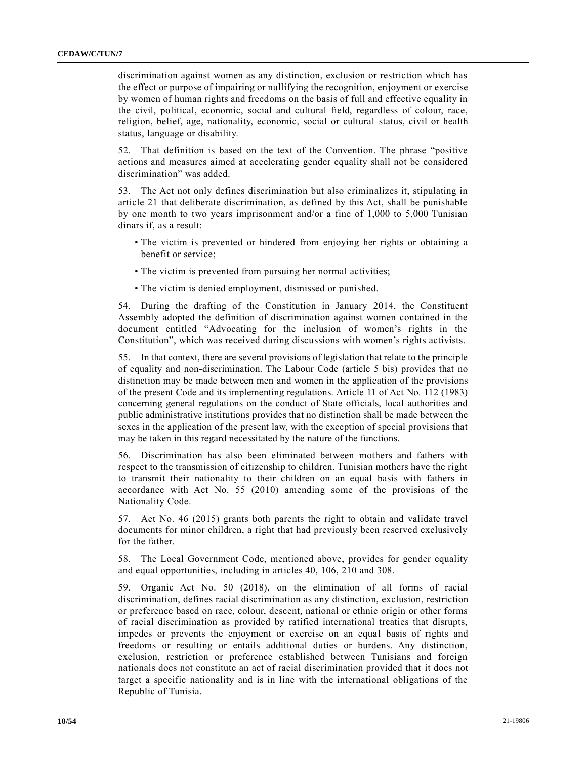discrimination against women as any distinction, exclusion or restriction which has the effect or purpose of impairing or nullifying the recognition, enjoyment or exercise by women of human rights and freedoms on the basis of full and effective equality in the civil, political, economic, social and cultural field, regardless of colour, race, religion, belief, age, nationality, economic, social or cultural status, civil or health status, language or disability.

52. That definition is based on the text of the Convention. The phrase "positive actions and measures aimed at accelerating gender equality shall not be considered discrimination" was added.

53. The Act not only defines discrimination but also criminalizes it, stipulating in article 21 that deliberate discrimination, as defined by this Act, shall be punishable by one month to two years imprisonment and/or a fine of 1,000 to 5,000 Tunisian dinars if, as a result:

- The victim is prevented or hindered from enjoying her rights or obtaining a benefit or service;
- The victim is prevented from pursuing her normal activities;
- The victim is denied employment, dismissed or punished.

54. During the drafting of the Constitution in January 2014, the Constituent Assembly adopted the definition of discrimination against women contained in the document entitled "Advocating for the inclusion of women's rights in the Constitution", which was received during discussions with women's rights activists.

55. In that context, there are several provisions of legislation that relate to the principle of equality and non-discrimination. The Labour Code (article 5 bis) provides that no distinction may be made between men and women in the application of the provisions of the present Code and its implementing regulations. Article 11 of Act No. 112 (1983) concerning general regulations on the conduct of State officials, local authorities and public administrative institutions provides that no distinction shall be made between the sexes in the application of the present law, with the exception of special provisions that may be taken in this regard necessitated by the nature of the functions.

56. Discrimination has also been eliminated between mothers and fathers with respect to the transmission of citizenship to children. Tunisian mothers have the right to transmit their nationality to their children on an equal basis with fathers in accordance with Act No. 55 (2010) amending some of the provisions of the Nationality Code.

57. Act No. 46 (2015) grants both parents the right to obtain and validate travel documents for minor children, a right that had previously been reserved exclusively for the father.

58. The Local Government Code, mentioned above, provides for gender equality and equal opportunities, including in articles 40, 106, 210 and 308.

59. Organic Act No. 50 (2018), on the elimination of all forms of racial discrimination, defines racial discrimination as any distinction, exclusion, restriction or preference based on race, colour, descent, national or ethnic origin or other forms of racial discrimination as provided by ratified international treaties that disrupts, impedes or prevents the enjoyment or exercise on an equal basis of rights and freedoms or resulting or entails additional duties or burdens. Any distinction, exclusion, restriction or preference established between Tunisians and foreign nationals does not constitute an act of racial discrimination provided that it does not target a specific nationality and is in line with the international obligations of the Republic of Tunisia.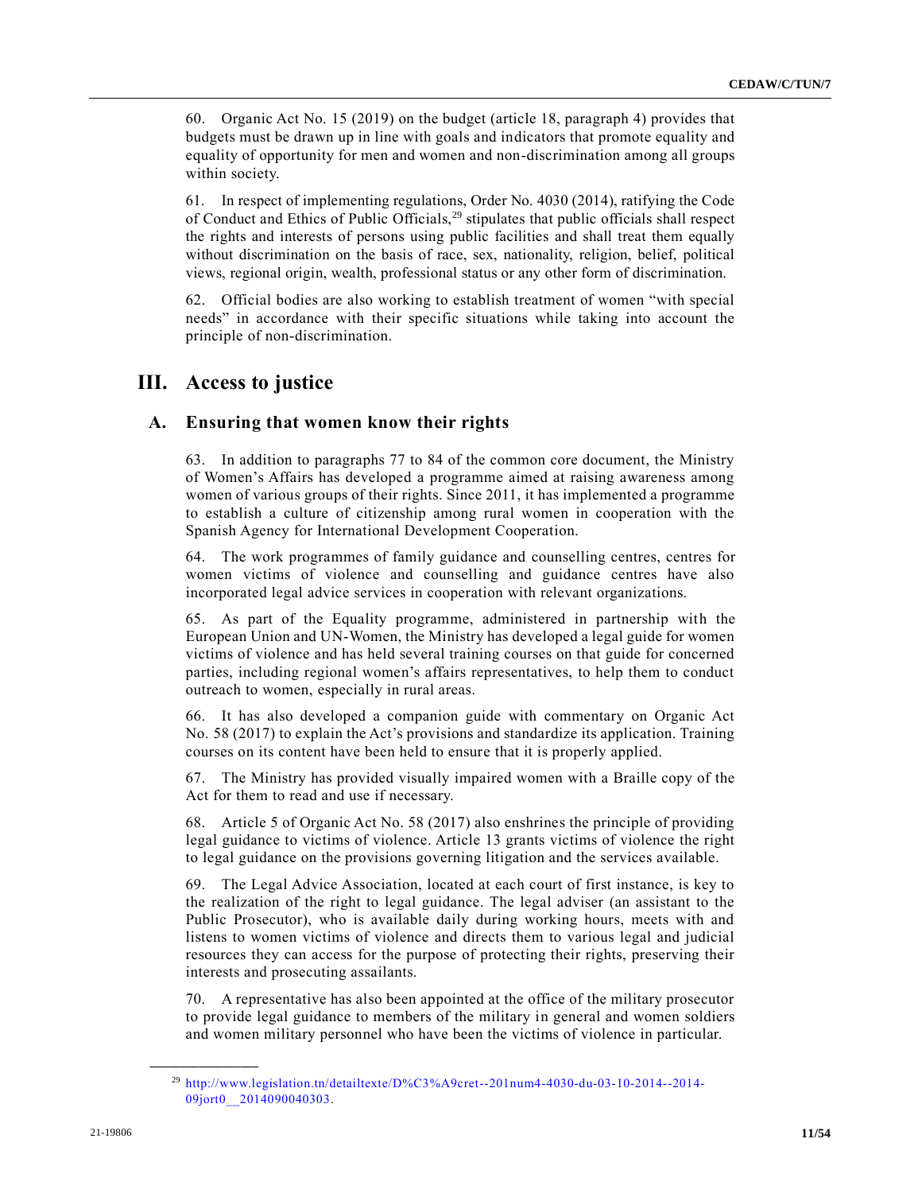60. Organic Act No. 15 (2019) on the budget (article 18, paragraph 4) provides that budgets must be drawn up in line with goals and indicators that promote equality and equality of opportunity for men and women and non-discrimination among all groups within society.

61. In respect of implementing regulations, Order No. 4030 (2014), ratifying the Code of Conduct and Ethics of Public Officials,[29] stipulates that public officials shall respect the rights and interests of persons using public facilities and shall treat them equally without discrimination on the basis of race, sex, nationality, religion, belief, political views, regional origin, wealth, professional status or any other form of discrimination.

62. Official bodies are also working to establish treatment of women "with special needs" in accordance with their specific situations while taking into account the principle of non-discrimination.

# III. Access to justice

## A. Ensuring that women know their rights

63. In addition to paragraphs 77 to 84 of the common core document, the Ministry of Women's Affairs has developed a programme aimed at raising awareness among women of various groups of their rights. Since 2011, it has implemented a programme to establish a culture of citizenship among rural women in cooperation with the Spanish Agency for International Development Cooperation.

64. The work programmes of family guidance and counselling centres, centres for women victims of violence and counselling and guidance centres have also incorporated legal advice services in cooperation with relevant organizations.

65. As part of the Equality programme, administered in partnership with the European Union and UN-Women, the Ministry has developed a legal guide for women victims of violence and has held several training courses on that guide for concerned parties, including regional women's affairs representatives, to help them to conduct outreach to women, especially in rural areas.

66. It has also developed a companion guide with commentary on Organic Act No. 58 (2017) to explain the Act's provisions and standardize its application. Training courses on its content have been held to ensure that it is properly applied.

67. The Ministry has provided visually impaired women with a Braille copy of the Act for them to read and use if necessary.

68. Article 5 of Organic Act No. 58 (2017) also enshrines the principle of providing legal guidance to victims of violence. Article 13 grants victims of violence the right to legal guidance on the provisions governing litigation and the services available.

69. The Legal Advice Association, located at each court of first instance, is key to the realization of the right to legal guidance. The legal adviser (an assistant to the Public Prosecutor), who is available daily during working hours, meets with and listens to women victims of violence and directs them to various legal and judicial resources they can access for the purpose of protecting their rights, preserving their interests and prosecuting assailants.

70. A representative has also been appointed at the office of the military prosecutor to provide legal guidance to members of the military in general and women soldiers and women military personnel who have been the victims of violence in particular.

---

[29] http://www.legislation.tn/detailtexte/D%C3%A9cret--201num4-4030-du-03-10-2014--2014-09jort0__2014090040303.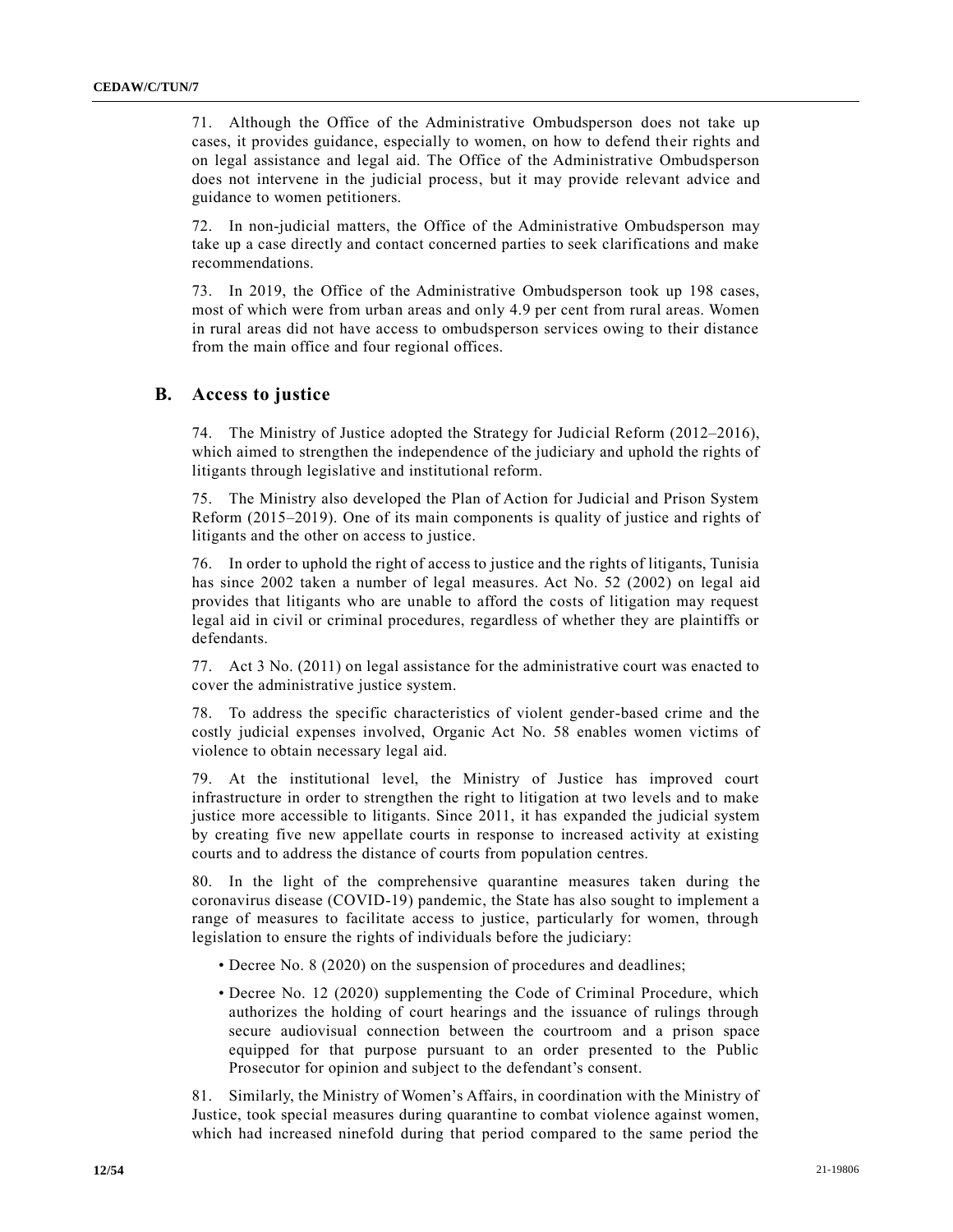71. Although the Office of the Administrative Ombudsperson does not take up cases, it provides guidance, especially to women, on how to defend their rights and on legal assistance and legal aid. The Office of the Administrative Ombudsperson does not intervene in the judicial process, but it may provide relevant advice and guidance to women petitioners.

72. In non-judicial matters, the Office of the Administrative Ombudsperson may take up a case directly and contact concerned parties to seek clarifications and make recommendations.

73. In 2019, the Office of the Administrative Ombudsperson took up 198 cases, most of which were from urban areas and only 4.9 per cent from rural areas. Women in rural areas did not have access to ombudsperson services owing to their distance from the main office and four regional offices.

## B. Access to justice

74. The Ministry of Justice adopted the Strategy for Judicial Reform (2012–2016), which aimed to strengthen the independence of the judiciary and uphold the rights of litigants through legislative and institutional reform.

75. The Ministry also developed the Plan of Action for Judicial and Prison System Reform (2015–2019). One of its main components is quality of justice and rights of litigants and the other on access to justice.

76. In order to uphold the right of access to justice and the rights of litigants, Tunisia has since 2002 taken a number of legal measures. Act No. 52 (2002) on legal aid provides that litigants who are unable to afford the costs of litigation may request legal aid in civil or criminal procedures, regardless of whether they are plaintiffs or defendants.

77. Act 3 No. (2011) on legal assistance for the administrative court was enacted to cover the administrative justice system.

78. To address the specific characteristics of violent gender-based crime and the costly judicial expenses involved, Organic Act No. 58 enables women victims of violence to obtain necessary legal aid.

79. At the institutional level, the Ministry of Justice has improved court infrastructure in order to strengthen the right to litigation at two levels and to make justice more accessible to litigants. Since 2011, it has expanded the judicial system by creating five new appellate courts in response to increased activity at existing courts and to address the distance of courts from population centres.

80. In the light of the comprehensive quarantine measures taken during the coronavirus disease (COVID-19) pandemic, the State has also sought to implement a range of measures to facilitate access to justice, particularly for women, through legislation to ensure the rights of individuals before the judiciary:

- Decree No. 8 (2020) on the suspension of procedures and deadlines;
- Decree No. 12 (2020) supplementing the Code of Criminal Procedure, which authorizes the holding of court hearings and the issuance of rulings through secure audiovisual connection between the courtroom and a prison space equipped for that purpose pursuant to an order presented to the Public Prosecutor for opinion and subject to the defendant's consent.

81. Similarly, the Ministry of Women's Affairs, in coordination with the Ministry of Justice, took special measures during quarantine to combat violence against women, which had increased ninefold during that period compared to the same period the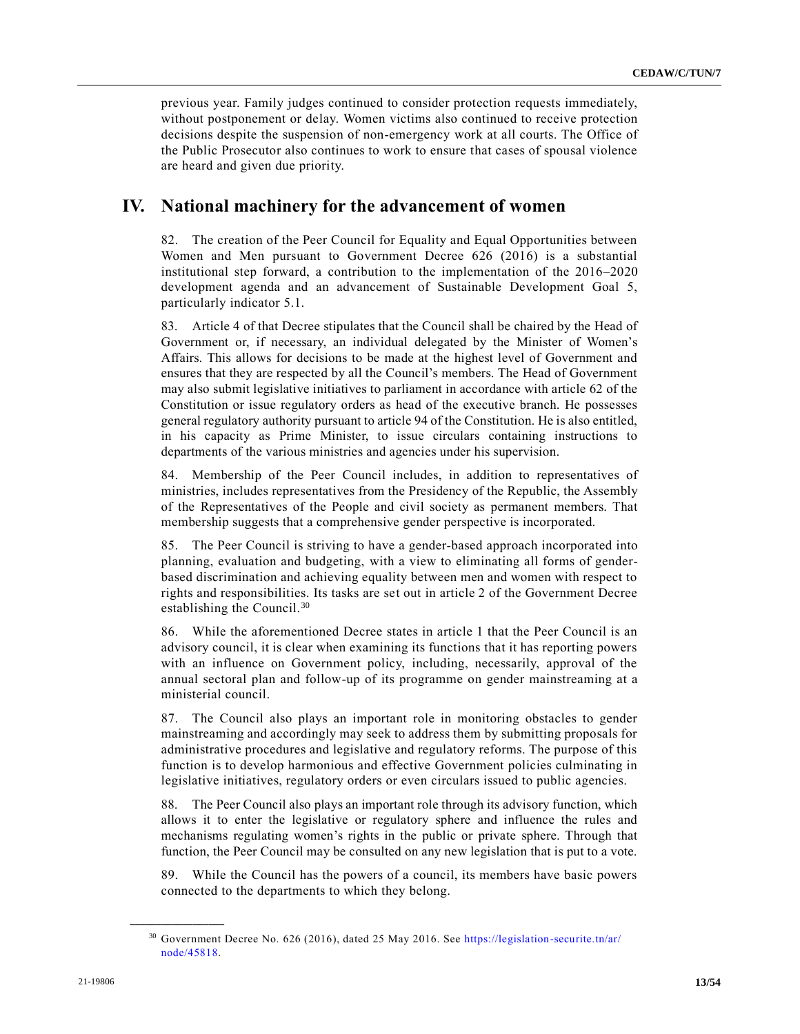previous year. Family judges continued to consider protection requests immediately, without postponement or delay. Women victims also continued to receive protection decisions despite the suspension of non-emergency work at all courts. The Office of the Public Prosecutor also continues to work to ensure that cases of spousal violence are heard and given due priority.

## IV. National machinery for the advancement of women

82. The creation of the Peer Council for Equality and Equal Opportunities between Women and Men pursuant to Government Decree 626 (2016) is a substantial institutional step forward, a contribution to the implementation of the 2016–2020 development agenda and an advancement of Sustainable Development Goal 5, particularly indicator 5.1.

83. Article 4 of that Decree stipulates that the Council shall be chaired by the Head of Government or, if necessary, an individual delegated by the Minister of Women's Affairs. This allows for decisions to be made at the highest level of Government and ensures that they are respected by all the Council's members. The Head of Government may also submit legislative initiatives to parliament in accordance with article 62 of the Constitution or issue regulatory orders as head of the executive branch. He possesses general regulatory authority pursuant to article 94 of the Constitution. He is also entitled, in his capacity as Prime Minister, to issue circulars containing instructions to departments of the various ministries and agencies under his supervision.

84. Membership of the Peer Council includes, in addition to representatives of ministries, includes representatives from the Presidency of the Republic, the Assembly of the Representatives of the People and civil society as permanent members. That membership suggests that a comprehensive gender perspective is incorporated.

85. The Peer Council is striving to have a gender-based approach incorporated into planning, evaluation and budgeting, with a view to eliminating all forms of gender-based discrimination and achieving equality between men and women with respect to rights and responsibilities. Its tasks are set out in article 2 of the Government Decree establishing the Council.[30]

86. While the aforementioned Decree states in article 1 that the Peer Council is an advisory council, it is clear when examining its functions that it has reporting powers with an influence on Government policy, including, necessarily, approval of the annual sectoral plan and follow-up of its programme on gender mainstreaming at a ministerial council.

87. The Council also plays an important role in monitoring obstacles to gender mainstreaming and accordingly may seek to address them by submitting proposals for administrative procedures and legislative and regulatory reforms. The purpose of this function is to develop harmonious and effective Government policies culminating in legislative initiatives, regulatory orders or even circulars issued to public agencies.

88. The Peer Council also plays an important role through its advisory function, which allows it to enter the legislative or regulatory sphere and influence the rules and mechanisms regulating women's rights in the public or private sphere. Through that function, the Peer Council may be consulted on any new legislation that is put to a vote.

89. While the Council has the powers of a council, its members have basic powers connected to the departments to which they belong.

---

[30] Government Decree No. 626 (2016), dated 25 May 2016. See https://legislation-securite.tn/ar/node/45818.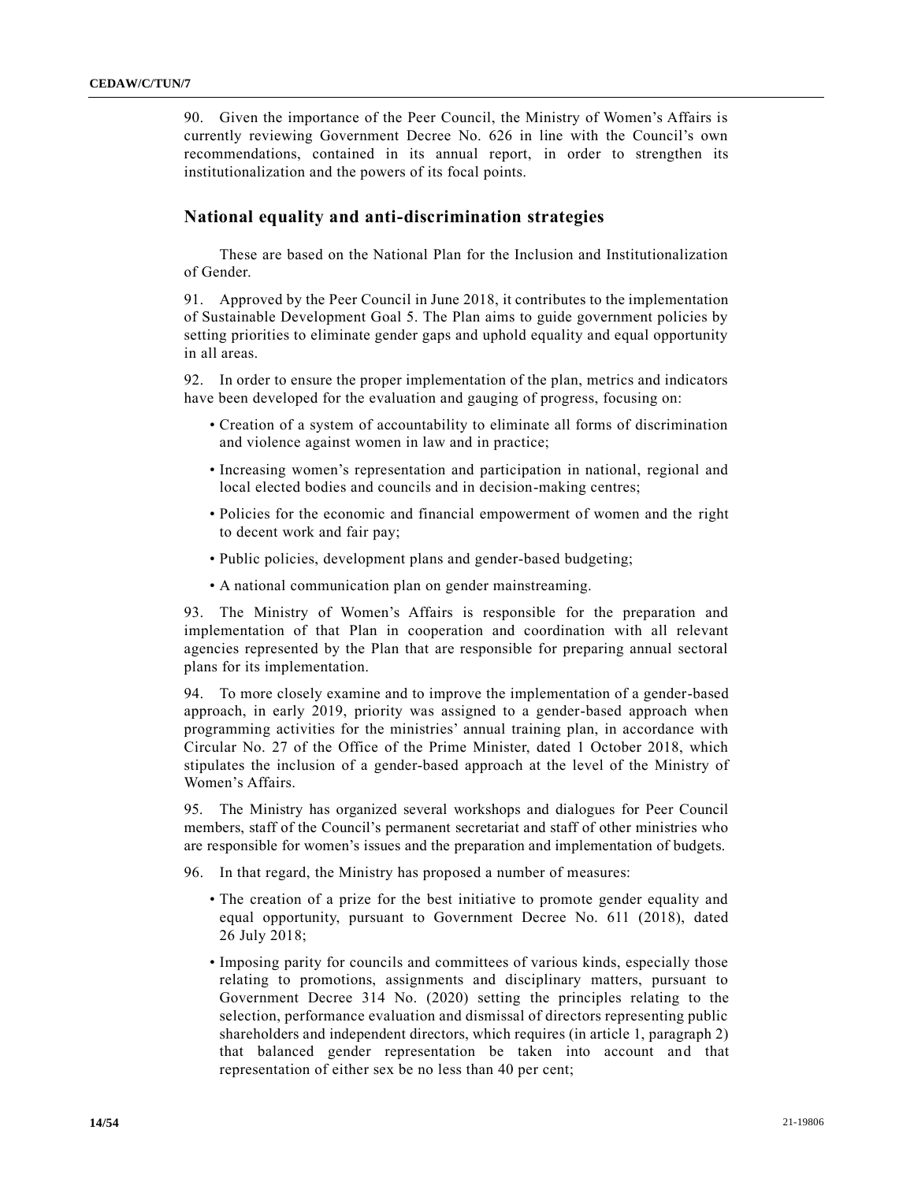90. Given the importance of the Peer Council, the Ministry of Women's Affairs is currently reviewing Government Decree No. 626 in line with the Council's own recommendations, contained in its annual report, in order to strengthen its institutionalization and the powers of its focal points.

## National equality and anti-discrimination strategies

These are based on the National Plan for the Inclusion and Institutionalization of Gender.

91. Approved by the Peer Council in June 2018, it contributes to the implementation of Sustainable Development Goal 5. The Plan aims to guide government policies by setting priorities to eliminate gender gaps and uphold equality and equal opportunity in all areas.

92. In order to ensure the proper implementation of the plan, metrics and indicators have been developed for the evaluation and gauging of progress, focusing on:

- Creation of a system of accountability to eliminate all forms of discrimination and violence against women in law and in practice;
- Increasing women's representation and participation in national, regional and local elected bodies and councils and in decision-making centres;
- Policies for the economic and financial empowerment of women and the right to decent work and fair pay;
- Public policies, development plans and gender-based budgeting;
- A national communication plan on gender mainstreaming.

93. The Ministry of Women's Affairs is responsible for the preparation and implementation of that Plan in cooperation and coordination with all relevant agencies represented by the Plan that are responsible for preparing annual sectoral plans for its implementation.

94. To more closely examine and to improve the implementation of a gender-based approach, in early 2019, priority was assigned to a gender-based approach when programming activities for the ministries' annual training plan, in accordance with Circular No. 27 of the Office of the Prime Minister, dated 1 October 2018, which stipulates the inclusion of a gender-based approach at the level of the Ministry of Women's Affairs.

95. The Ministry has organized several workshops and dialogues for Peer Council members, staff of the Council's permanent secretariat and staff of other ministries who are responsible for women's issues and the preparation and implementation of budgets.

96. In that regard, the Ministry has proposed a number of measures:

- The creation of a prize for the best initiative to promote gender equality and equal opportunity, pursuant to Government Decree No. 611 (2018), dated 26 July 2018;
- Imposing parity for councils and committees of various kinds, especially those relating to promotions, assignments and disciplinary matters, pursuant to Government Decree 314 No. (2020) setting the principles relating to the selection, performance evaluation and dismissal of directors representing public shareholders and independent directors, which requires (in article 1, paragraph 2) that balanced gender representation be taken into account and that representation of either sex be no less than 40 per cent;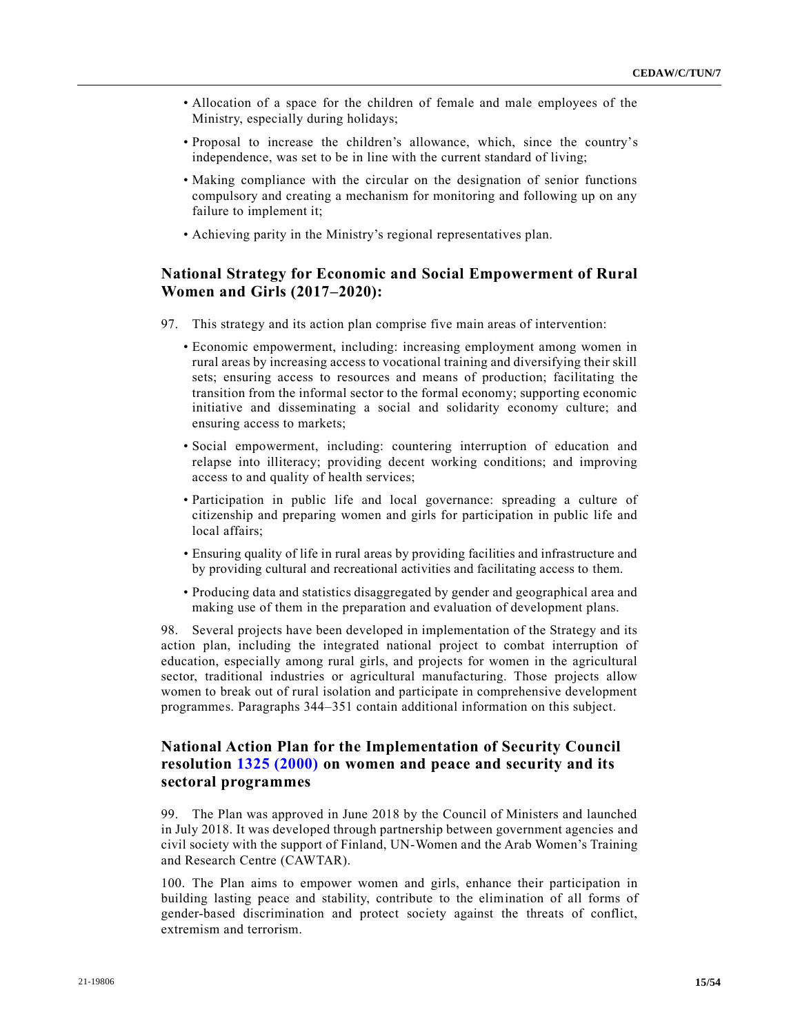- Allocation of a space for the children of female and male employees of the Ministry, especially during holidays;
- Proposal to increase the children's allowance, which, since the country's independence, was set to be in line with the current standard of living;
- Making compliance with the circular on the designation of senior functions compulsory and creating a mechanism for monitoring and following up on any failure to implement it;
- Achieving parity in the Ministry's regional representatives plan.

### National Strategy for Economic and Social Empowerment of Rural Women and Girls (2017–2020):

97. This strategy and its action plan comprise five main areas of intervention:

- Economic empowerment, including: increasing employment among women in rural areas by increasing access to vocational training and diversifying their skill sets; ensuring access to resources and means of production; facilitating the transition from the informal sector to the formal economy; supporting economic initiative and disseminating a social and solidarity economy culture; and ensuring access to markets;
- Social empowerment, including: countering interruption of education and relapse into illiteracy; providing decent working conditions; and improving access to and quality of health services;
- Participation in public life and local governance: spreading a culture of citizenship and preparing women and girls for participation in public life and local affairs;
- Ensuring quality of life in rural areas by providing facilities and infrastructure and by providing cultural and recreational activities and facilitating access to them.
- Producing data and statistics disaggregated by gender and geographical area and making use of them in the preparation and evaluation of development plans.

98. Several projects have been developed in implementation of the Strategy and its action plan, including the integrated national project to combat interruption of education, especially among rural girls, and projects for women in the agricultural sector, traditional industries or agricultural manufacturing. Those projects allow women to break out of rural isolation and participate in comprehensive development programmes. Paragraphs 344–351 contain additional information on this subject.

### National Action Plan for the Implementation of Security Council resolution 1325 (2000) on women and peace and security and its sectoral programmes

99. The Plan was approved in June 2018 by the Council of Ministers and launched in July 2018. It was developed through partnership between government agencies and civil society with the support of Finland, UN-Women and the Arab Women's Training and Research Centre (CAWTAR).

100. The Plan aims to empower women and girls, enhance their participation in building lasting peace and stability, contribute to the elimination of all forms of gender-based discrimination and protect society against the threats of conflict, extremism and terrorism.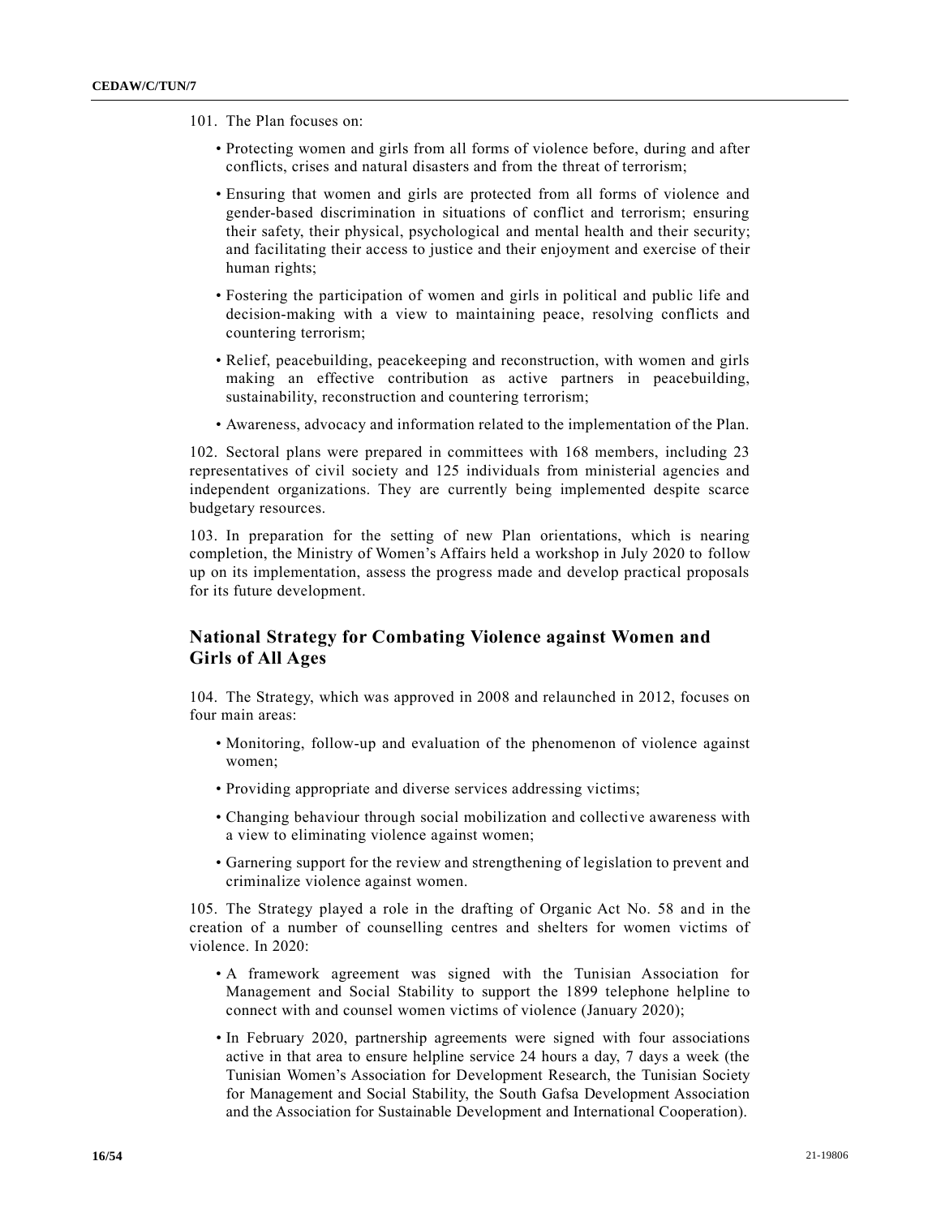101. The Plan focuses on:

- Protecting women and girls from all forms of violence before, during and after conflicts, crises and natural disasters and from the threat of terrorism;
- Ensuring that women and girls are protected from all forms of violence and gender-based discrimination in situations of conflict and terrorism; ensuring their safety, their physical, psychological and mental health and their security; and facilitating their access to justice and their enjoyment and exercise of their human rights;
- Fostering the participation of women and girls in political and public life and decision-making with a view to maintaining peace, resolving conflicts and countering terrorism;
- Relief, peacebuilding, peacekeeping and reconstruction, with women and girls making an effective contribution as active partners in peacebuilding, sustainability, reconstruction and countering terrorism;
- Awareness, advocacy and information related to the implementation of the Plan.

102. Sectoral plans were prepared in committees with 168 members, including 23 representatives of civil society and 125 individuals from ministerial agencies and independent organizations. They are currently being implemented despite scarce budgetary resources.

103. In preparation for the setting of new Plan orientations, which is nearing completion, the Ministry of Women's Affairs held a workshop in July 2020 to follow up on its implementation, assess the progress made and develop practical proposals for its future development.

## National Strategy for Combating Violence against Women and Girls of All Ages

104. The Strategy, which was approved in 2008 and relaunched in 2012, focuses on four main areas:

- Monitoring, follow-up and evaluation of the phenomenon of violence against women;
- Providing appropriate and diverse services addressing victims;
- Changing behaviour through social mobilization and collective awareness with a view to eliminating violence against women;
- Garnering support for the review and strengthening of legislation to prevent and criminalize violence against women.

105. The Strategy played a role in the drafting of Organic Act No. 58 and in the creation of a number of counselling centres and shelters for women victims of violence. In 2020:

- A framework agreement was signed with the Tunisian Association for Management and Social Stability to support the 1899 telephone helpline to connect with and counsel women victims of violence (January 2020);
- In February 2020, partnership agreements were signed with four associations active in that area to ensure helpline service 24 hours a day, 7 days a week (the Tunisian Women's Association for Development Research, the Tunisian Society for Management and Social Stability, the South Gafsa Development Association and the Association for Sustainable Development and International Cooperation).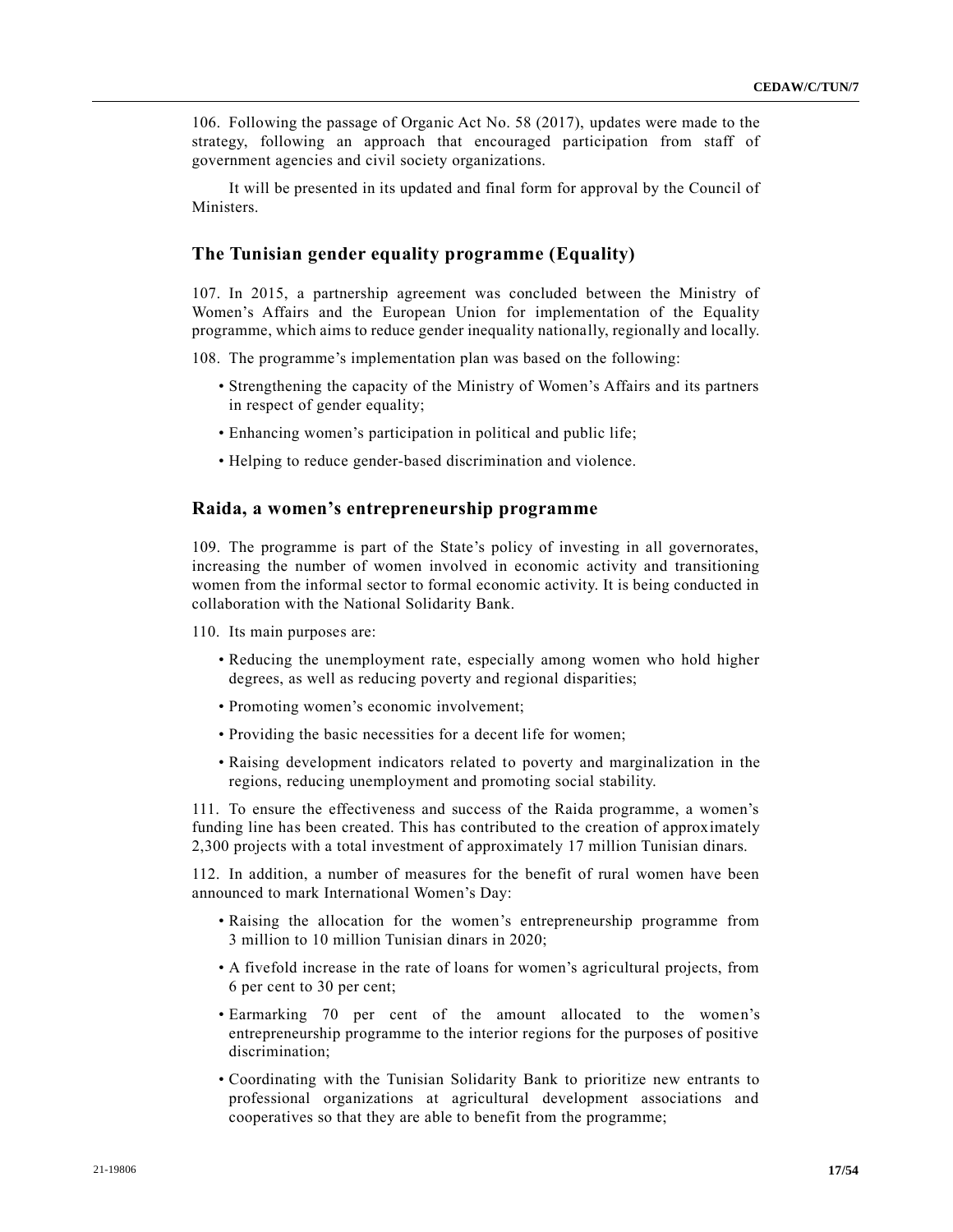106. Following the passage of Organic Act No. 58 (2017), updates were made to the strategy, following an approach that encouraged participation from staff of government agencies and civil society organizations.

It will be presented in its updated and final form for approval by the Council of Ministers.

## The Tunisian gender equality programme (Equality)

107. In 2015, a partnership agreement was concluded between the Ministry of Women's Affairs and the European Union for implementation of the Equality programme, which aims to reduce gender inequality nationally, regionally and locally.

108. The programme's implementation plan was based on the following:

- Strengthening the capacity of the Ministry of Women's Affairs and its partners in respect of gender equality;
- Enhancing women's participation in political and public life;
- Helping to reduce gender-based discrimination and violence.

## Raida, a women's entrepreneurship programme

109. The programme is part of the State's policy of investing in all governorates, increasing the number of women involved in economic activity and transitioning women from the informal sector to formal economic activity. It is being conducted in collaboration with the National Solidarity Bank.

110. Its main purposes are:

- Reducing the unemployment rate, especially among women who hold higher degrees, as well as reducing poverty and regional disparities;
- Promoting women's economic involvement;
- Providing the basic necessities for a decent life for women;
- Raising development indicators related to poverty and marginalization in the regions, reducing unemployment and promoting social stability.

111. To ensure the effectiveness and success of the Raida programme, a women's funding line has been created. This has contributed to the creation of approximately 2,300 projects with a total investment of approximately 17 million Tunisian dinars.

112. In addition, a number of measures for the benefit of rural women have been announced to mark International Women's Day:

- Raising the allocation for the women's entrepreneurship programme from 3 million to 10 million Tunisian dinars in 2020;
- A fivefold increase in the rate of loans for women's agricultural projects, from 6 per cent to 30 per cent;
- Earmarking 70 per cent of the amount allocated to the women's entrepreneurship programme to the interior regions for the purposes of positive discrimination;
- Coordinating with the Tunisian Solidarity Bank to prioritize new entrants to professional organizations at agricultural development associations and cooperatives so that they are able to benefit from the programme;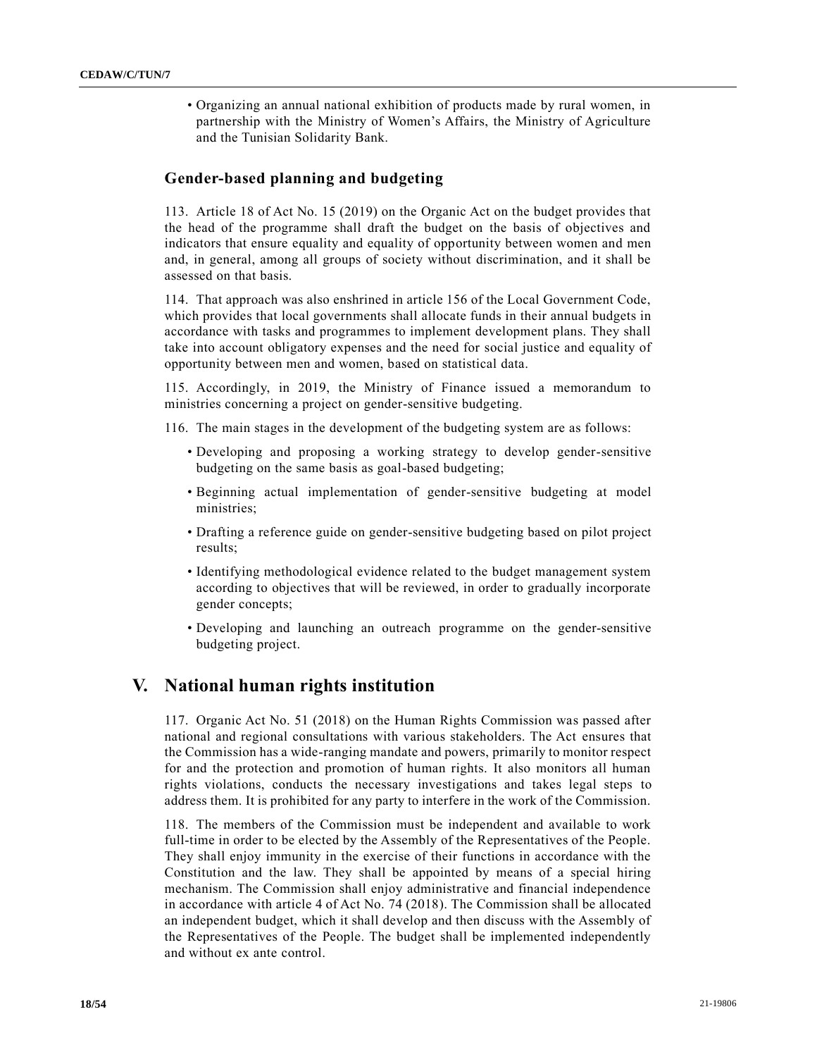- Organizing an annual national exhibition of products made by rural women, in partnership with the Ministry of Women's Affairs, the Ministry of Agriculture and the Tunisian Solidarity Bank.

### Gender-based planning and budgeting

113. Article 18 of Act No. 15 (2019) on the Organic Act on the budget provides that the head of the programme shall draft the budget on the basis of objectives and indicators that ensure equality and equality of opportunity between women and men and, in general, among all groups of society without discrimination, and it shall be assessed on that basis.

114. That approach was also enshrined in article 156 of the Local Government Code, which provides that local governments shall allocate funds in their annual budgets in accordance with tasks and programmes to implement development plans. They shall take into account obligatory expenses and the need for social justice and equality of opportunity between men and women, based on statistical data.

115. Accordingly, in 2019, the Ministry of Finance issued a memorandum to ministries concerning a project on gender-sensitive budgeting.

116. The main stages in the development of the budgeting system are as follows:

- Developing and proposing a working strategy to develop gender-sensitive budgeting on the same basis as goal-based budgeting;
- Beginning actual implementation of gender-sensitive budgeting at model ministries;
- Drafting a reference guide on gender-sensitive budgeting based on pilot project results;
- Identifying methodological evidence related to the budget management system according to objectives that will be reviewed, in order to gradually incorporate gender concepts;
- Developing and launching an outreach programme on the gender-sensitive budgeting project.

## V. National human rights institution

117. Organic Act No. 51 (2018) on the Human Rights Commission was passed after national and regional consultations with various stakeholders. The Act ensures that the Commission has a wide-ranging mandate and powers, primarily to monitor respect for and the protection and promotion of human rights. It also monitors all human rights violations, conducts the necessary investigations and takes legal steps to address them. It is prohibited for any party to interfere in the work of the Commission.

118. The members of the Commission must be independent and available to work full-time in order to be elected by the Assembly of the Representatives of the People. They shall enjoy immunity in the exercise of their functions in accordance with the Constitution and the law. They shall be appointed by means of a special hiring mechanism. The Commission shall enjoy administrative and financial independence in accordance with article 4 of Act No. 74 (2018). The Commission shall be allocated an independent budget, which it shall develop and then discuss with the Assembly of the Representatives of the People. The budget shall be implemented independently and without ex ante control.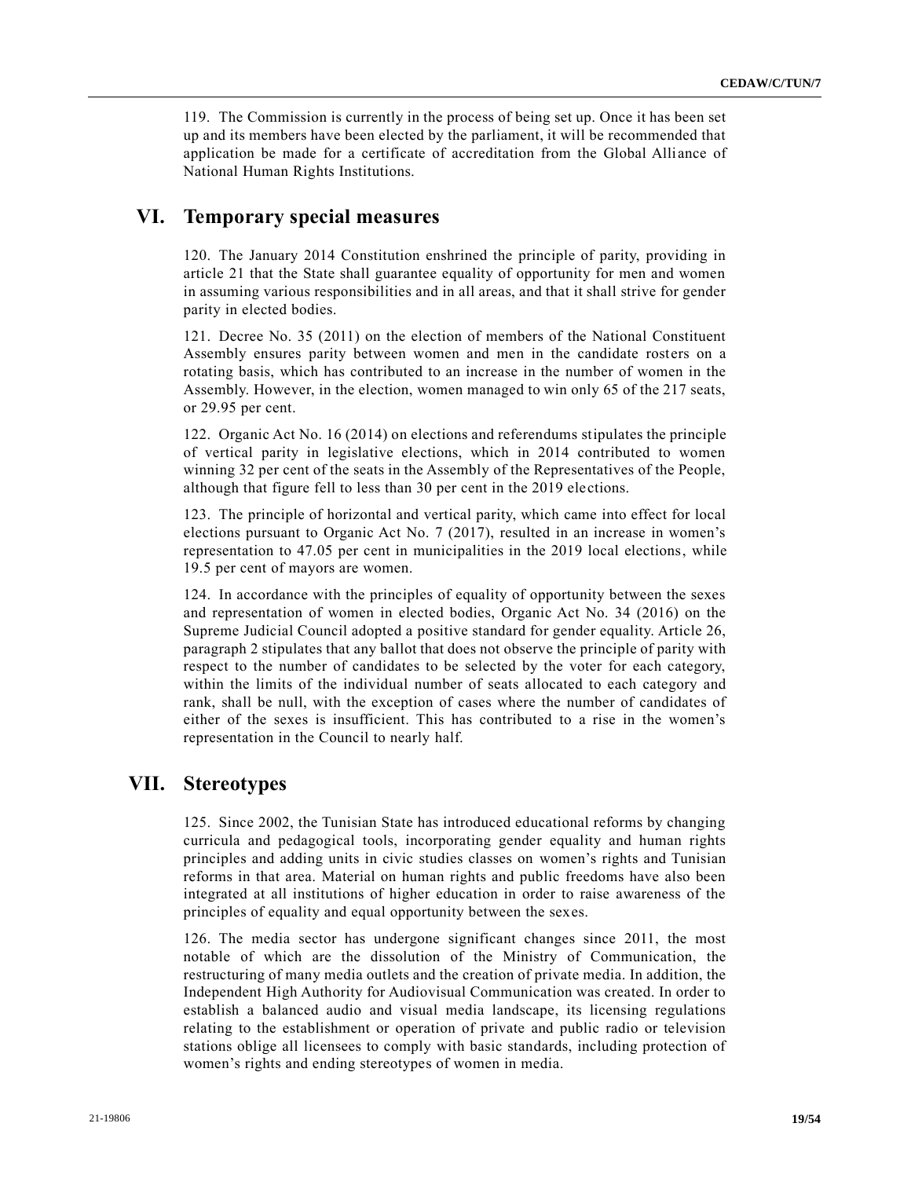119. The Commission is currently in the process of being set up. Once it has been set up and its members have been elected by the parliament, it will be recommended that application be made for a certificate of accreditation from the Global Alliance of National Human Rights Institutions.

## VI. Temporary special measures

120. The January 2014 Constitution enshrined the principle of parity, providing in article 21 that the State shall guarantee equality of opportunity for men and women in assuming various responsibilities and in all areas, and that it shall strive for gender parity in elected bodies.

121. Decree No. 35 (2011) on the election of members of the National Constituent Assembly ensures parity between women and men in the candidate rosters on a rotating basis, which has contributed to an increase in the number of women in the Assembly. However, in the election, women managed to win only 65 of the 217 seats, or 29.95 per cent.

122. Organic Act No. 16 (2014) on elections and referendums stipulates the principle of vertical parity in legislative elections, which in 2014 contributed to women winning 32 per cent of the seats in the Assembly of the Representatives of the People, although that figure fell to less than 30 per cent in the 2019 elections.

123. The principle of horizontal and vertical parity, which came into effect for local elections pursuant to Organic Act No. 7 (2017), resulted in an increase in women's representation to 47.05 per cent in municipalities in the 2019 local elections, while 19.5 per cent of mayors are women.

124. In accordance with the principles of equality of opportunity between the sexes and representation of women in elected bodies, Organic Act No. 34 (2016) on the Supreme Judicial Council adopted a positive standard for gender equality. Article 26, paragraph 2 stipulates that any ballot that does not observe the principle of parity with respect to the number of candidates to be selected by the voter for each category, within the limits of the individual number of seats allocated to each category and rank, shall be null, with the exception of cases where the number of candidates of either of the sexes is insufficient. This has contributed to a rise in the women's representation in the Council to nearly half.

## VII. Stereotypes

125. Since 2002, the Tunisian State has introduced educational reforms by changing curricula and pedagogical tools, incorporating gender equality and human rights principles and adding units in civic studies classes on women's rights and Tunisian reforms in that area. Material on human rights and public freedoms have also been integrated at all institutions of higher education in order to raise awareness of the principles of equality and equal opportunity between the sexes.

126. The media sector has undergone significant changes since 2011, the most notable of which are the dissolution of the Ministry of Communication, the restructuring of many media outlets and the creation of private media. In addition, the Independent High Authority for Audiovisual Communication was created. In order to establish a balanced audio and visual media landscape, its licensing regulations relating to the establishment or operation of private and public radio or television stations oblige all licensees to comply with basic standards, including protection of women's rights and ending stereotypes of women in media.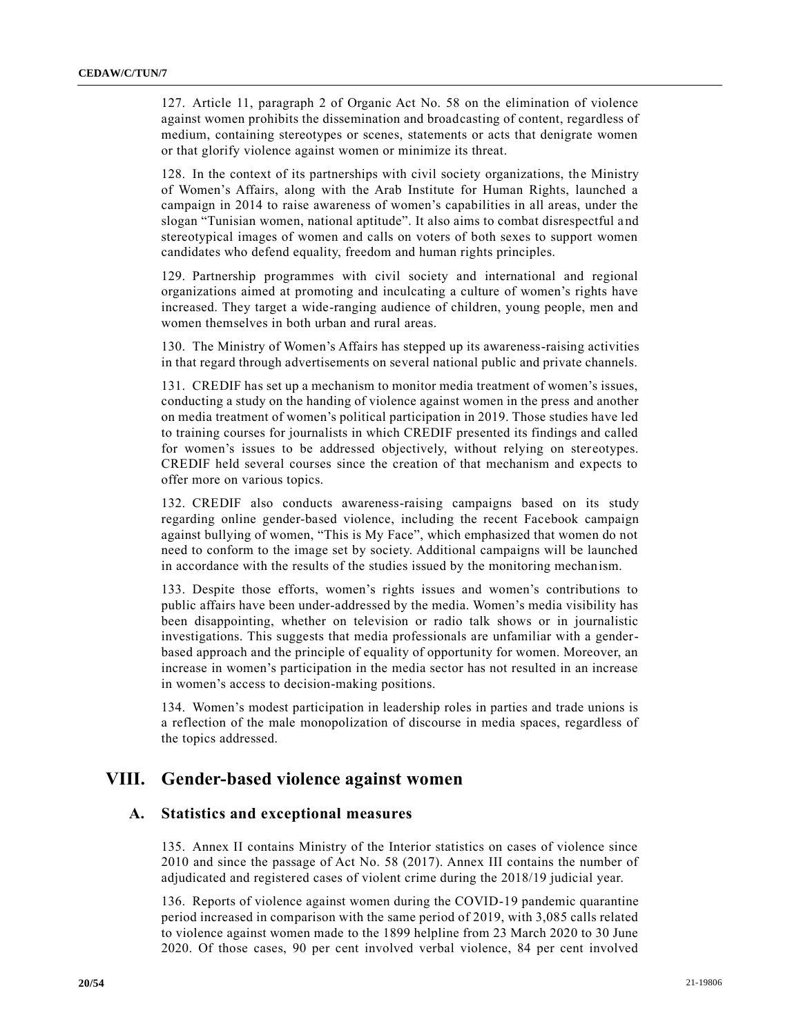127. Article 11, paragraph 2 of Organic Act No. 58 on the elimination of violence against women prohibits the dissemination and broadcasting of content, regardless of medium, containing stereotypes or scenes, statements or acts that denigrate women or that glorify violence against women or minimize its threat.

128. In the context of its partnerships with civil society organizations, the Ministry of Women's Affairs, along with the Arab Institute for Human Rights, launched a campaign in 2014 to raise awareness of women's capabilities in all areas, under the slogan "Tunisian women, national aptitude". It also aims to combat disrespectful and stereotypical images of women and calls on voters of both sexes to support women candidates who defend equality, freedom and human rights principles.

129. Partnership programmes with civil society and international and regional organizations aimed at promoting and inculcating a culture of women's rights have increased. They target a wide-ranging audience of children, young people, men and women themselves in both urban and rural areas.

130. The Ministry of Women's Affairs has stepped up its awareness-raising activities in that regard through advertisements on several national public and private channels.

131. CREDIF has set up a mechanism to monitor media treatment of women's issues, conducting a study on the handing of violence against women in the press and another on media treatment of women's political participation in 2019. Those studies have led to training courses for journalists in which CREDIF presented its findings and called for women's issues to be addressed objectively, without relying on stereotypes. CREDIF held several courses since the creation of that mechanism and expects to offer more on various topics.

132. CREDIF also conducts awareness-raising campaigns based on its study regarding online gender-based violence, including the recent Facebook campaign against bullying of women, "This is My Face", which emphasized that women do not need to conform to the image set by society. Additional campaigns will be launched in accordance with the results of the studies issued by the monitoring mechanism.

133. Despite those efforts, women's rights issues and women's contributions to public affairs have been under-addressed by the media. Women's media visibility has been disappointing, whether on television or radio talk shows or in journalistic investigations. This suggests that media professionals are unfamiliar with a gender-based approach and the principle of equality of opportunity for women. Moreover, an increase in women's participation in the media sector has not resulted in an increase in women's access to decision-making positions.

134. Women's modest participation in leadership roles in parties and trade unions is a reflection of the male monopolization of discourse in media spaces, regardless of the topics addressed.

# VIII. Gender-based violence against women

## A. Statistics and exceptional measures

135. Annex II contains Ministry of the Interior statistics on cases of violence since 2010 and since the passage of Act No. 58 (2017). Annex III contains the number of adjudicated and registered cases of violent crime during the 2018/19 judicial year.

136. Reports of violence against women during the COVID-19 pandemic quarantine period increased in comparison with the same period of 2019, with 3,085 calls related to violence against women made to the 1899 helpline from 23 March 2020 to 30 June 2020. Of those cases, 90 per cent involved verbal violence, 84 per cent involved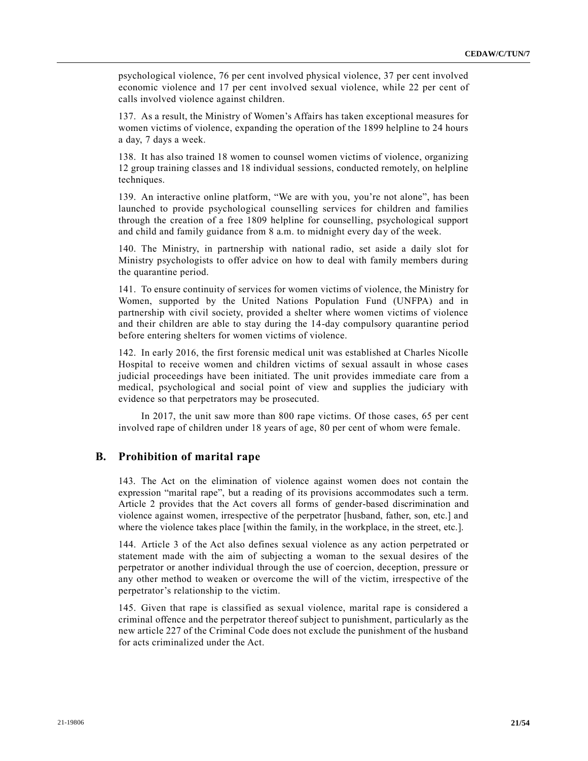psychological violence, 76 per cent involved physical violence, 37 per cent involved economic violence and 17 per cent involved sexual violence, while 22 per cent of calls involved violence against children.

137. As a result, the Ministry of Women's Affairs has taken exceptional measures for women victims of violence, expanding the operation of the 1899 helpline to 24 hours a day, 7 days a week.

138. It has also trained 18 women to counsel women victims of violence, organizing 12 group training classes and 18 individual sessions, conducted remotely, on helpline techniques.

139. An interactive online platform, "We are with you, you're not alone", has been launched to provide psychological counselling services for children and families through the creation of a free 1809 helpline for counselling, psychological support and child and family guidance from 8 a.m. to midnight every day of the week.

140. The Ministry, in partnership with national radio, set aside a daily slot for Ministry psychologists to offer advice on how to deal with family members during the quarantine period.

141. To ensure continuity of services for women victims of violence, the Ministry for Women, supported by the United Nations Population Fund (UNFPA) and in partnership with civil society, provided a shelter where women victims of violence and their children are able to stay during the 14-day compulsory quarantine period before entering shelters for women victims of violence.

142. In early 2016, the first forensic medical unit was established at Charles Nicolle Hospital to receive women and children victims of sexual assault in whose cases judicial proceedings have been initiated. The unit provides immediate care from a medical, psychological and social point of view and supplies the judiciary with evidence so that perpetrators may be prosecuted.

In 2017, the unit saw more than 800 rape victims. Of those cases, 65 per cent involved rape of children under 18 years of age, 80 per cent of whom were female.

## B. Prohibition of marital rape

143. The Act on the elimination of violence against women does not contain the expression "marital rape", but a reading of its provisions accommodates such a term. Article 2 provides that the Act covers all forms of gender-based discrimination and violence against women, irrespective of the perpetrator [husband, father, son, etc.] and where the violence takes place [within the family, in the workplace, in the street, etc.].

144. Article 3 of the Act also defines sexual violence as any action perpetrated or statement made with the aim of subjecting a woman to the sexual desires of the perpetrator or another individual through the use of coercion, deception, pressure or any other method to weaken or overcome the will of the victim, irrespective of the perpetrator's relationship to the victim.

145. Given that rape is classified as sexual violence, marital rape is considered a criminal offence and the perpetrator thereof subject to punishment, particularly as the new article 227 of the Criminal Code does not exclude the punishment of the husband for acts criminalized under the Act.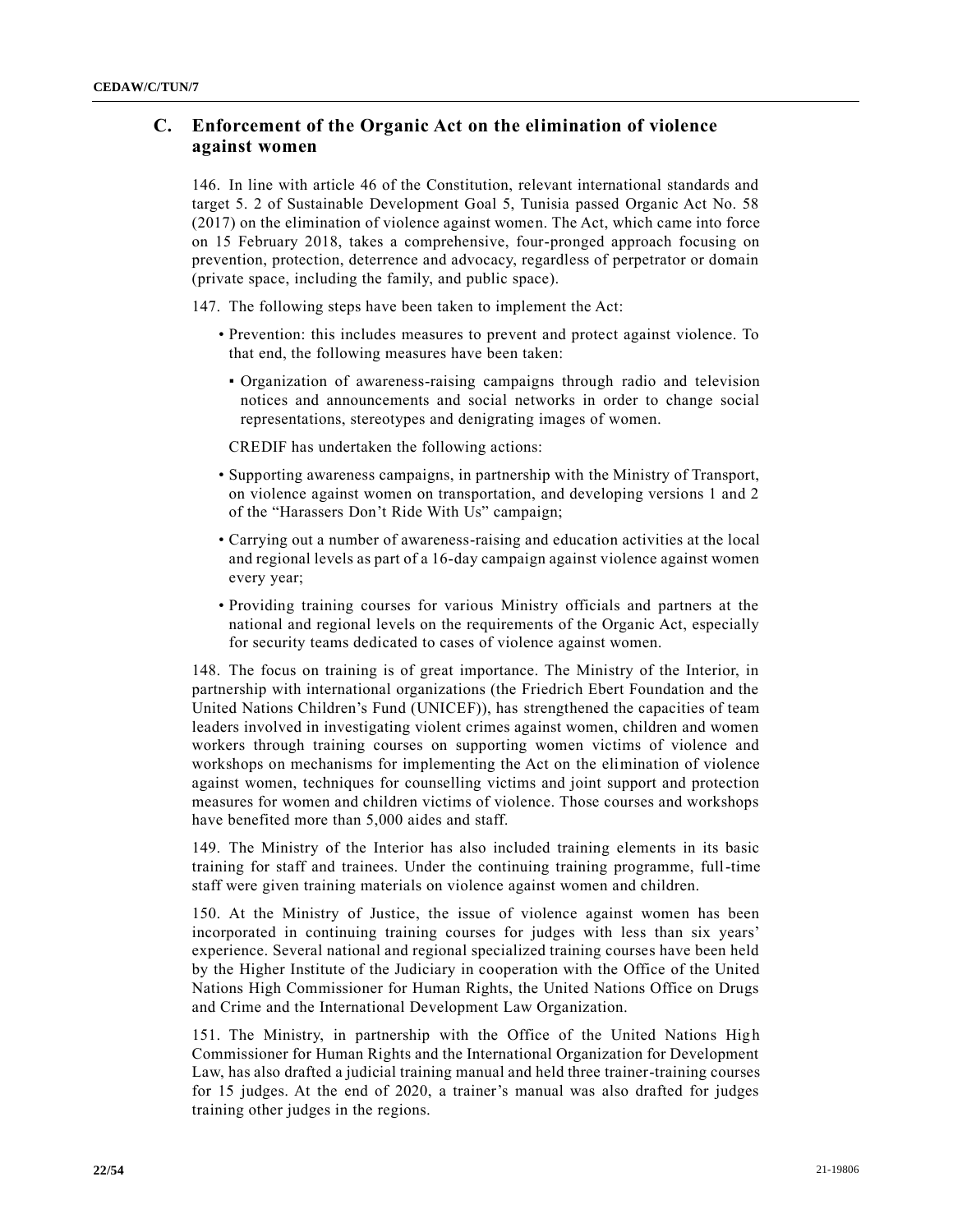## C. Enforcement of the Organic Act on the elimination of violence against women

146. In line with article 46 of the Constitution, relevant international standards and target 5. 2 of Sustainable Development Goal 5, Tunisia passed Organic Act No. 58 (2017) on the elimination of violence against women. The Act, which came into force on 15 February 2018, takes a comprehensive, four-pronged approach focusing on prevention, protection, deterrence and advocacy, regardless of perpetrator or domain (private space, including the family, and public space).

147. The following steps have been taken to implement the Act:

- Prevention: this includes measures to prevent and protect against violence. To that end, the following measures have been taken:
  - Organization of awareness-raising campaigns through radio and television notices and announcements and social networks in order to change social representations, stereotypes and denigrating images of women.

CREDIF has undertaken the following actions:

- Supporting awareness campaigns, in partnership with the Ministry of Transport, on violence against women on transportation, and developing versions 1 and 2 of the "Harassers Don't Ride With Us" campaign;
- Carrying out a number of awareness-raising and education activities at the local and regional levels as part of a 16-day campaign against violence against women every year;
- Providing training courses for various Ministry officials and partners at the national and regional levels on the requirements of the Organic Act, especially for security teams dedicated to cases of violence against women.

148. The focus on training is of great importance. The Ministry of the Interior, in partnership with international organizations (the Friedrich Ebert Foundation and the United Nations Children's Fund (UNICEF)), has strengthened the capacities of team leaders involved in investigating violent crimes against women, children and women workers through training courses on supporting women victims of violence and workshops on mechanisms for implementing the Act on the elimination of violence against women, techniques for counselling victims and joint support and protection measures for women and children victims of violence. Those courses and workshops have benefited more than 5,000 aides and staff.

149. The Ministry of the Interior has also included training elements in its basic training for staff and trainees. Under the continuing training programme, full-time staff were given training materials on violence against women and children.

150. At the Ministry of Justice, the issue of violence against women has been incorporated in continuing training courses for judges with less than six years' experience. Several national and regional specialized training courses have been held by the Higher Institute of the Judiciary in cooperation with the Office of the United Nations High Commissioner for Human Rights, the United Nations Office on Drugs and Crime and the International Development Law Organization.

151. The Ministry, in partnership with the Office of the United Nations High Commissioner for Human Rights and the International Organization for Development Law, has also drafted a judicial training manual and held three trainer-training courses for 15 judges. At the end of 2020, a trainer's manual was also drafted for judges training other judges in the regions.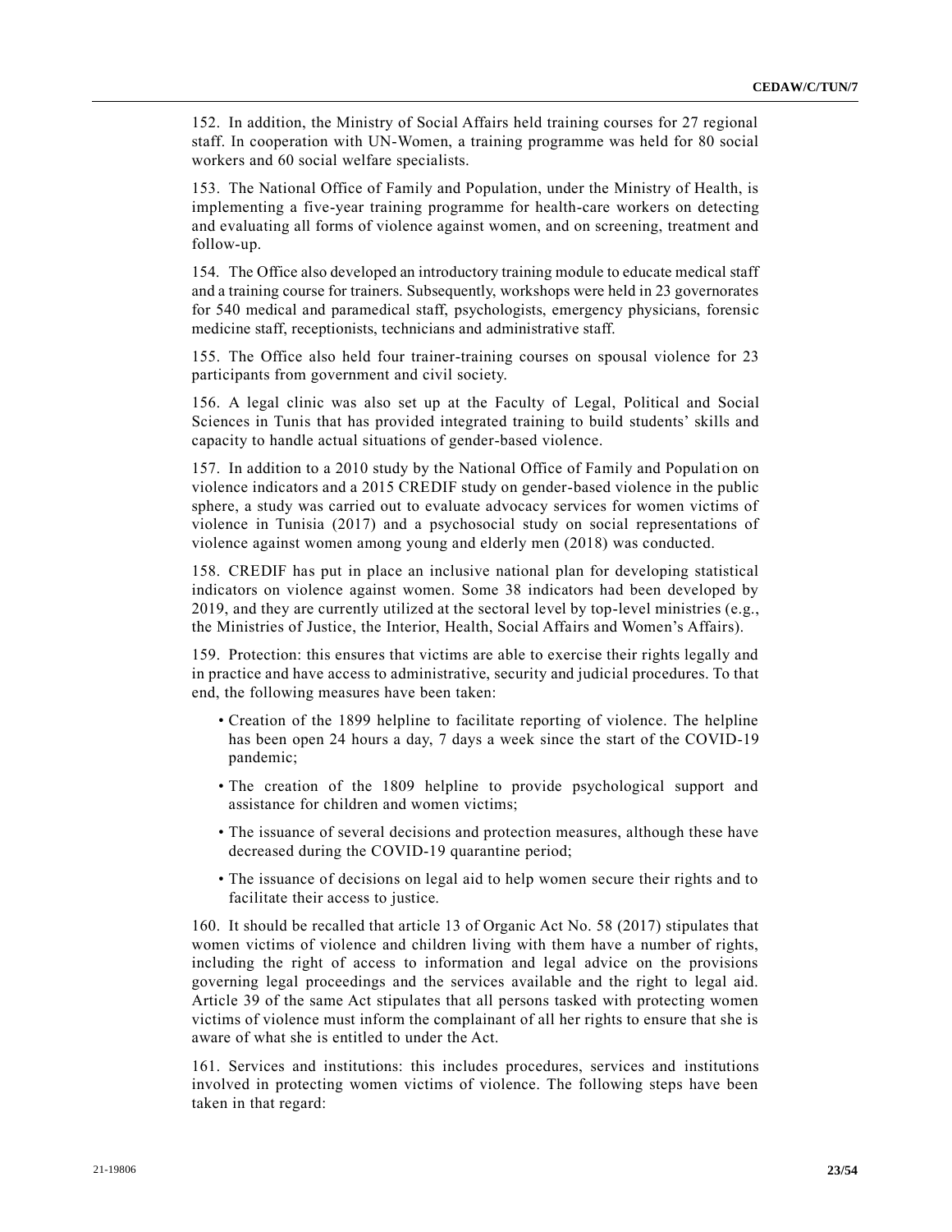152. In addition, the Ministry of Social Affairs held training courses for 27 regional staff. In cooperation with UN-Women, a training programme was held for 80 social workers and 60 social welfare specialists.

153. The National Office of Family and Population, under the Ministry of Health, is implementing a five-year training programme for health-care workers on detecting and evaluating all forms of violence against women, and on screening, treatment and follow-up.

154. The Office also developed an introductory training module to educate medical staff and a training course for trainers. Subsequently, workshops were held in 23 governorates for 540 medical and paramedical staff, psychologists, emergency physicians, forensic medicine staff, receptionists, technicians and administrative staff.

155. The Office also held four trainer-training courses on spousal violence for 23 participants from government and civil society.

156. A legal clinic was also set up at the Faculty of Legal, Political and Social Sciences in Tunis that has provided integrated training to build students' skills and capacity to handle actual situations of gender-based violence.

157. In addition to a 2010 study by the National Office of Family and Population on violence indicators and a 2015 CREDIF study on gender-based violence in the public sphere, a study was carried out to evaluate advocacy services for women victims of violence in Tunisia (2017) and a psychosocial study on social representations of violence against women among young and elderly men (2018) was conducted.

158. CREDIF has put in place an inclusive national plan for developing statistical indicators on violence against women. Some 38 indicators had been developed by 2019, and they are currently utilized at the sectoral level by top-level ministries (e.g., the Ministries of Justice, the Interior, Health, Social Affairs and Women's Affairs).

159. Protection: this ensures that victims are able to exercise their rights legally and in practice and have access to administrative, security and judicial procedures. To that end, the following measures have been taken:

- Creation of the 1899 helpline to facilitate reporting of violence. The helpline has been open 24 hours a day, 7 days a week since the start of the COVID-19 pandemic;
- The creation of the 1809 helpline to provide psychological support and assistance for children and women victims;
- The issuance of several decisions and protection measures, although these have decreased during the COVID-19 quarantine period;
- The issuance of decisions on legal aid to help women secure their rights and to facilitate their access to justice.

160. It should be recalled that article 13 of Organic Act No. 58 (2017) stipulates that women victims of violence and children living with them have a number of rights, including the right of access to information and legal advice on the provisions governing legal proceedings and the services available and the right to legal aid. Article 39 of the same Act stipulates that all persons tasked with protecting women victims of violence must inform the complainant of all her rights to ensure that she is aware of what she is entitled to under the Act.

161. Services and institutions: this includes procedures, services and institutions involved in protecting women victims of violence. The following steps have been taken in that regard: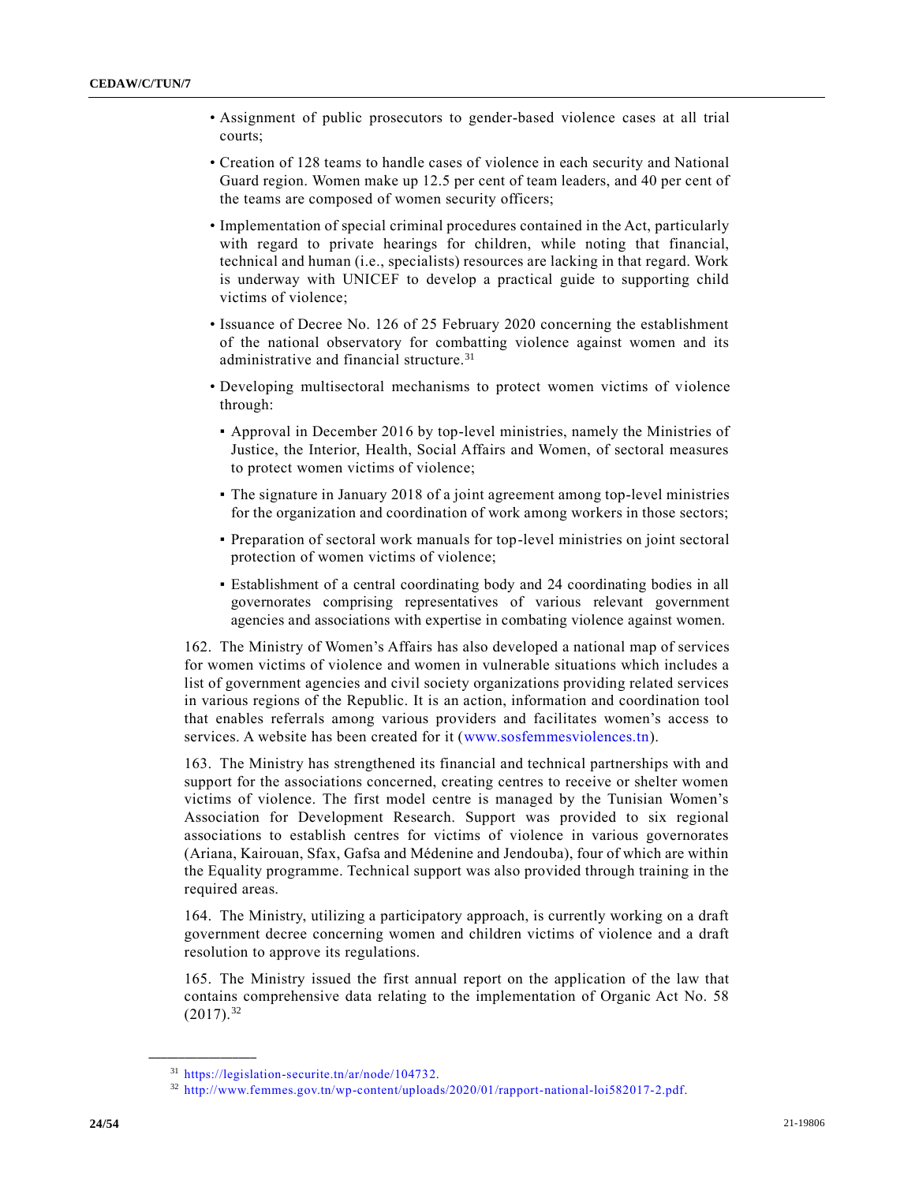- Assignment of public prosecutors to gender-based violence cases at all trial courts;
- Creation of 128 teams to handle cases of violence in each security and National Guard region. Women make up 12.5 per cent of team leaders, and 40 per cent of the teams are composed of women security officers;
- Implementation of special criminal procedures contained in the Act, particularly with regard to private hearings for children, while noting that financial, technical and human (i.e., specialists) resources are lacking in that regard. Work is underway with UNICEF to develop a practical guide to supporting child victims of violence;
- Issuance of Decree No. 126 of 25 February 2020 concerning the establishment of the national observatory for combatting violence against women and its administrative and financial structure.[31]
- Developing multisectoral mechanisms to protect women victims of violence through:
  - Approval in December 2016 by top-level ministries, namely the Ministries of Justice, the Interior, Health, Social Affairs and Women, of sectoral measures to protect women victims of violence;
  - The signature in January 2018 of a joint agreement among top-level ministries for the organization and coordination of work among workers in those sectors;
  - Preparation of sectoral work manuals for top-level ministries on joint sectoral protection of women victims of violence;
  - Establishment of a central coordinating body and 24 coordinating bodies in all governorates comprising representatives of various relevant government agencies and associations with expertise in combating violence against women.

162. The Ministry of Women's Affairs has also developed a national map of services for women victims of violence and women in vulnerable situations which includes a list of government agencies and civil society organizations providing related services in various regions of the Republic. It is an action, information and coordination tool that enables referrals among various providers and facilitates women's access to services. A website has been created for it (www.sosfemmesviolences.tn).

163. The Ministry has strengthened its financial and technical partnerships with and support for the associations concerned, creating centres to receive or shelter women victims of violence. The first model centre is managed by the Tunisian Women's Association for Development Research. Support was provided to six regional associations to establish centres for victims of violence in various governorates (Ariana, Kairouan, Sfax, Gafsa and Médenine and Jendouba), four of which are within the Equality programme. Technical support was also provided through training in the required areas.

164. The Ministry, utilizing a participatory approach, is currently working on a draft government decree concerning women and children victims of violence and a draft resolution to approve its regulations.

165. The Ministry issued the first annual report on the application of the law that contains comprehensive data relating to the implementation of Organic Act No. 58 (2017).[32]

---

[31] https://legislation-securite.tn/ar/node/104732.

[32] http://www.femmes.gov.tn/wp-content/uploads/2020/01/rapport-national-loi582017-2.pdf.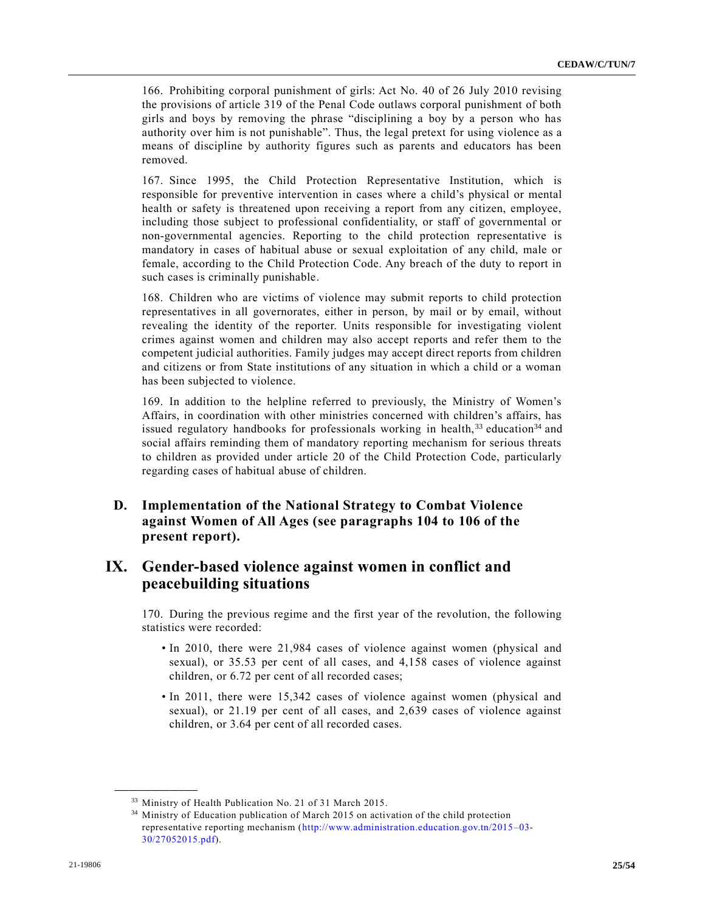166. Prohibiting corporal punishment of girls: Act No. 40 of 26 July 2010 revising the provisions of article 319 of the Penal Code outlaws corporal punishment of both girls and boys by removing the phrase "disciplining a boy by a person who has authority over him is not punishable". Thus, the legal pretext for using violence as a means of discipline by authority figures such as parents and educators has been removed.

167. Since 1995, the Child Protection Representative Institution, which is responsible for preventive intervention in cases where a child's physical or mental health or safety is threatened upon receiving a report from any citizen, employee, including those subject to professional confidentiality, or staff of governmental or non-governmental agencies. Reporting to the child protection representative is mandatory in cases of habitual abuse or sexual exploitation of any child, male or female, according to the Child Protection Code. Any breach of the duty to report in such cases is criminally punishable.

168. Children who are victims of violence may submit reports to child protection representatives in all governorates, either in person, by mail or by email, without revealing the identity of the reporter. Units responsible for investigating violent crimes against women and children may also accept reports and refer them to the competent judicial authorities. Family judges may accept direct reports from children and citizens or from State institutions of any situation in which a child or a woman has been subjected to violence.

169. In addition to the helpline referred to previously, the Ministry of Women's Affairs, in coordination with other ministries concerned with children's affairs, has issued regulatory handbooks for professionals working in health,[33] education[34] and social affairs reminding them of mandatory reporting mechanism for serious threats to children as provided under article 20 of the Child Protection Code, particularly regarding cases of habitual abuse of children.

### D. Implementation of the National Strategy to Combat Violence against Women of All Ages (see paragraphs 104 to 106 of the present report).

## IX. Gender-based violence against women in conflict and peacebuilding situations

170. During the previous regime and the first year of the revolution, the following statistics were recorded:

- In 2010, there were 21,984 cases of violence against women (physical and sexual), or 35.53 per cent of all cases, and 4,158 cases of violence against children, or 6.72 per cent of all recorded cases;
- In 2011, there were 15,342 cases of violence against women (physical and sexual), or 21.19 per cent of all cases, and 2,639 cases of violence against children, or 3.64 per cent of all recorded cases.

---

[33] Ministry of Health Publication No. 21 of 31 March 2015.

[34] Ministry of Education publication of March 2015 on activation of the child protection representative reporting mechanism (http://www.administration.education.gov.tn/2015–03-30/27052015.pdf).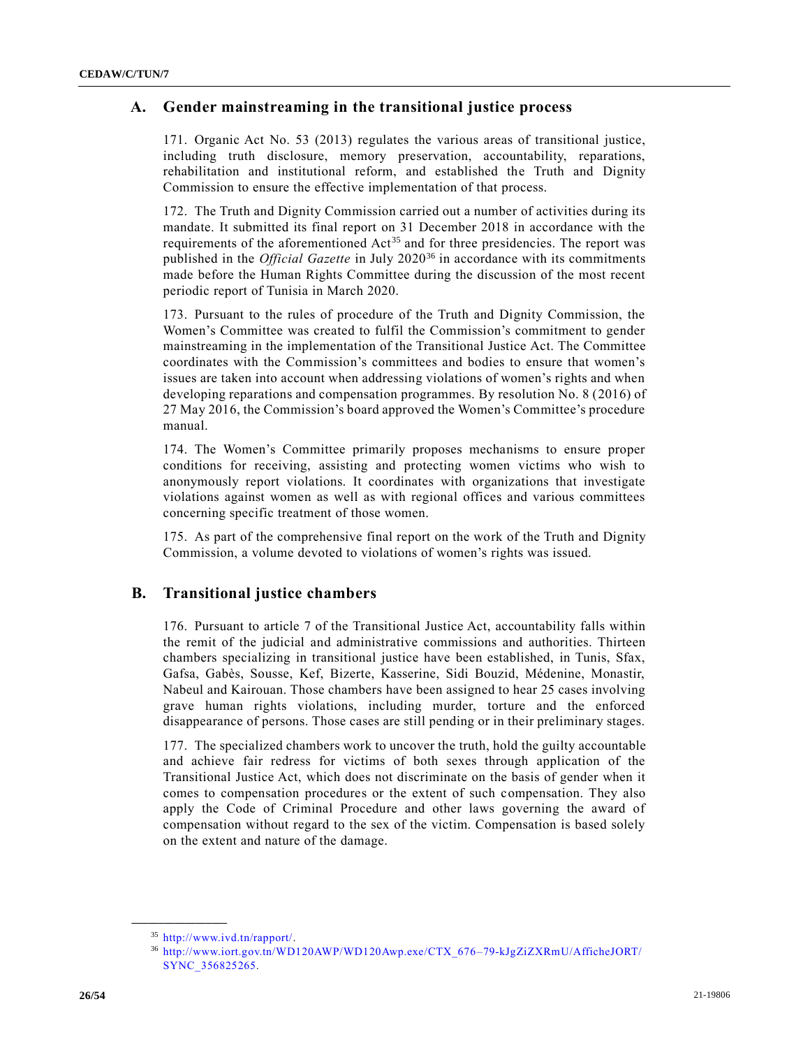## A. Gender mainstreaming in the transitional justice process

171. Organic Act No. 53 (2013) regulates the various areas of transitional justice, including truth disclosure, memory preservation, accountability, reparations, rehabilitation and institutional reform, and established the Truth and Dignity Commission to ensure the effective implementation of that process.

172. The Truth and Dignity Commission carried out a number of activities during its mandate. It submitted its final report on 31 December 2018 in accordance with the requirements of the aforementioned Act[35] and for three presidencies. The report was published in the *Official Gazette* in July 2020[36] in accordance with its commitments made before the Human Rights Committee during the discussion of the most recent periodic report of Tunisia in March 2020.

173. Pursuant to the rules of procedure of the Truth and Dignity Commission, the Women's Committee was created to fulfil the Commission's commitment to gender mainstreaming in the implementation of the Transitional Justice Act. The Committee coordinates with the Commission's committees and bodies to ensure that women's issues are taken into account when addressing violations of women's rights and when developing reparations and compensation programmes. By resolution No. 8 (2016) of 27 May 2016, the Commission's board approved the Women's Committee's procedure manual.

174. The Women's Committee primarily proposes mechanisms to ensure proper conditions for receiving, assisting and protecting women victims who wish to anonymously report violations. It coordinates with organizations that investigate violations against women as well as with regional offices and various committees concerning specific treatment of those women.

175. As part of the comprehensive final report on the work of the Truth and Dignity Commission, a volume devoted to violations of women's rights was issued.

## B. Transitional justice chambers

176. Pursuant to article 7 of the Transitional Justice Act, accountability falls within the remit of the judicial and administrative commissions and authorities. Thirteen chambers specializing in transitional justice have been established, in Tunis, Sfax, Gafsa, Gabès, Sousse, Kef, Bizerte, Kasserine, Sidi Bouzid, Médenine, Monastir, Nabeul and Kairouan. Those chambers have been assigned to hear 25 cases involving grave human rights violations, including murder, torture and the enforced disappearance of persons. Those cases are still pending or in their preliminary stages.

177. The specialized chambers work to uncover the truth, hold the guilty accountable and achieve fair redress for victims of both sexes through application of the Transitional Justice Act, which does not discriminate on the basis of gender when it comes to compensation procedures or the extent of such compensation. They also apply the Code of Criminal Procedure and other laws governing the award of compensation without regard to the sex of the victim. Compensation is based solely on the extent and nature of the damage.

---

[35] http://www.ivd.tn/rapport/.

[36] http://www.iort.gov.tn/WD120AWP/WD120Awp.exe/CTX_676–79-kJgZiZXRmU/AfficheJORT/SYNC_356825265.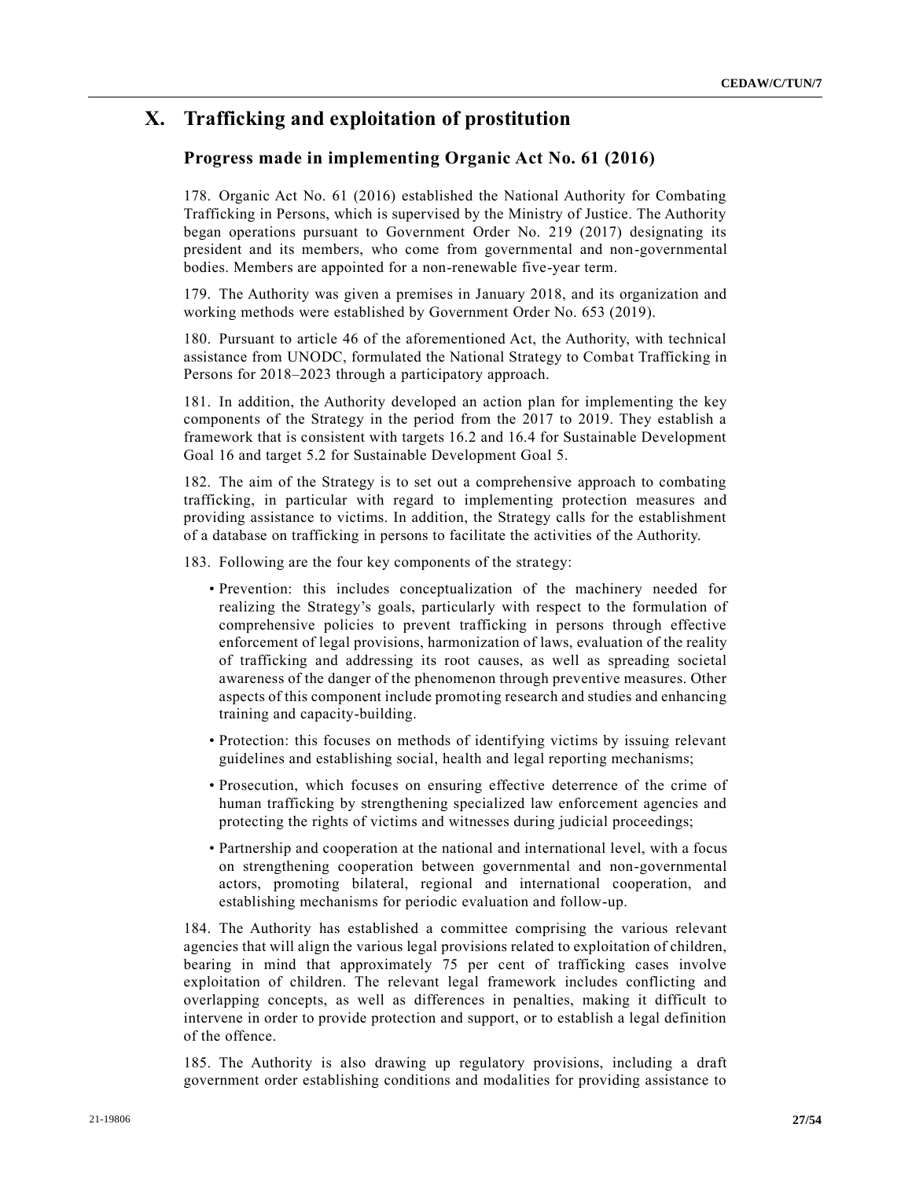# X. Trafficking and exploitation of prostitution

## Progress made in implementing Organic Act No. 61 (2016)

178. Organic Act No. 61 (2016) established the National Authority for Combating Trafficking in Persons, which is supervised by the Ministry of Justice. The Authority began operations pursuant to Government Order No. 219 (2017) designating its president and its members, who come from governmental and non-governmental bodies. Members are appointed for a non-renewable five-year term.

179. The Authority was given a premises in January 2018, and its organization and working methods were established by Government Order No. 653 (2019).

180. Pursuant to article 46 of the aforementioned Act, the Authority, with technical assistance from UNODC, formulated the National Strategy to Combat Trafficking in Persons for 2018–2023 through a participatory approach.

181. In addition, the Authority developed an action plan for implementing the key components of the Strategy in the period from the 2017 to 2019. They establish a framework that is consistent with targets 16.2 and 16.4 for Sustainable Development Goal 16 and target 5.2 for Sustainable Development Goal 5.

182. The aim of the Strategy is to set out a comprehensive approach to combating trafficking, in particular with regard to implementing protection measures and providing assistance to victims. In addition, the Strategy calls for the establishment of a database on trafficking in persons to facilitate the activities of the Authority.

183. Following are the four key components of the strategy:

- Prevention: this includes conceptualization of the machinery needed for realizing the Strategy's goals, particularly with respect to the formulation of comprehensive policies to prevent trafficking in persons through effective enforcement of legal provisions, harmonization of laws, evaluation of the reality of trafficking and addressing its root causes, as well as spreading societal awareness of the danger of the phenomenon through preventive measures. Other aspects of this component include promoting research and studies and enhancing training and capacity-building.
- Protection: this focuses on methods of identifying victims by issuing relevant guidelines and establishing social, health and legal reporting mechanisms;
- Prosecution, which focuses on ensuring effective deterrence of the crime of human trafficking by strengthening specialized law enforcement agencies and protecting the rights of victims and witnesses during judicial proceedings;
- Partnership and cooperation at the national and international level, with a focus on strengthening cooperation between governmental and non-governmental actors, promoting bilateral, regional and international cooperation, and establishing mechanisms for periodic evaluation and follow-up.

184. The Authority has established a committee comprising the various relevant agencies that will align the various legal provisions related to exploitation of children, bearing in mind that approximately 75 per cent of trafficking cases involve exploitation of children. The relevant legal framework includes conflicting and overlapping concepts, as well as differences in penalties, making it difficult to intervene in order to provide protection and support, or to establish a legal definition of the offence.

185. The Authority is also drawing up regulatory provisions, including a draft government order establishing conditions and modalities for providing assistance to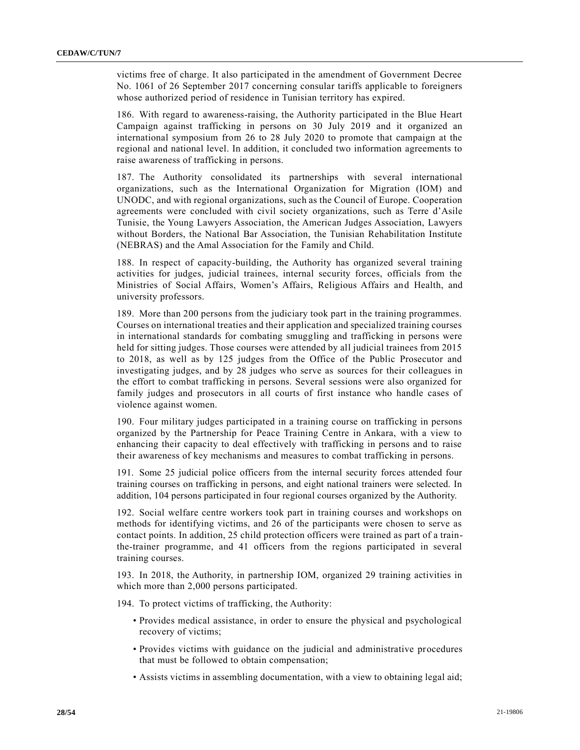victims free of charge. It also participated in the amendment of Government Decree No. 1061 of 26 September 2017 concerning consular tariffs applicable to foreigners whose authorized period of residence in Tunisian territory has expired.

186. With regard to awareness-raising, the Authority participated in the Blue Heart Campaign against trafficking in persons on 30 July 2019 and it organized an international symposium from 26 to 28 July 2020 to promote that campaign at the regional and national level. In addition, it concluded two information agreements to raise awareness of trafficking in persons.

187. The Authority consolidated its partnerships with several international organizations, such as the International Organization for Migration (IOM) and UNODC, and with regional organizations, such as the Council of Europe. Cooperation agreements were concluded with civil society organizations, such as Terre d'Asile Tunisie, the Young Lawyers Association, the American Judges Association, Lawyers without Borders, the National Bar Association, the Tunisian Rehabilitation Institute (NEBRAS) and the Amal Association for the Family and Child.

188. In respect of capacity-building, the Authority has organized several training activities for judges, judicial trainees, internal security forces, officials from the Ministries of Social Affairs, Women's Affairs, Religious Affairs and Health, and university professors.

189. More than 200 persons from the judiciary took part in the training programmes. Courses on international treaties and their application and specialized training courses in international standards for combating smuggling and trafficking in persons were held for sitting judges. Those courses were attended by all judicial trainees from 2015 to 2018, as well as by 125 judges from the Office of the Public Prosecutor and investigating judges, and by 28 judges who serve as sources for their colleagues in the effort to combat trafficking in persons. Several sessions were also organized for family judges and prosecutors in all courts of first instance who handle cases of violence against women.

190. Four military judges participated in a training course on trafficking in persons organized by the Partnership for Peace Training Centre in Ankara, with a view to enhancing their capacity to deal effectively with trafficking in persons and to raise their awareness of key mechanisms and measures to combat trafficking in persons.

191. Some 25 judicial police officers from the internal security forces attended four training courses on trafficking in persons, and eight national trainers were selected. In addition, 104 persons participated in four regional courses organized by the Authority.

192. Social welfare centre workers took part in training courses and workshops on methods for identifying victims, and 26 of the participants were chosen to serve as contact points. In addition, 25 child protection officers were trained as part of a train-the-trainer programme, and 41 officers from the regions participated in several training courses.

193. In 2018, the Authority, in partnership IOM, organized 29 training activities in which more than 2,000 persons participated.

194. To protect victims of trafficking, the Authority:

- Provides medical assistance, in order to ensure the physical and psychological recovery of victims;
- Provides victims with guidance on the judicial and administrative procedures that must be followed to obtain compensation;
- Assists victims in assembling documentation, with a view to obtaining legal aid;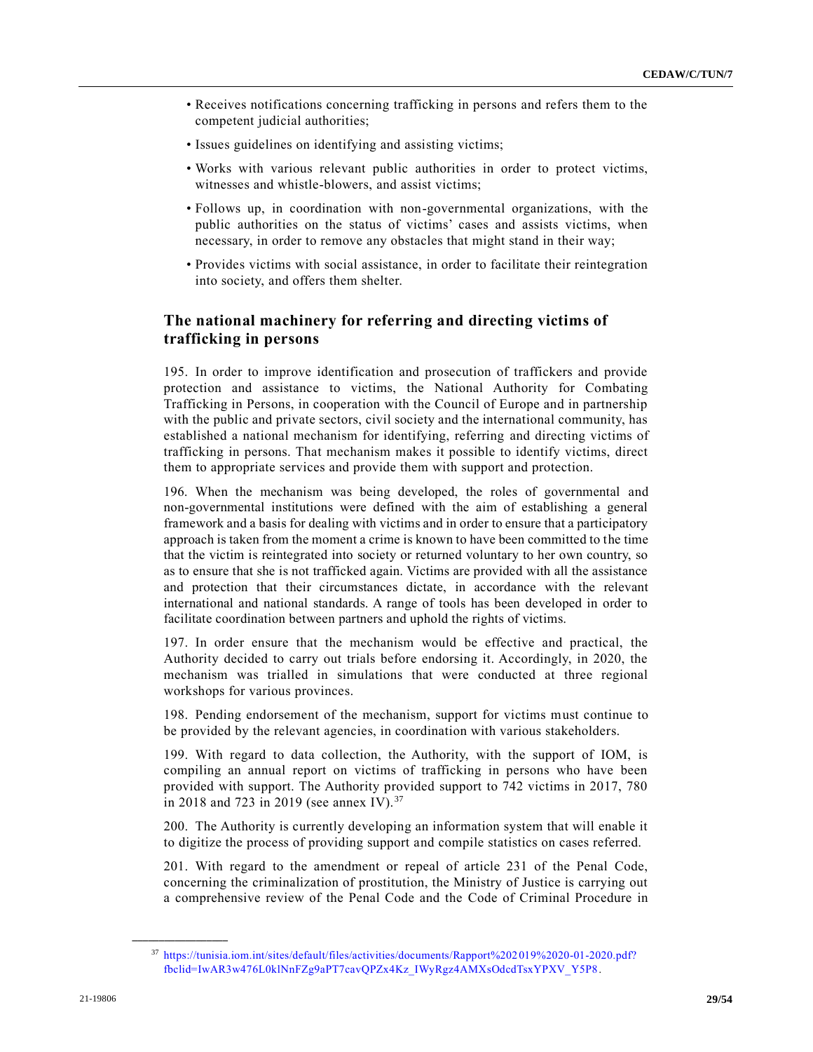- Receives notifications concerning trafficking in persons and refers them to the competent judicial authorities;
- Issues guidelines on identifying and assisting victims;
- Works with various relevant public authorities in order to protect victims, witnesses and whistle-blowers, and assist victims;
- Follows up, in coordination with non-governmental organizations, with the public authorities on the status of victims' cases and assists victims, when necessary, in order to remove any obstacles that might stand in their way;
- Provides victims with social assistance, in order to facilitate their reintegration into society, and offers them shelter.

## The national machinery for referring and directing victims of trafficking in persons

195. In order to improve identification and prosecution of traffickers and provide protection and assistance to victims, the National Authority for Combating Trafficking in Persons, in cooperation with the Council of Europe and in partnership with the public and private sectors, civil society and the international community, has established a national mechanism for identifying, referring and directing victims of trafficking in persons. That mechanism makes it possible to identify victims, direct them to appropriate services and provide them with support and protection.

196. When the mechanism was being developed, the roles of governmental and non-governmental institutions were defined with the aim of establishing a general framework and a basis for dealing with victims and in order to ensure that a participatory approach is taken from the moment a crime is known to have been committed to the time that the victim is reintegrated into society or returned voluntary to her own country, so as to ensure that she is not trafficked again. Victims are provided with all the assistance and protection that their circumstances dictate, in accordance with the relevant international and national standards. A range of tools has been developed in order to facilitate coordination between partners and uphold the rights of victims.

197. In order ensure that the mechanism would be effective and practical, the Authority decided to carry out trials before endorsing it. Accordingly, in 2020, the mechanism was trialled in simulations that were conducted at three regional workshops for various provinces.

198. Pending endorsement of the mechanism, support for victims must continue to be provided by the relevant agencies, in coordination with various stakeholders.

199. With regard to data collection, the Authority, with the support of IOM, is compiling an annual report on victims of trafficking in persons who have been provided with support. The Authority provided support to 742 victims in 2017, 780 in 2018 and 723 in 2019 (see annex IV).[37]

200. The Authority is currently developing an information system that will enable it to digitize the process of providing support and compile statistics on cases referred.

201. With regard to the amendment or repeal of article 231 of the Penal Code, concerning the criminalization of prostitution, the Ministry of Justice is carrying out a comprehensive review of the Penal Code and the Code of Criminal Procedure in

---

[37] https://tunisia.iom.int/sites/default/files/activities/documents/Rapport%202019%2020-01-2020.pdf?fbclid=IwAR3w476L0klNnFZg9aPT7cavQPZx4Kz_IWyRgz4AMXsOdcdTsxYPXV_Y5P8.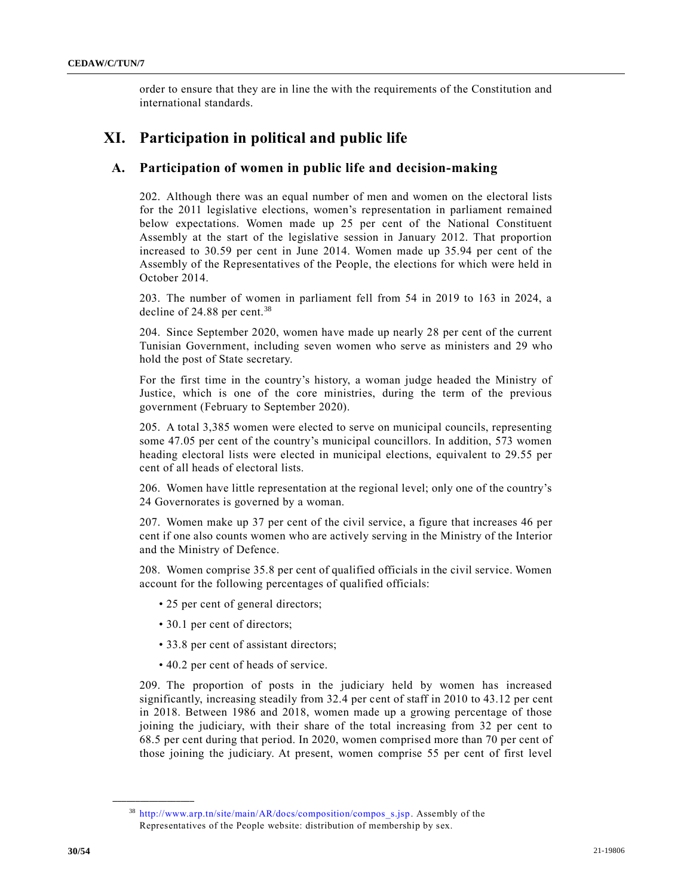order to ensure that they are in line the with the requirements of the Constitution and international standards.

# XI. Participation in political and public life

## A. Participation of women in public life and decision-making

202. Although there was an equal number of men and women on the electoral lists for the 2011 legislative elections, women's representation in parliament remained below expectations. Women made up 25 per cent of the National Constituent Assembly at the start of the legislative session in January 2012. That proportion increased to 30.59 per cent in June 2014. Women made up 35.94 per cent of the Assembly of the Representatives of the People, the elections for which were held in October 2014.

203. The number of women in parliament fell from 54 in 2019 to 163 in 2024, a decline of 24.88 per cent.[38]

204. Since September 2020, women have made up nearly 28 per cent of the current Tunisian Government, including seven women who serve as ministers and 29 who hold the post of State secretary.

For the first time in the country's history, a woman judge headed the Ministry of Justice, which is one of the core ministries, during the term of the previous government (February to September 2020).

205. A total 3,385 women were elected to serve on municipal councils, representing some 47.05 per cent of the country's municipal councillors. In addition, 573 women heading electoral lists were elected in municipal elections, equivalent to 29.55 per cent of all heads of electoral lists.

206. Women have little representation at the regional level; only one of the country's 24 Governorates is governed by a woman.

207. Women make up 37 per cent of the civil service, a figure that increases 46 per cent if one also counts women who are actively serving in the Ministry of the Interior and the Ministry of Defence.

208. Women comprise 35.8 per cent of qualified officials in the civil service. Women account for the following percentages of qualified officials:

- 25 per cent of general directors;
- 30.1 per cent of directors;
- 33.8 per cent of assistant directors;
- 40.2 per cent of heads of service.

209. The proportion of posts in the judiciary held by women has increased significantly, increasing steadily from 32.4 per cent of staff in 2010 to 43.12 per cent in 2018. Between 1986 and 2018, women made up a growing percentage of those joining the judiciary, with their share of the total increasing from 32 per cent to 68.5 per cent during that period. In 2020, women comprised more than 70 per cent of those joining the judiciary. At present, women comprise 55 per cent of first level

---

[38] http://www.arp.tn/site/main/AR/docs/composition/compos_s.jsp. Assembly of the Representatives of the People website: distribution of membership by sex.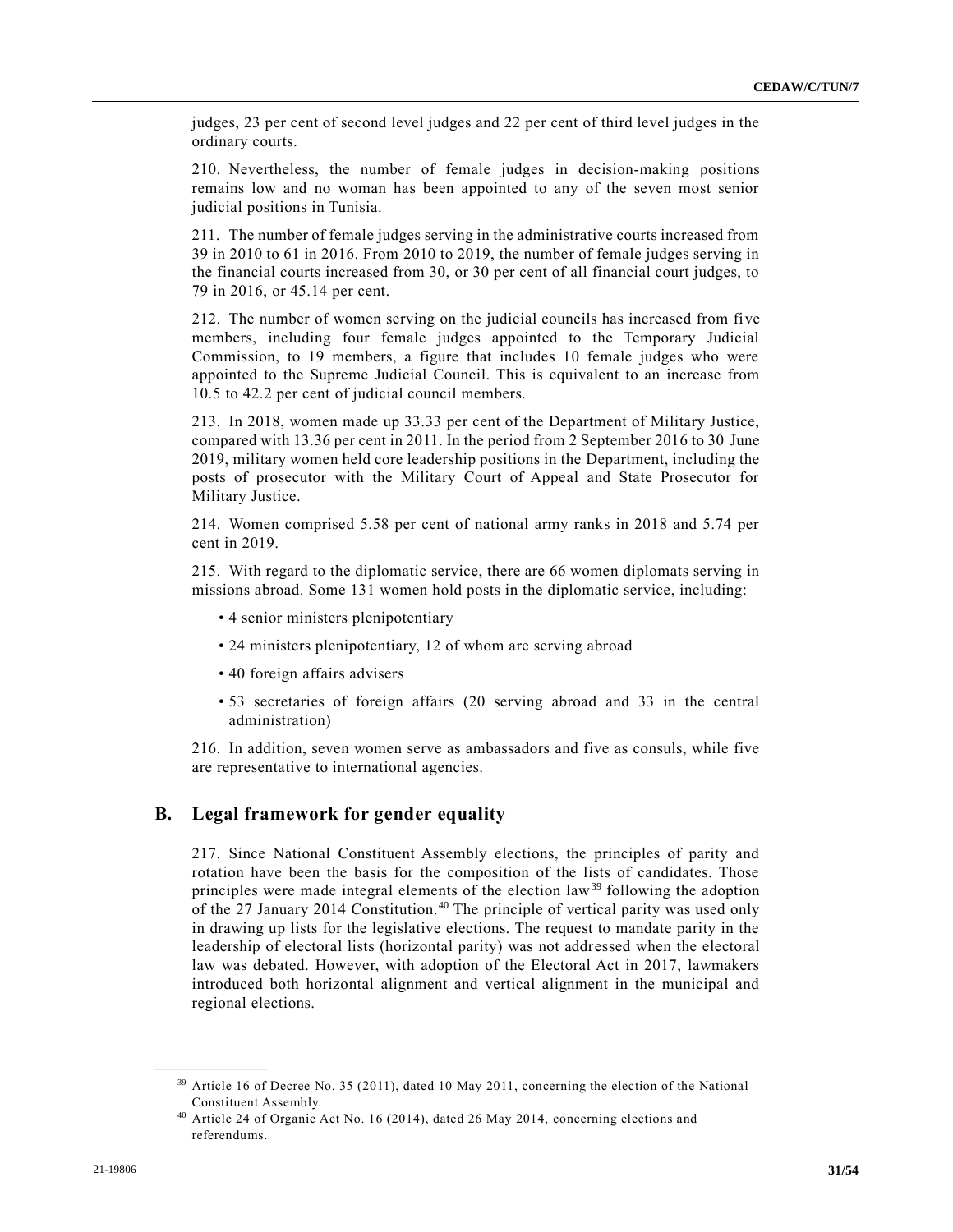judges, 23 per cent of second level judges and 22 per cent of third level judges in the ordinary courts.

210. Nevertheless, the number of female judges in decision-making positions remains low and no woman has been appointed to any of the seven most senior judicial positions in Tunisia.

211. The number of female judges serving in the administrative courts increased from 39 in 2010 to 61 in 2016. From 2010 to 2019, the number of female judges serving in the financial courts increased from 30, or 30 per cent of all financial court judges, to 79 in 2016, or 45.14 per cent.

212. The number of women serving on the judicial councils has increased from five members, including four female judges appointed to the Temporary Judicial Commission, to 19 members, a figure that includes 10 female judges who were appointed to the Supreme Judicial Council. This is equivalent to an increase from 10.5 to 42.2 per cent of judicial council members.

213. In 2018, women made up 33.33 per cent of the Department of Military Justice, compared with 13.36 per cent in 2011. In the period from 2 September 2016 to 30 June 2019, military women held core leadership positions in the Department, including the posts of prosecutor with the Military Court of Appeal and State Prosecutor for Military Justice.

214. Women comprised 5.58 per cent of national army ranks in 2018 and 5.74 per cent in 2019.

215. With regard to the diplomatic service, there are 66 women diplomats serving in missions abroad. Some 131 women hold posts in the diplomatic service, including:

- 4 senior ministers plenipotentiary
- 24 ministers plenipotentiary, 12 of whom are serving abroad
- 40 foreign affairs advisers
- 53 secretaries of foreign affairs (20 serving abroad and 33 in the central administration)

216. In addition, seven women serve as ambassadors and five as consuls, while five are representative to international agencies.

## B. Legal framework for gender equality

217. Since National Constituent Assembly elections, the principles of parity and rotation have been the basis for the composition of the lists of candidates. Those principles were made integral elements of the election law[39] following the adoption of the 27 January 2014 Constitution.[40] The principle of vertical parity was used only in drawing up lists for the legislative elections. The request to mandate parity in the leadership of electoral lists (horizontal parity) was not addressed when the electoral law was debated. However, with adoption of the Electoral Act in 2017, lawmakers introduced both horizontal alignment and vertical alignment in the municipal and regional elections.

---

[39] Article 16 of Decree No. 35 (2011), dated 10 May 2011, concerning the election of the National Constituent Assembly.

[40] Article 24 of Organic Act No. 16 (2014), dated 26 May 2014, concerning elections and referendums.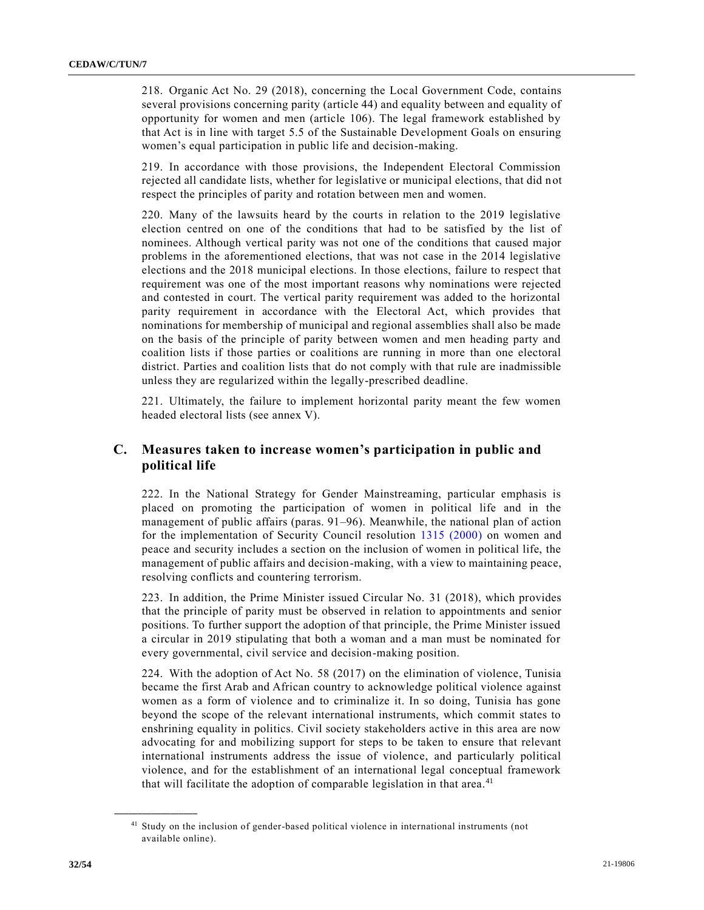218. Organic Act No. 29 (2018), concerning the Local Government Code, contains several provisions concerning parity (article 44) and equality between and equality of opportunity for women and men (article 106). The legal framework established by that Act is in line with target 5.5 of the Sustainable Development Goals on ensuring women's equal participation in public life and decision-making.

219. In accordance with those provisions, the Independent Electoral Commission rejected all candidate lists, whether for legislative or municipal elections, that did not respect the principles of parity and rotation between men and women.

220. Many of the lawsuits heard by the courts in relation to the 2019 legislative election centred on one of the conditions that had to be satisfied by the list of nominees. Although vertical parity was not one of the conditions that caused major problems in the aforementioned elections, that was not case in the 2014 legislative elections and the 2018 municipal elections. In those elections, failure to respect that requirement was one of the most important reasons why nominations were rejected and contested in court. The vertical parity requirement was added to the horizontal parity requirement in accordance with the Electoral Act, which provides that nominations for membership of municipal and regional assemblies shall also be made on the basis of the principle of parity between women and men heading party and coalition lists if those parties or coalitions are running in more than one electoral district. Parties and coalition lists that do not comply with that rule are inadmissible unless they are regularized within the legally-prescribed deadline.

221. Ultimately, the failure to implement horizontal parity meant the few women headed electoral lists (see annex V).

## C. Measures taken to increase women's participation in public and political life

222. In the National Strategy for Gender Mainstreaming, particular emphasis is placed on promoting the participation of women in political life and in the management of public affairs (paras. 91–96). Meanwhile, the national plan of action for the implementation of Security Council resolution 1315 (2000) on women and peace and security includes a section on the inclusion of women in political life, the management of public affairs and decision-making, with a view to maintaining peace, resolving conflicts and countering terrorism.

223. In addition, the Prime Minister issued Circular No. 31 (2018), which provides that the principle of parity must be observed in relation to appointments and senior positions. To further support the adoption of that principle, the Prime Minister issued a circular in 2019 stipulating that both a woman and a man must be nominated for every governmental, civil service and decision-making position.

224. With the adoption of Act No. 58 (2017) on the elimination of violence, Tunisia became the first Arab and African country to acknowledge political violence against women as a form of violence and to criminalize it. In so doing, Tunisia has gone beyond the scope of the relevant international instruments, which commit states to enshrining equality in politics. Civil society stakeholders active in this area are now advocating for and mobilizing support for steps to be taken to ensure that relevant international instruments address the issue of violence, and particularly political violence, and for the establishment of an international legal conceptual framework that will facilitate the adoption of comparable legislation in that area.[41]

---

[41] Study on the inclusion of gender-based political violence in international instruments (not available online).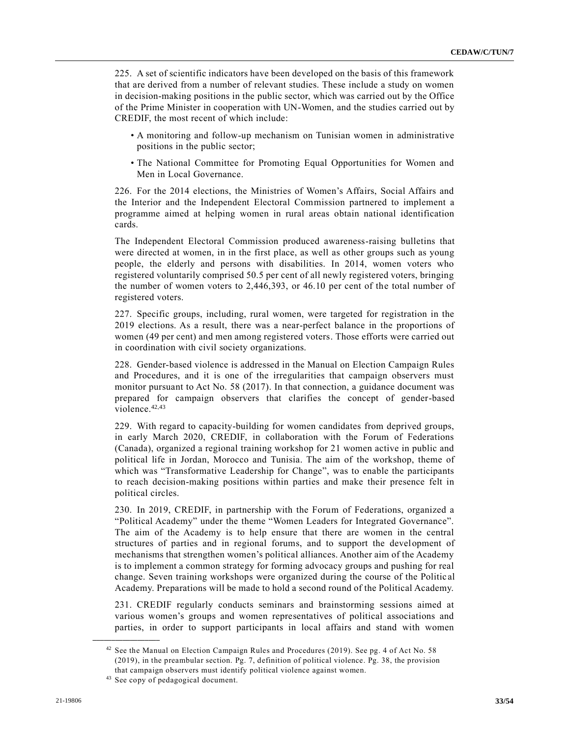225. A set of scientific indicators have been developed on the basis of this framework that are derived from a number of relevant studies. These include a study on women in decision-making positions in the public sector, which was carried out by the Office of the Prime Minister in cooperation with UN-Women, and the studies carried out by CREDIF, the most recent of which include:

- A monitoring and follow-up mechanism on Tunisian women in administrative positions in the public sector;
- The National Committee for Promoting Equal Opportunities for Women and Men in Local Governance.

226. For the 2014 elections, the Ministries of Women's Affairs, Social Affairs and the Interior and the Independent Electoral Commission partnered to implement a programme aimed at helping women in rural areas obtain national identification cards.

The Independent Electoral Commission produced awareness-raising bulletins that were directed at women, in in the first place, as well as other groups such as young people, the elderly and persons with disabilities. In 2014, women voters who registered voluntarily comprised 50.5 per cent of all newly registered voters, bringing the number of women voters to 2,446,393, or 46.10 per cent of the total number of registered voters.

227. Specific groups, including, rural women, were targeted for registration in the 2019 elections. As a result, there was a near-perfect balance in the proportions of women (49 per cent) and men among registered voters. Those efforts were carried out in coordination with civil society organizations.

228. Gender-based violence is addressed in the Manual on Election Campaign Rules and Procedures, and it is one of the irregularities that campaign observers must monitor pursuant to Act No. 58 (2017). In that connection, a guidance document was prepared for campaign observers that clarifies the concept of gender-based violence.[42,43]

229. With regard to capacity-building for women candidates from deprived groups, in early March 2020, CREDIF, in collaboration with the Forum of Federations (Canada), organized a regional training workshop for 21 women active in public and political life in Jordan, Morocco and Tunisia. The aim of the workshop, theme of which was "Transformative Leadership for Change", was to enable the participants to reach decision-making positions within parties and make their presence felt in political circles.

230. In 2019, CREDIF, in partnership with the Forum of Federations, organized a "Political Academy" under the theme "Women Leaders for Integrated Governance". The aim of the Academy is to help ensure that there are women in the central structures of parties and in regional forums, and to support the development of mechanisms that strengthen women's political alliances. Another aim of the Academy is to implement a common strategy for forming advocacy groups and pushing for real change. Seven training workshops were organized during the course of the Political Academy. Preparations will be made to hold a second round of the Political Academy.

231. CREDIF regularly conducts seminars and brainstorming sessions aimed at various women's groups and women representatives of political associations and parties, in order to support participants in local affairs and stand with women

---

[42] See the Manual on Election Campaign Rules and Procedures (2019). See pg. 4 of Act No. 58 (2019), in the preambular section. Pg. 7, definition of political violence. Pg. 38, the provision that campaign observers must identify political violence against women.

[43] See copy of pedagogical document.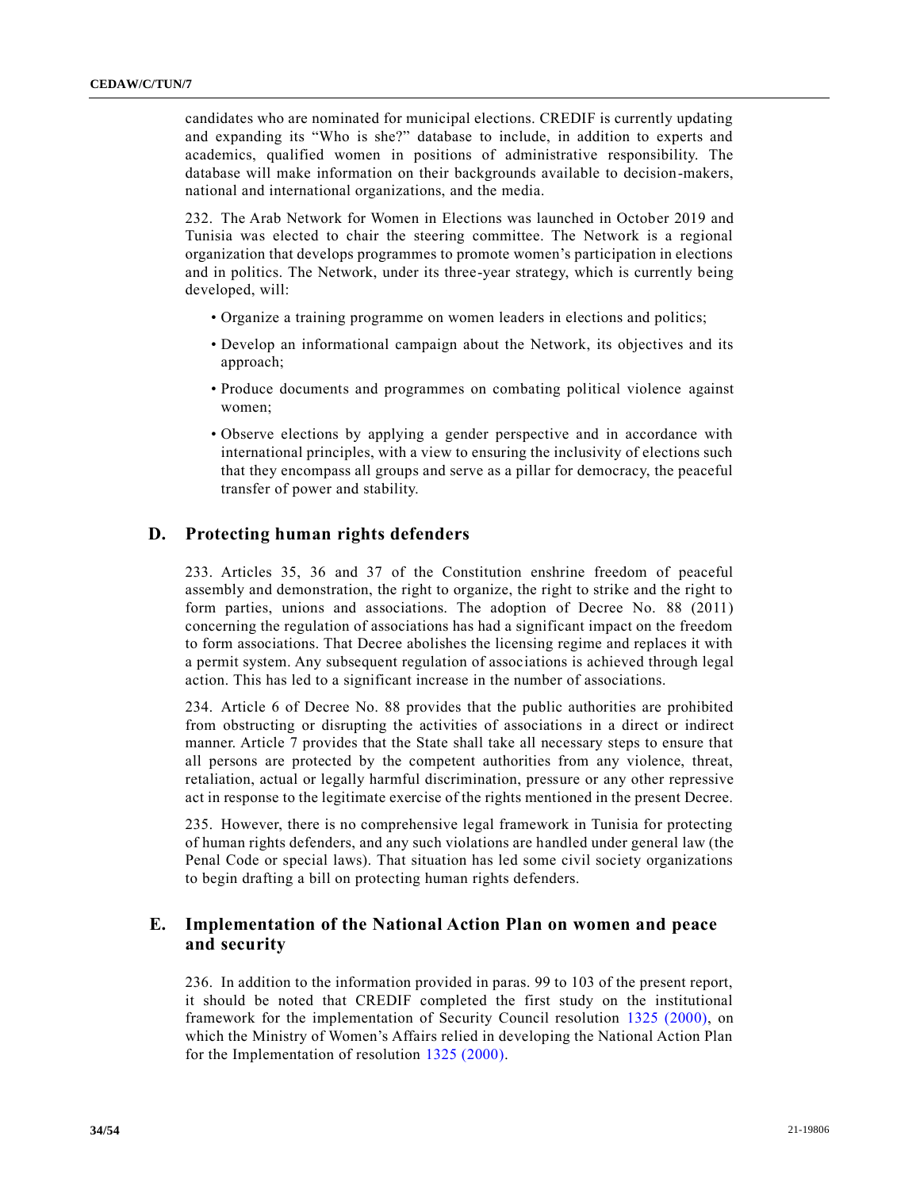candidates who are nominated for municipal elections. CREDIF is currently updating and expanding its "Who is she?" database to include, in addition to experts and academics, qualified women in positions of administrative responsibility. The database will make information on their backgrounds available to decision-makers, national and international organizations, and the media.

232. The Arab Network for Women in Elections was launched in October 2019 and Tunisia was elected to chair the steering committee. The Network is a regional organization that develops programmes to promote women's participation in elections and in politics. The Network, under its three-year strategy, which is currently being developed, will:

- Organize a training programme on women leaders in elections and politics;
- Develop an informational campaign about the Network, its objectives and its approach;
- Produce documents and programmes on combating political violence against women;
- Observe elections by applying a gender perspective and in accordance with international principles, with a view to ensuring the inclusivity of elections such that they encompass all groups and serve as a pillar for democracy, the peaceful transfer of power and stability.

## D. Protecting human rights defenders

233. Articles 35, 36 and 37 of the Constitution enshrine freedom of peaceful assembly and demonstration, the right to organize, the right to strike and the right to form parties, unions and associations. The adoption of Decree No. 88 (2011) concerning the regulation of associations has had a significant impact on the freedom to form associations. That Decree abolishes the licensing regime and replaces it with a permit system. Any subsequent regulation of associations is achieved through legal action. This has led to a significant increase in the number of associations.

234. Article 6 of Decree No. 88 provides that the public authorities are prohibited from obstructing or disrupting the activities of associations in a direct or indirect manner. Article 7 provides that the State shall take all necessary steps to ensure that all persons are protected by the competent authorities from any violence, threat, retaliation, actual or legally harmful discrimination, pressure or any other repressive act in response to the legitimate exercise of the rights mentioned in the present Decree.

235. However, there is no comprehensive legal framework in Tunisia for protecting of human rights defenders, and any such violations are handled under general law (the Penal Code or special laws). That situation has led some civil society organizations to begin drafting a bill on protecting human rights defenders.

## E. Implementation of the National Action Plan on women and peace and security

236. In addition to the information provided in paras. 99 to 103 of the present report, it should be noted that CREDIF completed the first study on the institutional framework for the implementation of Security Council resolution 1325 (2000), on which the Ministry of Women's Affairs relied in developing the National Action Plan for the Implementation of resolution 1325 (2000).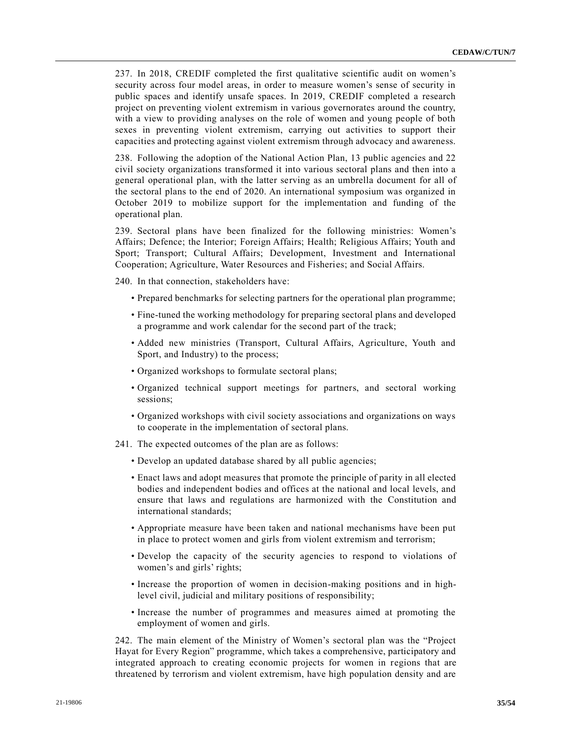237. In 2018, CREDIF completed the first qualitative scientific audit on women's security across four model areas, in order to measure women's sense of security in public spaces and identify unsafe spaces. In 2019, CREDIF completed a research project on preventing violent extremism in various governorates around the country, with a view to providing analyses on the role of women and young people of both sexes in preventing violent extremism, carrying out activities to support their capacities and protecting against violent extremism through advocacy and awareness.

238. Following the adoption of the National Action Plan, 13 public agencies and 22 civil society organizations transformed it into various sectoral plans and then into a general operational plan, with the latter serving as an umbrella document for all of the sectoral plans to the end of 2020. An international symposium was organized in October 2019 to mobilize support for the implementation and funding of the operational plan.

239. Sectoral plans have been finalized for the following ministries: Women's Affairs; Defence; the Interior; Foreign Affairs; Health; Religious Affairs; Youth and Sport; Transport; Cultural Affairs; Development, Investment and International Cooperation; Agriculture, Water Resources and Fisheries; and Social Affairs.

240. In that connection, stakeholders have:

- Prepared benchmarks for selecting partners for the operational plan programme;
- Fine-tuned the working methodology for preparing sectoral plans and developed a programme and work calendar for the second part of the track;
- Added new ministries (Transport, Cultural Affairs, Agriculture, Youth and Sport, and Industry) to the process;
- Organized workshops to formulate sectoral plans;
- Organized technical support meetings for partners, and sectoral working sessions;
- Organized workshops with civil society associations and organizations on ways to cooperate in the implementation of sectoral plans.

241. The expected outcomes of the plan are as follows:

- Develop an updated database shared by all public agencies;
- Enact laws and adopt measures that promote the principle of parity in all elected bodies and independent bodies and offices at the national and local levels, and ensure that laws and regulations are harmonized with the Constitution and international standards;
- Appropriate measure have been taken and national mechanisms have been put in place to protect women and girls from violent extremism and terrorism;
- Develop the capacity of the security agencies to respond to violations of women's and girls' rights;
- Increase the proportion of women in decision-making positions and in high-level civil, judicial and military positions of responsibility;
- Increase the number of programmes and measures aimed at promoting the employment of women and girls.

242. The main element of the Ministry of Women's sectoral plan was the "Project Hayat for Every Region" programme, which takes a comprehensive, participatory and integrated approach to creating economic projects for women in regions that are threatened by terrorism and violent extremism, have high population density and are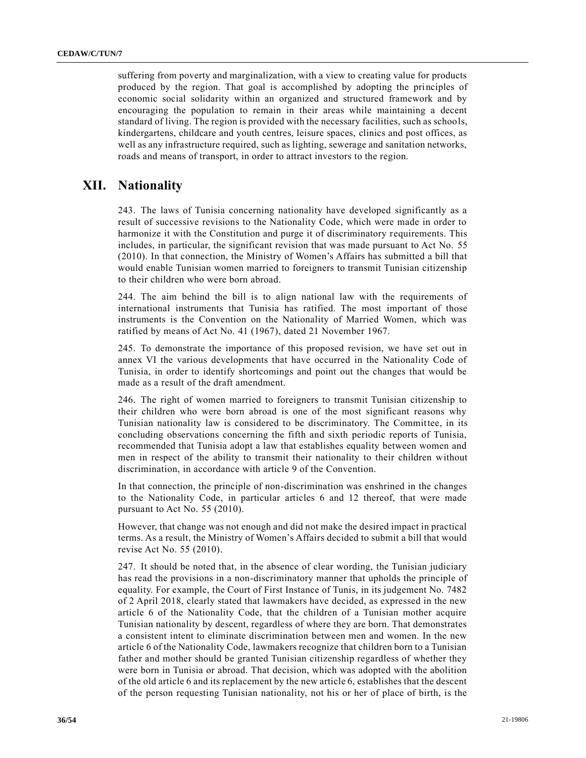suffering from poverty and marginalization, with a view to creating value for products produced by the region. That goal is accomplished by adopting the principles of economic social solidarity within an organized and structured framework and by encouraging the population to remain in their areas while maintaining a decent standard of living. The region is provided with the necessary facilities, such as schools, kindergartens, childcare and youth centres, leisure spaces, clinics and post offices, as well as any infrastructure required, such as lighting, sewerage and sanitation networks, roads and means of transport, in order to attract investors to the region.

## XII. Nationality

243. The laws of Tunisia concerning nationality have developed significantly as a result of successive revisions to the Nationality Code, which were made in order to harmonize it with the Constitution and purge it of discriminatory requirements. This includes, in particular, the significant revision that was made pursuant to Act No. 55 (2010). In that connection, the Ministry of Women's Affairs has submitted a bill that would enable Tunisian women married to foreigners to transmit Tunisian citizenship to their children who were born abroad.

244. The aim behind the bill is to align national law with the requirements of international instruments that Tunisia has ratified. The most important of those instruments is the Convention on the Nationality of Married Women, which was ratified by means of Act No. 41 (1967), dated 21 November 1967.

245. To demonstrate the importance of this proposed revision, we have set out in annex VI the various developments that have occurred in the Nationality Code of Tunisia, in order to identify shortcomings and point out the changes that would be made as a result of the draft amendment.

246. The right of women married to foreigners to transmit Tunisian citizenship to their children who were born abroad is one of the most significant reasons why Tunisian nationality law is considered to be discriminatory. The Committee, in its concluding observations concerning the fifth and sixth periodic reports of Tunisia, recommended that Tunisia adopt a law that establishes equality between women and men in respect of the ability to transmit their nationality to their children without discrimination, in accordance with article 9 of the Convention.

In that connection, the principle of non-discrimination was enshrined in the changes to the Nationality Code, in particular articles 6 and 12 thereof, that were made pursuant to Act No. 55 (2010).

However, that change was not enough and did not make the desired impact in practical terms. As a result, the Ministry of Women's Affairs decided to submit a bill that would revise Act No. 55 (2010).

247. It should be noted that, in the absence of clear wording, the Tunisian judiciary has read the provisions in a non-discriminatory manner that upholds the principle of equality. For example, the Court of First Instance of Tunis, in its judgement No. 7482 of 2 April 2018, clearly stated that lawmakers have decided, as expressed in the new article 6 of the Nationality Code, that the children of a Tunisian mother acquire Tunisian nationality by descent, regardless of where they are born. That demonstrates a consistent intent to eliminate discrimination between men and women. In the new article 6 of the Nationality Code, lawmakers recognize that children born to a Tunisian father and mother should be granted Tunisian citizenship regardless of whether they were born in Tunisia or abroad. That decision, which was adopted with the abolition of the old article 6 and its replacement by the new article 6, establishes that the descent of the person requesting Tunisian nationality, not his or her of place of birth, is the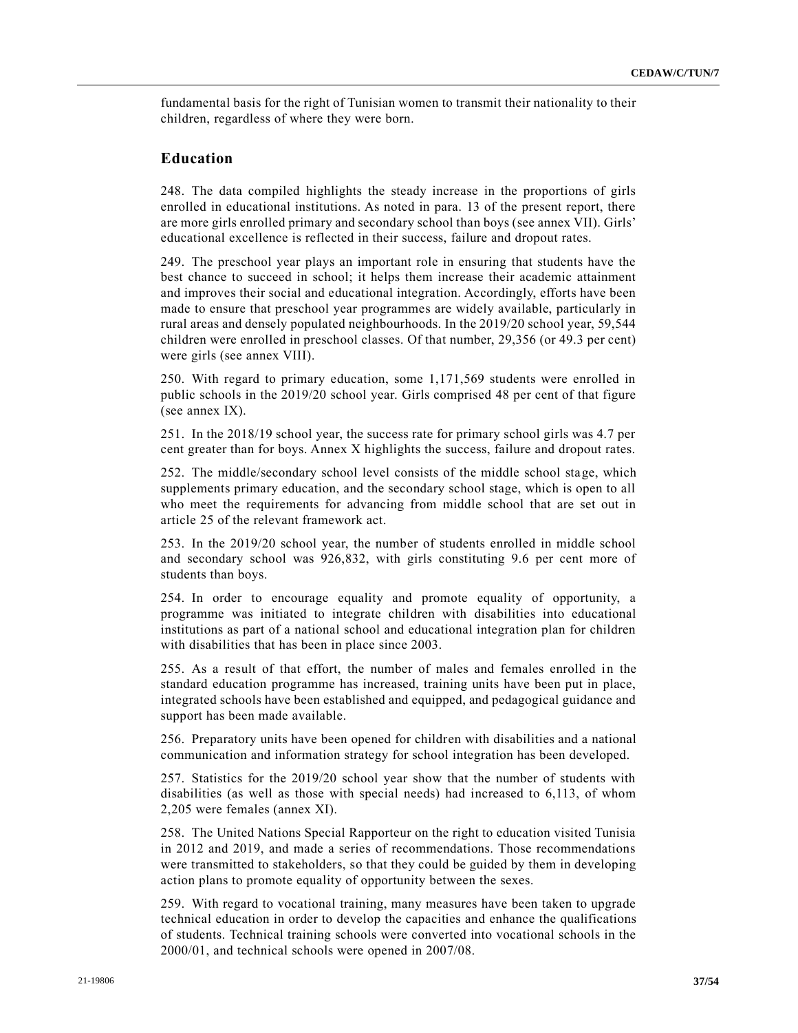fundamental basis for the right of Tunisian women to transmit their nationality to their children, regardless of where they were born.

## Education

248. The data compiled highlights the steady increase in the proportions of girls enrolled in educational institutions. As noted in para. 13 of the present report, there are more girls enrolled primary and secondary school than boys (see annex VII). Girls' educational excellence is reflected in their success, failure and dropout rates.

249. The preschool year plays an important role in ensuring that students have the best chance to succeed in school; it helps them increase their academic attainment and improves their social and educational integration. Accordingly, efforts have been made to ensure that preschool year programmes are widely available, particularly in rural areas and densely populated neighbourhoods. In the 2019/20 school year, 59,544 children were enrolled in preschool classes. Of that number, 29,356 (or 49.3 per cent) were girls (see annex VIII).

250. With regard to primary education, some 1,171,569 students were enrolled in public schools in the 2019/20 school year. Girls comprised 48 per cent of that figure (see annex IX).

251. In the 2018/19 school year, the success rate for primary school girls was 4.7 per cent greater than for boys. Annex X highlights the success, failure and dropout rates.

252. The middle/secondary school level consists of the middle school stage, which supplements primary education, and the secondary school stage, which is open to all who meet the requirements for advancing from middle school that are set out in article 25 of the relevant framework act.

253. In the 2019/20 school year, the number of students enrolled in middle school and secondary school was 926,832, with girls constituting 9.6 per cent more of students than boys.

254. In order to encourage equality and promote equality of opportunity, a programme was initiated to integrate children with disabilities into educational institutions as part of a national school and educational integration plan for children with disabilities that has been in place since 2003.

255. As a result of that effort, the number of males and females enrolled in the standard education programme has increased, training units have been put in place, integrated schools have been established and equipped, and pedagogical guidance and support has been made available.

256. Preparatory units have been opened for children with disabilities and a national communication and information strategy for school integration has been developed.

257. Statistics for the 2019/20 school year show that the number of students with disabilities (as well as those with special needs) had increased to 6,113, of whom 2,205 were females (annex XI).

258. The United Nations Special Rapporteur on the right to education visited Tunisia in 2012 and 2019, and made a series of recommendations. Those recommendations were transmitted to stakeholders, so that they could be guided by them in developing action plans to promote equality of opportunity between the sexes.

259. With regard to vocational training, many measures have been taken to upgrade technical education in order to develop the capacities and enhance the qualifications of students. Technical training schools were converted into vocational schools in the 2000/01, and technical schools were opened in 2007/08.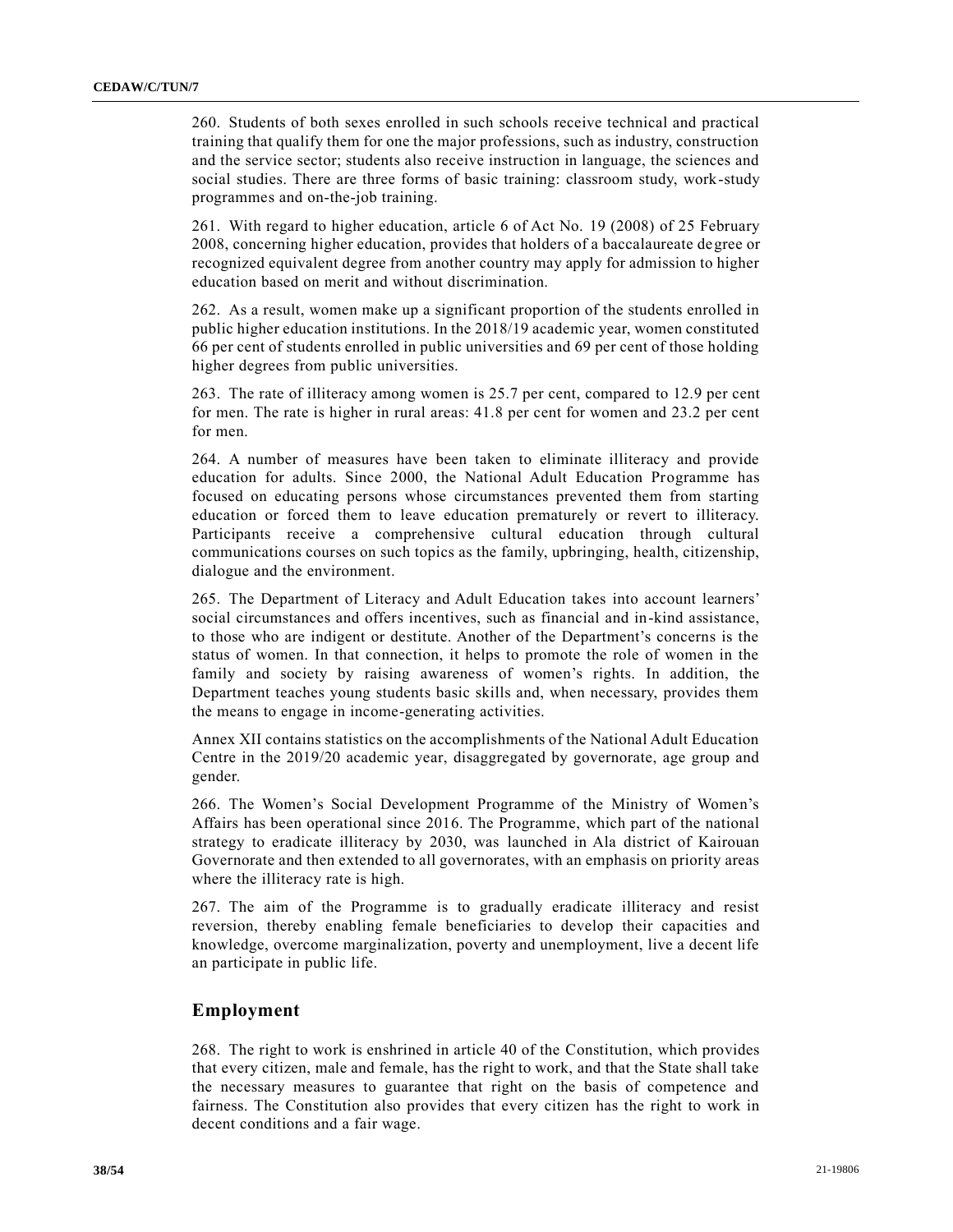260. Students of both sexes enrolled in such schools receive technical and practical training that qualify them for one the major professions, such as industry, construction and the service sector; students also receive instruction in language, the sciences and social studies. There are three forms of basic training: classroom study, work-study programmes and on-the-job training.

261. With regard to higher education, article 6 of Act No. 19 (2008) of 25 February 2008, concerning higher education, provides that holders of a baccalaureate degree or recognized equivalent degree from another country may apply for admission to higher education based on merit and without discrimination.

262. As a result, women make up a significant proportion of the students enrolled in public higher education institutions. In the 2018/19 academic year, women constituted 66 per cent of students enrolled in public universities and 69 per cent of those holding higher degrees from public universities.

263. The rate of illiteracy among women is 25.7 per cent, compared to 12.9 per cent for men. The rate is higher in rural areas: 41.8 per cent for women and 23.2 per cent for men.

264. A number of measures have been taken to eliminate illiteracy and provide education for adults. Since 2000, the National Adult Education Programme has focused on educating persons whose circumstances prevented them from starting education or forced them to leave education prematurely or revert to illiteracy. Participants receive a comprehensive cultural education through cultural communications courses on such topics as the family, upbringing, health, citizenship, dialogue and the environment.

265. The Department of Literacy and Adult Education takes into account learners' social circumstances and offers incentives, such as financial and in-kind assistance, to those who are indigent or destitute. Another of the Department's concerns is the status of women. In that connection, it helps to promote the role of women in the family and society by raising awareness of women's rights. In addition, the Department teaches young students basic skills and, when necessary, provides them the means to engage in income-generating activities.

Annex XII contains statistics on the accomplishments of the National Adult Education Centre in the 2019/20 academic year, disaggregated by governorate, age group and gender.

266. The Women's Social Development Programme of the Ministry of Women's Affairs has been operational since 2016. The Programme, which part of the national strategy to eradicate illiteracy by 2030, was launched in Ala district of Kairouan Governorate and then extended to all governorates, with an emphasis on priority areas where the illiteracy rate is high.

267. The aim of the Programme is to gradually eradicate illiteracy and resist reversion, thereby enabling female beneficiaries to develop their capacities and knowledge, overcome marginalization, poverty and unemployment, live a decent life an participate in public life.

## Employment

268. The right to work is enshrined in article 40 of the Constitution, which provides that every citizen, male and female, has the right to work, and that the State shall take the necessary measures to guarantee that right on the basis of competence and fairness. The Constitution also provides that every citizen has the right to work in decent conditions and a fair wage.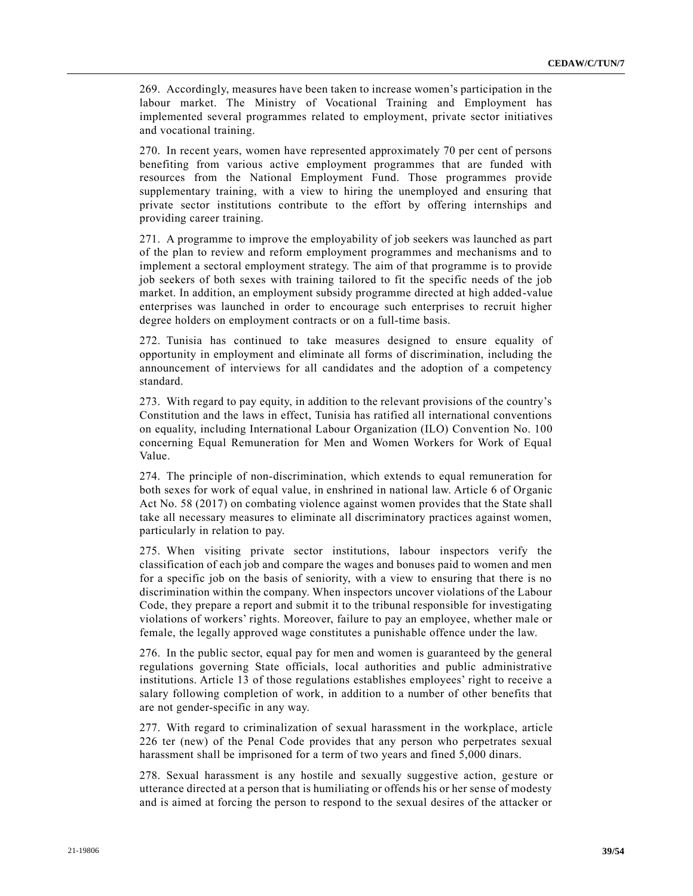269. Accordingly, measures have been taken to increase women's participation in the labour market. The Ministry of Vocational Training and Employment has implemented several programmes related to employment, private sector initiatives and vocational training.

270. In recent years, women have represented approximately 70 per cent of persons benefiting from various active employment programmes that are funded with resources from the National Employment Fund. Those programmes provide supplementary training, with a view to hiring the unemployed and ensuring that private sector institutions contribute to the effort by offering internships and providing career training.

271. A programme to improve the employability of job seekers was launched as part of the plan to review and reform employment programmes and mechanisms and to implement a sectoral employment strategy. The aim of that programme is to provide job seekers of both sexes with training tailored to fit the specific needs of the job market. In addition, an employment subsidy programme directed at high added-value enterprises was launched in order to encourage such enterprises to recruit higher degree holders on employment contracts or on a full-time basis.

272. Tunisia has continued to take measures designed to ensure equality of opportunity in employment and eliminate all forms of discrimination, including the announcement of interviews for all candidates and the adoption of a competency standard.

273. With regard to pay equity, in addition to the relevant provisions of the country's Constitution and the laws in effect, Tunisia has ratified all international conventions on equality, including International Labour Organization (ILO) Convention No. 100 concerning Equal Remuneration for Men and Women Workers for Work of Equal Value.

274. The principle of non-discrimination, which extends to equal remuneration for both sexes for work of equal value, in enshrined in national law. Article 6 of Organic Act No. 58 (2017) on combating violence against women provides that the State shall take all necessary measures to eliminate all discriminatory practices against women, particularly in relation to pay.

275. When visiting private sector institutions, labour inspectors verify the classification of each job and compare the wages and bonuses paid to women and men for a specific job on the basis of seniority, with a view to ensuring that there is no discrimination within the company. When inspectors uncover violations of the Labour Code, they prepare a report and submit it to the tribunal responsible for investigating violations of workers' rights. Moreover, failure to pay an employee, whether male or female, the legally approved wage constitutes a punishable offence under the law.

276. In the public sector, equal pay for men and women is guaranteed by the general regulations governing State officials, local authorities and public administrative institutions. Article 13 of those regulations establishes employees' right to receive a salary following completion of work, in addition to a number of other benefits that are not gender-specific in any way.

277. With regard to criminalization of sexual harassment in the workplace, article 226 ter (new) of the Penal Code provides that any person who perpetrates sexual harassment shall be imprisoned for a term of two years and fined 5,000 dinars.

278. Sexual harassment is any hostile and sexually suggestive action, gesture or utterance directed at a person that is humiliating or offends his or her sense of modesty and is aimed at forcing the person to respond to the sexual desires of the attacker or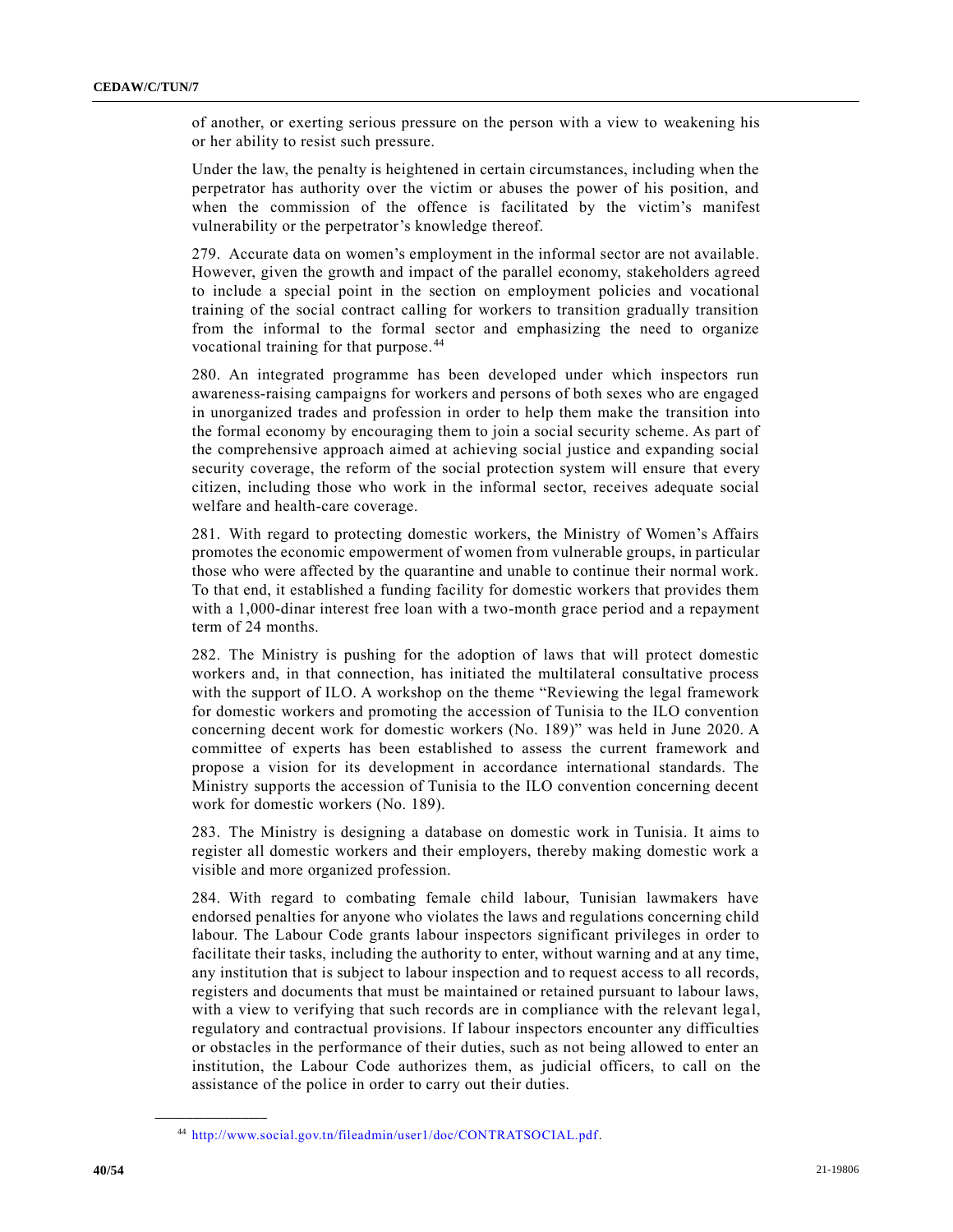of another, or exerting serious pressure on the person with a view to weakening his or her ability to resist such pressure.

Under the law, the penalty is heightened in certain circumstances, including when the perpetrator has authority over the victim or abuses the power of his position, and when the commission of the offence is facilitated by the victim's manifest vulnerability or the perpetrator's knowledge thereof.

279. Accurate data on women's employment in the informal sector are not available. However, given the growth and impact of the parallel economy, stakeholders agreed to include a special point in the section on employment policies and vocational training of the social contract calling for workers to transition gradually transition from the informal to the formal sector and emphasizing the need to organize vocational training for that purpose.[44]

280. An integrated programme has been developed under which inspectors run awareness-raising campaigns for workers and persons of both sexes who are engaged in unorganized trades and profession in order to help them make the transition into the formal economy by encouraging them to join a social security scheme. As part of the comprehensive approach aimed at achieving social justice and expanding social security coverage, the reform of the social protection system will ensure that every citizen, including those who work in the informal sector, receives adequate social welfare and health-care coverage.

281. With regard to protecting domestic workers, the Ministry of Women's Affairs promotes the economic empowerment of women from vulnerable groups, in particular those who were affected by the quarantine and unable to continue their normal work. To that end, it established a funding facility for domestic workers that provides them with a 1,000-dinar interest free loan with a two-month grace period and a repayment term of 24 months.

282. The Ministry is pushing for the adoption of laws that will protect domestic workers and, in that connection, has initiated the multilateral consultative process with the support of ILO. A workshop on the theme "Reviewing the legal framework for domestic workers and promoting the accession of Tunisia to the ILO convention concerning decent work for domestic workers (No. 189)" was held in June 2020. A committee of experts has been established to assess the current framework and propose a vision for its development in accordance international standards. The Ministry supports the accession of Tunisia to the ILO convention concerning decent work for domestic workers (No. 189).

283. The Ministry is designing a database on domestic work in Tunisia. It aims to register all domestic workers and their employers, thereby making domestic work a visible and more organized profession.

284. With regard to combating female child labour, Tunisian lawmakers have endorsed penalties for anyone who violates the laws and regulations concerning child labour. The Labour Code grants labour inspectors significant privileges in order to facilitate their tasks, including the authority to enter, without warning and at any time, any institution that is subject to labour inspection and to request access to all records, registers and documents that must be maintained or retained pursuant to labour laws, with a view to verifying that such records are in compliance with the relevant legal, regulatory and contractual provisions. If labour inspectors encounter any difficulties or obstacles in the performance of their duties, such as not being allowed to enter an institution, the Labour Code authorizes them, as judicial officers, to call on the assistance of the police in order to carry out their duties.

---

[44] http://www.social.gov.tn/fileadmin/user1/doc/CONTRATSOCIAL.pdf.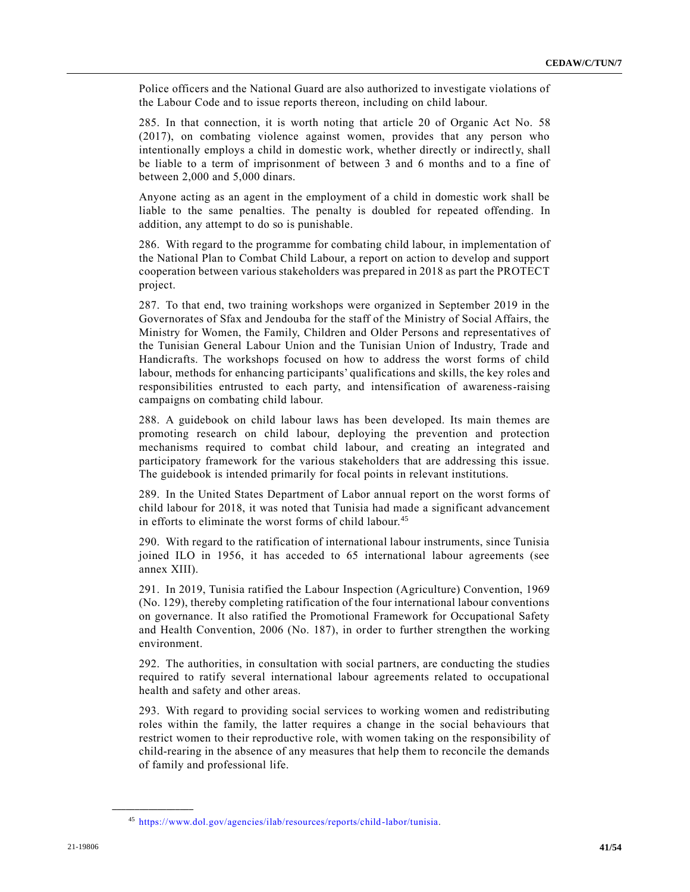Police officers and the National Guard are also authorized to investigate violations of the Labour Code and to issue reports thereon, including on child labour.

285. In that connection, it is worth noting that article 20 of Organic Act No. 58 (2017), on combating violence against women, provides that any person who intentionally employs a child in domestic work, whether directly or indirectly, shall be liable to a term of imprisonment of between 3 and 6 months and to a fine of between 2,000 and 5,000 dinars.

Anyone acting as an agent in the employment of a child in domestic work shall be liable to the same penalties. The penalty is doubled for repeated offending. In addition, any attempt to do so is punishable.

286. With regard to the programme for combating child labour, in implementation of the National Plan to Combat Child Labour, a report on action to develop and support cooperation between various stakeholders was prepared in 2018 as part the PROTECT project.

287. To that end, two training workshops were organized in September 2019 in the Governorates of Sfax and Jendouba for the staff of the Ministry of Social Affairs, the Ministry for Women, the Family, Children and Older Persons and representatives of the Tunisian General Labour Union and the Tunisian Union of Industry, Trade and Handicrafts. The workshops focused on how to address the worst forms of child labour, methods for enhancing participants' qualifications and skills, the key roles and responsibilities entrusted to each party, and intensification of awareness-raising campaigns on combating child labour.

288. A guidebook on child labour laws has been developed. Its main themes are promoting research on child labour, deploying the prevention and protection mechanisms required to combat child labour, and creating an integrated and participatory framework for the various stakeholders that are addressing this issue. The guidebook is intended primarily for focal points in relevant institutions.

289. In the United States Department of Labor annual report on the worst forms of child labour for 2018, it was noted that Tunisia had made a significant advancement in efforts to eliminate the worst forms of child labour.[45]

290. With regard to the ratification of international labour instruments, since Tunisia joined ILO in 1956, it has acceded to 65 international labour agreements (see annex XIII).

291. In 2019, Tunisia ratified the Labour Inspection (Agriculture) Convention, 1969 (No. 129), thereby completing ratification of the four international labour conventions on governance. It also ratified the Promotional Framework for Occupational Safety and Health Convention, 2006 (No. 187), in order to further strengthen the working environment.

292. The authorities, in consultation with social partners, are conducting the studies required to ratify several international labour agreements related to occupational health and safety and other areas.

293. With regard to providing social services to working women and redistributing roles within the family, the latter requires a change in the social behaviours that restrict women to their reproductive role, with women taking on the responsibility of child-rearing in the absence of any measures that help them to reconcile the demands of family and professional life.

---

[45] https://www.dol.gov/agencies/ilab/resources/reports/child-labor/tunisia.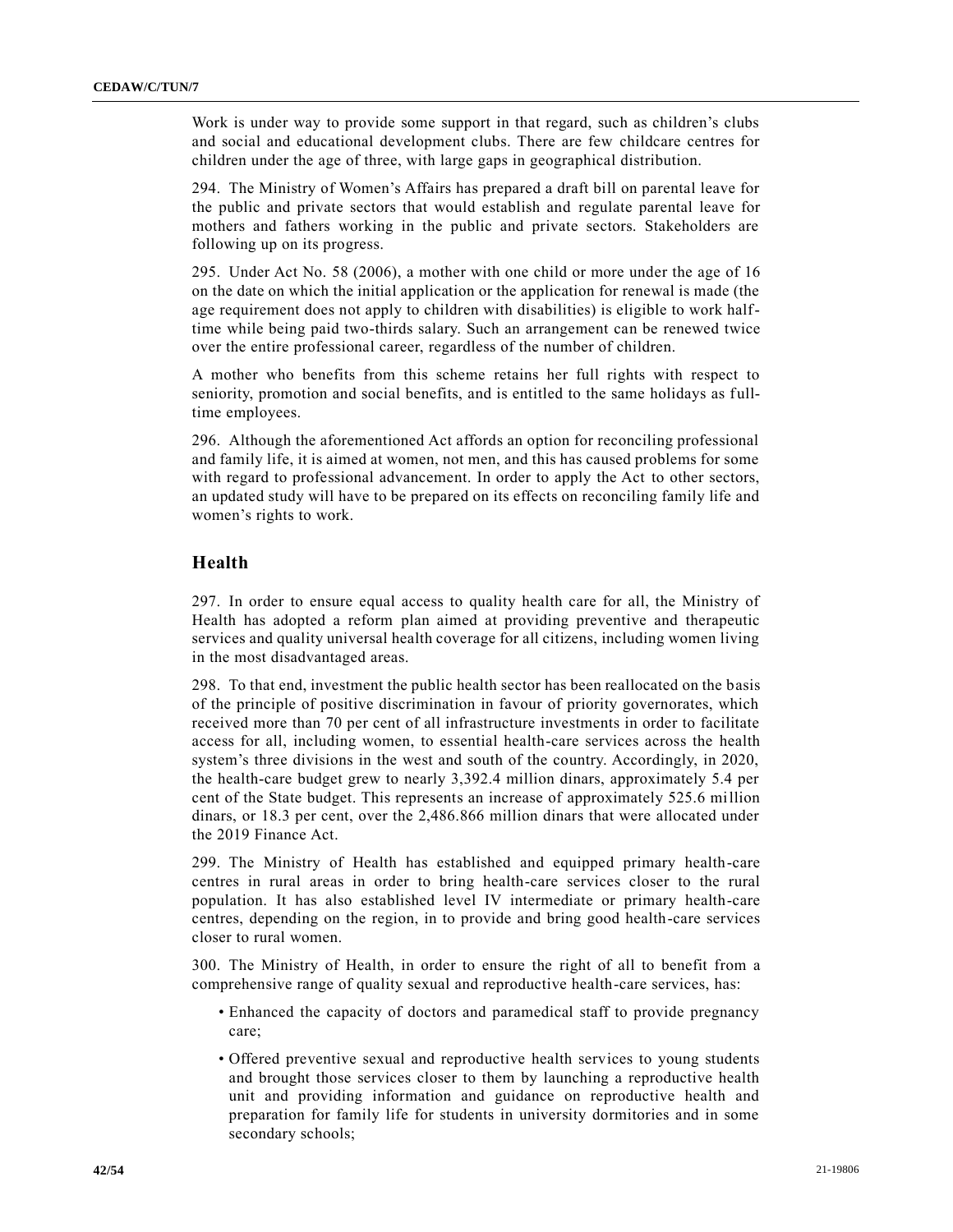Work is under way to provide some support in that regard, such as children's clubs and social and educational development clubs. There are few childcare centres for children under the age of three, with large gaps in geographical distribution.

294. The Ministry of Women's Affairs has prepared a draft bill on parental leave for the public and private sectors that would establish and regulate parental leave for mothers and fathers working in the public and private sectors. Stakeholders are following up on its progress.

295. Under Act No. 58 (2006), a mother with one child or more under the age of 16 on the date on which the initial application or the application for renewal is made (the age requirement does not apply to children with disabilities) is eligible to work half-time while being paid two-thirds salary. Such an arrangement can be renewed twice over the entire professional career, regardless of the number of children.

A mother who benefits from this scheme retains her full rights with respect to seniority, promotion and social benefits, and is entitled to the same holidays as full-time employees.

296. Although the aforementioned Act affords an option for reconciling professional and family life, it is aimed at women, not men, and this has caused problems for some with regard to professional advancement. In order to apply the Act to other sectors, an updated study will have to be prepared on its effects on reconciling family life and women's rights to work.

## Health

297. In order to ensure equal access to quality health care for all, the Ministry of Health has adopted a reform plan aimed at providing preventive and therapeutic services and quality universal health coverage for all citizens, including women living in the most disadvantaged areas.

298. To that end, investment the public health sector has been reallocated on the basis of the principle of positive discrimination in favour of priority governorates, which received more than 70 per cent of all infrastructure investments in order to facilitate access for all, including women, to essential health-care services across the health system's three divisions in the west and south of the country. Accordingly, in 2020, the health-care budget grew to nearly 3,392.4 million dinars, approximately 5.4 per cent of the State budget. This represents an increase of approximately 525.6 million dinars, or 18.3 per cent, over the 2,486.866 million dinars that were allocated under the 2019 Finance Act.

299. The Ministry of Health has established and equipped primary health-care centres in rural areas in order to bring health-care services closer to the rural population. It has also established level IV intermediate or primary health-care centres, depending on the region, in to provide and bring good health-care services closer to rural women.

300. The Ministry of Health, in order to ensure the right of all to benefit from a comprehensive range of quality sexual and reproductive health-care services, has:

- Enhanced the capacity of doctors and paramedical staff to provide pregnancy care;
- Offered preventive sexual and reproductive health services to young students and brought those services closer to them by launching a reproductive health unit and providing information and guidance on reproductive health and preparation for family life for students in university dormitories and in some secondary schools;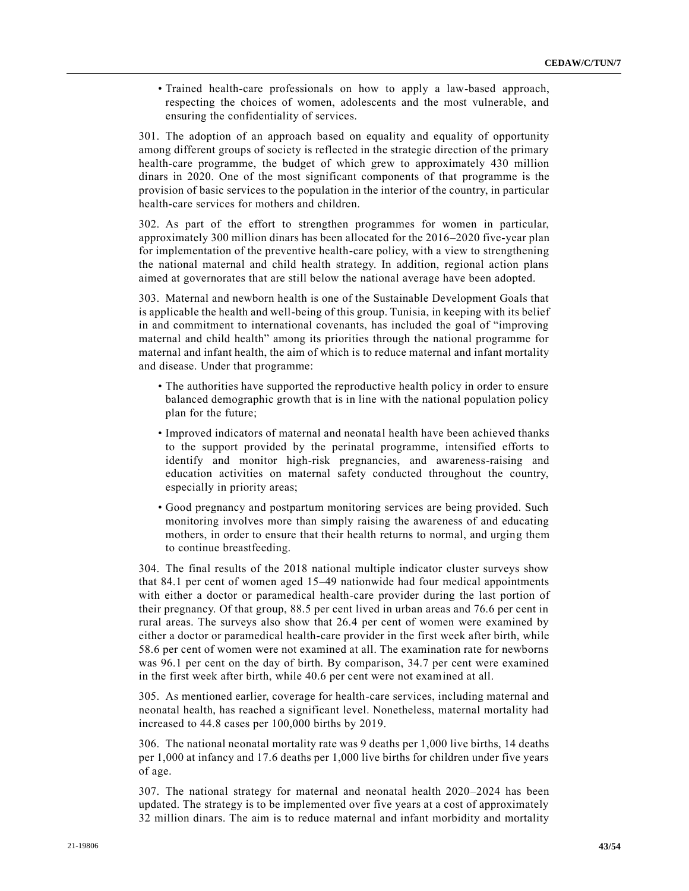- Trained health-care professionals on how to apply a law-based approach, respecting the choices of women, adolescents and the most vulnerable, and ensuring the confidentiality of services.

301. The adoption of an approach based on equality and equality of opportunity among different groups of society is reflected in the strategic direction of the primary health-care programme, the budget of which grew to approximately 430 million dinars in 2020. One of the most significant components of that programme is the provision of basic services to the population in the interior of the country, in particular health-care services for mothers and children.

302. As part of the effort to strengthen programmes for women in particular, approximately 300 million dinars has been allocated for the 2016–2020 five-year plan for implementation of the preventive health-care policy, with a view to strengthening the national maternal and child health strategy. In addition, regional action plans aimed at governorates that are still below the national average have been adopted.

303. Maternal and newborn health is one of the Sustainable Development Goals that is applicable the health and well-being of this group. Tunisia, in keeping with its belief in and commitment to international covenants, has included the goal of "improving maternal and child health" among its priorities through the national programme for maternal and infant health, the aim of which is to reduce maternal and infant mortality and disease. Under that programme:

- The authorities have supported the reproductive health policy in order to ensure balanced demographic growth that is in line with the national population policy plan for the future;
- Improved indicators of maternal and neonatal health have been achieved thanks to the support provided by the perinatal programme, intensified efforts to identify and monitor high-risk pregnancies, and awareness-raising and education activities on maternal safety conducted throughout the country, especially in priority areas;
- Good pregnancy and postpartum monitoring services are being provided. Such monitoring involves more than simply raising the awareness of and educating mothers, in order to ensure that their health returns to normal, and urging them to continue breastfeeding.

304. The final results of the 2018 national multiple indicator cluster surveys show that 84.1 per cent of women aged 15–49 nationwide had four medical appointments with either a doctor or paramedical health-care provider during the last portion of their pregnancy. Of that group, 88.5 per cent lived in urban areas and 76.6 per cent in rural areas. The surveys also show that 26.4 per cent of women were examined by either a doctor or paramedical health-care provider in the first week after birth, while 58.6 per cent of women were not examined at all. The examination rate for newborns was 96.1 per cent on the day of birth. By comparison, 34.7 per cent were examined in the first week after birth, while 40.6 per cent were not examined at all.

305. As mentioned earlier, coverage for health-care services, including maternal and neonatal health, has reached a significant level. Nonetheless, maternal mortality had increased to 44.8 cases per 100,000 births by 2019.

306. The national neonatal mortality rate was 9 deaths per 1,000 live births, 14 deaths per 1,000 at infancy and 17.6 deaths per 1,000 live births for children under five years of age.

307. The national strategy for maternal and neonatal health 2020–2024 has been updated. The strategy is to be implemented over five years at a cost of approximately 32 million dinars. The aim is to reduce maternal and infant morbidity and mortality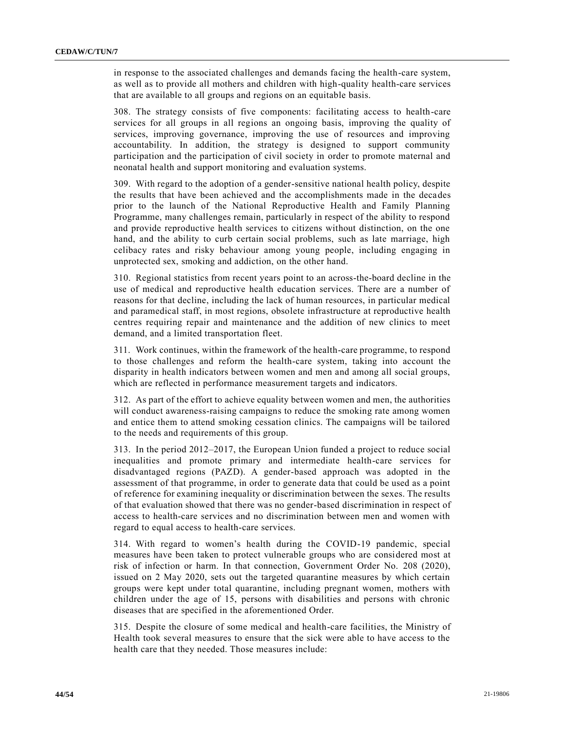in response to the associated challenges and demands facing the health-care system, as well as to provide all mothers and children with high-quality health-care services that are available to all groups and regions on an equitable basis.

308. The strategy consists of five components: facilitating access to health-care services for all groups in all regions an ongoing basis, improving the quality of services, improving governance, improving the use of resources and improving accountability. In addition, the strategy is designed to support community participation and the participation of civil society in order to promote maternal and neonatal health and support monitoring and evaluation systems.

309. With regard to the adoption of a gender-sensitive national health policy, despite the results that have been achieved and the accomplishments made in the decades prior to the launch of the National Reproductive Health and Family Planning Programme, many challenges remain, particularly in respect of the ability to respond and provide reproductive health services to citizens without distinction, on the one hand, and the ability to curb certain social problems, such as late marriage, high celibacy rates and risky behaviour among young people, including engaging in unprotected sex, smoking and addiction, on the other hand.

310. Regional statistics from recent years point to an across-the-board decline in the use of medical and reproductive health education services. There are a number of reasons for that decline, including the lack of human resources, in particular medical and paramedical staff, in most regions, obsolete infrastructure at reproductive health centres requiring repair and maintenance and the addition of new clinics to meet demand, and a limited transportation fleet.

311. Work continues, within the framework of the health-care programme, to respond to those challenges and reform the health-care system, taking into account the disparity in health indicators between women and men and among all social groups, which are reflected in performance measurement targets and indicators.

312. As part of the effort to achieve equality between women and men, the authorities will conduct awareness-raising campaigns to reduce the smoking rate among women and entice them to attend smoking cessation clinics. The campaigns will be tailored to the needs and requirements of this group.

313. In the period 2012–2017, the European Union funded a project to reduce social inequalities and promote primary and intermediate health-care services for disadvantaged regions (PAZD). A gender-based approach was adopted in the assessment of that programme, in order to generate data that could be used as a point of reference for examining inequality or discrimination between the sexes. The results of that evaluation showed that there was no gender-based discrimination in respect of access to health-care services and no discrimination between men and women with regard to equal access to health-care services.

314. With regard to women's health during the COVID-19 pandemic, special measures have been taken to protect vulnerable groups who are considered most at risk of infection or harm. In that connection, Government Order No. 208 (2020), issued on 2 May 2020, sets out the targeted quarantine measures by which certain groups were kept under total quarantine, including pregnant women, mothers with children under the age of 15, persons with disabilities and persons with chronic diseases that are specified in the aforementioned Order.

315. Despite the closure of some medical and health-care facilities, the Ministry of Health took several measures to ensure that the sick were able to have access to the health care that they needed. Those measures include: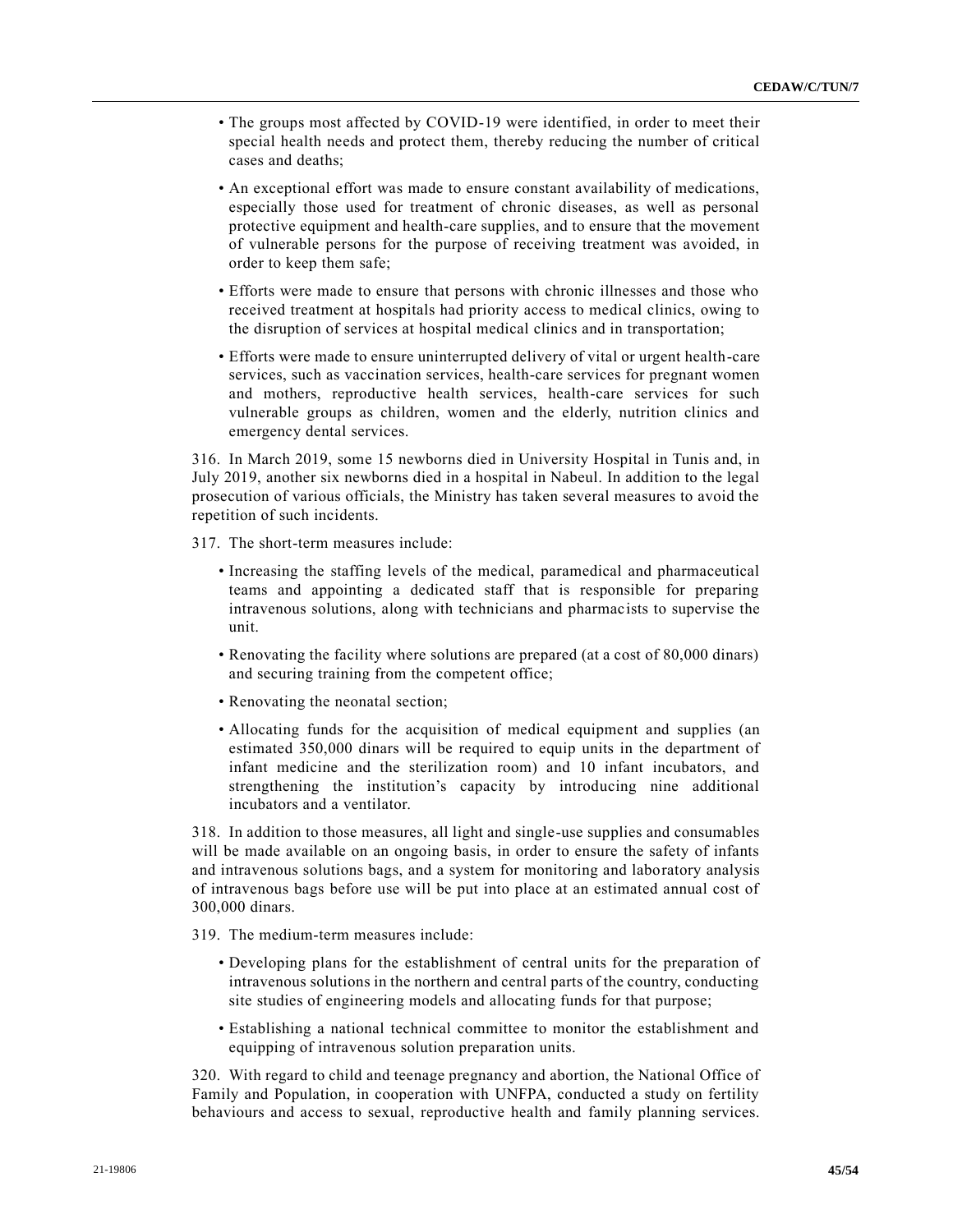- The groups most affected by COVID-19 were identified, in order to meet their special health needs and protect them, thereby reducing the number of critical cases and deaths;
- An exceptional effort was made to ensure constant availability of medications, especially those used for treatment of chronic diseases, as well as personal protective equipment and health-care supplies, and to ensure that the movement of vulnerable persons for the purpose of receiving treatment was avoided, in order to keep them safe;
- Efforts were made to ensure that persons with chronic illnesses and those who received treatment at hospitals had priority access to medical clinics, owing to the disruption of services at hospital medical clinics and in transportation;
- Efforts were made to ensure uninterrupted delivery of vital or urgent health-care services, such as vaccination services, health-care services for pregnant women and mothers, reproductive health services, health-care services for such vulnerable groups as children, women and the elderly, nutrition clinics and emergency dental services.

316. In March 2019, some 15 newborns died in University Hospital in Tunis and, in July 2019, another six newborns died in a hospital in Nabeul. In addition to the legal prosecution of various officials, the Ministry has taken several measures to avoid the repetition of such incidents.

317. The short-term measures include:

- Increasing the staffing levels of the medical, paramedical and pharmaceutical teams and appointing a dedicated staff that is responsible for preparing intravenous solutions, along with technicians and pharmacists to supervise the unit.
- Renovating the facility where solutions are prepared (at a cost of 80,000 dinars) and securing training from the competent office;
- Renovating the neonatal section;
- Allocating funds for the acquisition of medical equipment and supplies (an estimated 350,000 dinars will be required to equip units in the department of infant medicine and the sterilization room) and 10 infant incubators, and strengthening the institution's capacity by introducing nine additional incubators and a ventilator.

318. In addition to those measures, all light and single-use supplies and consumables will be made available on an ongoing basis, in order to ensure the safety of infants and intravenous solutions bags, and a system for monitoring and laboratory analysis of intravenous bags before use will be put into place at an estimated annual cost of 300,000 dinars.

319. The medium-term measures include:

- Developing plans for the establishment of central units for the preparation of intravenous solutions in the northern and central parts of the country, conducting site studies of engineering models and allocating funds for that purpose;
- Establishing a national technical committee to monitor the establishment and equipping of intravenous solution preparation units.

320. With regard to child and teenage pregnancy and abortion, the National Office of Family and Population, in cooperation with UNFPA, conducted a study on fertility behaviours and access to sexual, reproductive health and family planning services.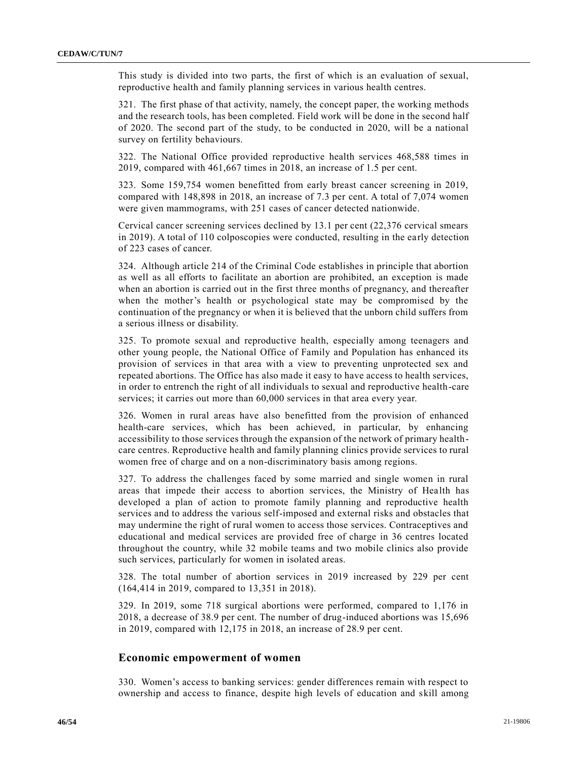This study is divided into two parts, the first of which is an evaluation of sexual, reproductive health and family planning services in various health centres.

321. The first phase of that activity, namely, the concept paper, the working methods and the research tools, has been completed. Field work will be done in the second half of 2020. The second part of the study, to be conducted in 2020, will be a national survey on fertility behaviours.

322. The National Office provided reproductive health services 468,588 times in 2019, compared with 461,667 times in 2018, an increase of 1.5 per cent.

323. Some 159,754 women benefitted from early breast cancer screening in 2019, compared with 148,898 in 2018, an increase of 7.3 per cent. A total of 7,074 women were given mammograms, with 251 cases of cancer detected nationwide.

Cervical cancer screening services declined by 13.1 per cent (22,376 cervical smears in 2019). A total of 110 colposcopies were conducted, resulting in the early detection of 223 cases of cancer.

324. Although article 214 of the Criminal Code establishes in principle that abortion as well as all efforts to facilitate an abortion are prohibited, an exception is made when an abortion is carried out in the first three months of pregnancy, and thereafter when the mother's health or psychological state may be compromised by the continuation of the pregnancy or when it is believed that the unborn child suffers from a serious illness or disability.

325. To promote sexual and reproductive health, especially among teenagers and other young people, the National Office of Family and Population has enhanced its provision of services in that area with a view to preventing unprotected sex and repeated abortions. The Office has also made it easy to have access to health services, in order to entrench the right of all individuals to sexual and reproductive health-care services; it carries out more than 60,000 services in that area every year.

326. Women in rural areas have also benefitted from the provision of enhanced health-care services, which has been achieved, in particular, by enhancing accessibility to those services through the expansion of the network of primary health-care centres. Reproductive health and family planning clinics provide services to rural women free of charge and on a non-discriminatory basis among regions.

327. To address the challenges faced by some married and single women in rural areas that impede their access to abortion services, the Ministry of Health has developed a plan of action to promote family planning and reproductive health services and to address the various self-imposed and external risks and obstacles that may undermine the right of rural women to access those services. Contraceptives and educational and medical services are provided free of charge in 36 centres located throughout the country, while 32 mobile teams and two mobile clinics also provide such services, particularly for women in isolated areas.

328. The total number of abortion services in 2019 increased by 229 per cent (164,414 in 2019, compared to 13,351 in 2018).

329. In 2019, some 718 surgical abortions were performed, compared to 1,176 in 2018, a decrease of 38.9 per cent. The number of drug-induced abortions was 15,696 in 2019, compared with 12,175 in 2018, an increase of 28.9 per cent.

## Economic empowerment of women

330. Women's access to banking services: gender differences remain with respect to ownership and access to finance, despite high levels of education and skill among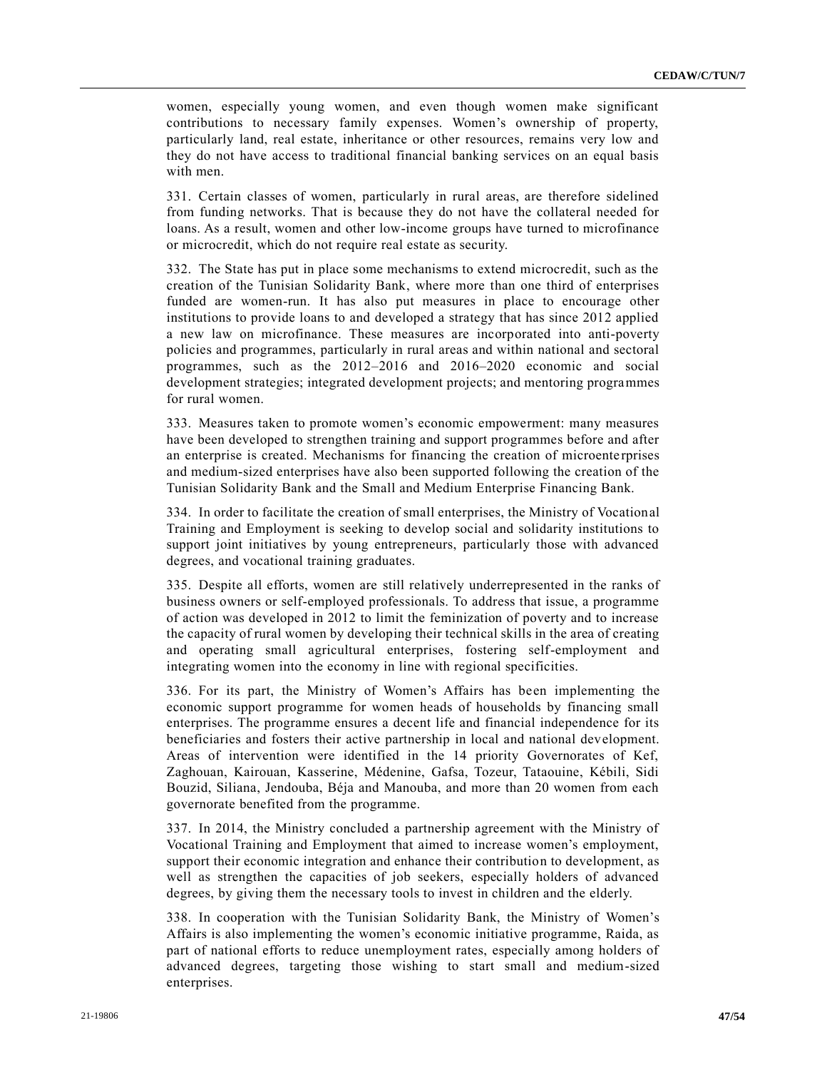women, especially young women, and even though women make significant contributions to necessary family expenses. Women's ownership of property, particularly land, real estate, inheritance or other resources, remains very low and they do not have access to traditional financial banking services on an equal basis with men.

331. Certain classes of women, particularly in rural areas, are therefore sidelined from funding networks. That is because they do not have the collateral needed for loans. As a result, women and other low-income groups have turned to microfinance or microcredit, which do not require real estate as security.

332. The State has put in place some mechanisms to extend microcredit, such as the creation of the Tunisian Solidarity Bank, where more than one third of enterprises funded are women-run. It has also put measures in place to encourage other institutions to provide loans to and developed a strategy that has since 2012 applied a new law on microfinance. These measures are incorporated into anti-poverty policies and programmes, particularly in rural areas and within national and sectoral programmes, such as the 2012–2016 and 2016–2020 economic and social development strategies; integrated development projects; and mentoring programmes for rural women.

333. Measures taken to promote women's economic empowerment: many measures have been developed to strengthen training and support programmes before and after an enterprise is created. Mechanisms for financing the creation of microenterprises and medium-sized enterprises have also been supported following the creation of the Tunisian Solidarity Bank and the Small and Medium Enterprise Financing Bank.

334. In order to facilitate the creation of small enterprises, the Ministry of Vocational Training and Employment is seeking to develop social and solidarity institutions to support joint initiatives by young entrepreneurs, particularly those with advanced degrees, and vocational training graduates.

335. Despite all efforts, women are still relatively underrepresented in the ranks of business owners or self-employed professionals. To address that issue, a programme of action was developed in 2012 to limit the feminization of poverty and to increase the capacity of rural women by developing their technical skills in the area of creating and operating small agricultural enterprises, fostering self-employment and integrating women into the economy in line with regional specificities.

336. For its part, the Ministry of Women's Affairs has been implementing the economic support programme for women heads of households by financing small enterprises. The programme ensures a decent life and financial independence for its beneficiaries and fosters their active partnership in local and national development. Areas of intervention were identified in the 14 priority Governorates of Kef, Zaghouan, Kairouan, Kasserine, Médenine, Gafsa, Tozeur, Tataouine, Kébili, Sidi Bouzid, Siliana, Jendouba, Béja and Manouba, and more than 20 women from each governorate benefited from the programme.

337. In 2014, the Ministry concluded a partnership agreement with the Ministry of Vocational Training and Employment that aimed to increase women's employment, support their economic integration and enhance their contribution to development, as well as strengthen the capacities of job seekers, especially holders of advanced degrees, by giving them the necessary tools to invest in children and the elderly.

338. In cooperation with the Tunisian Solidarity Bank, the Ministry of Women's Affairs is also implementing the women's economic initiative programme, Raida, as part of national efforts to reduce unemployment rates, especially among holders of advanced degrees, targeting those wishing to start small and medium-sized enterprises.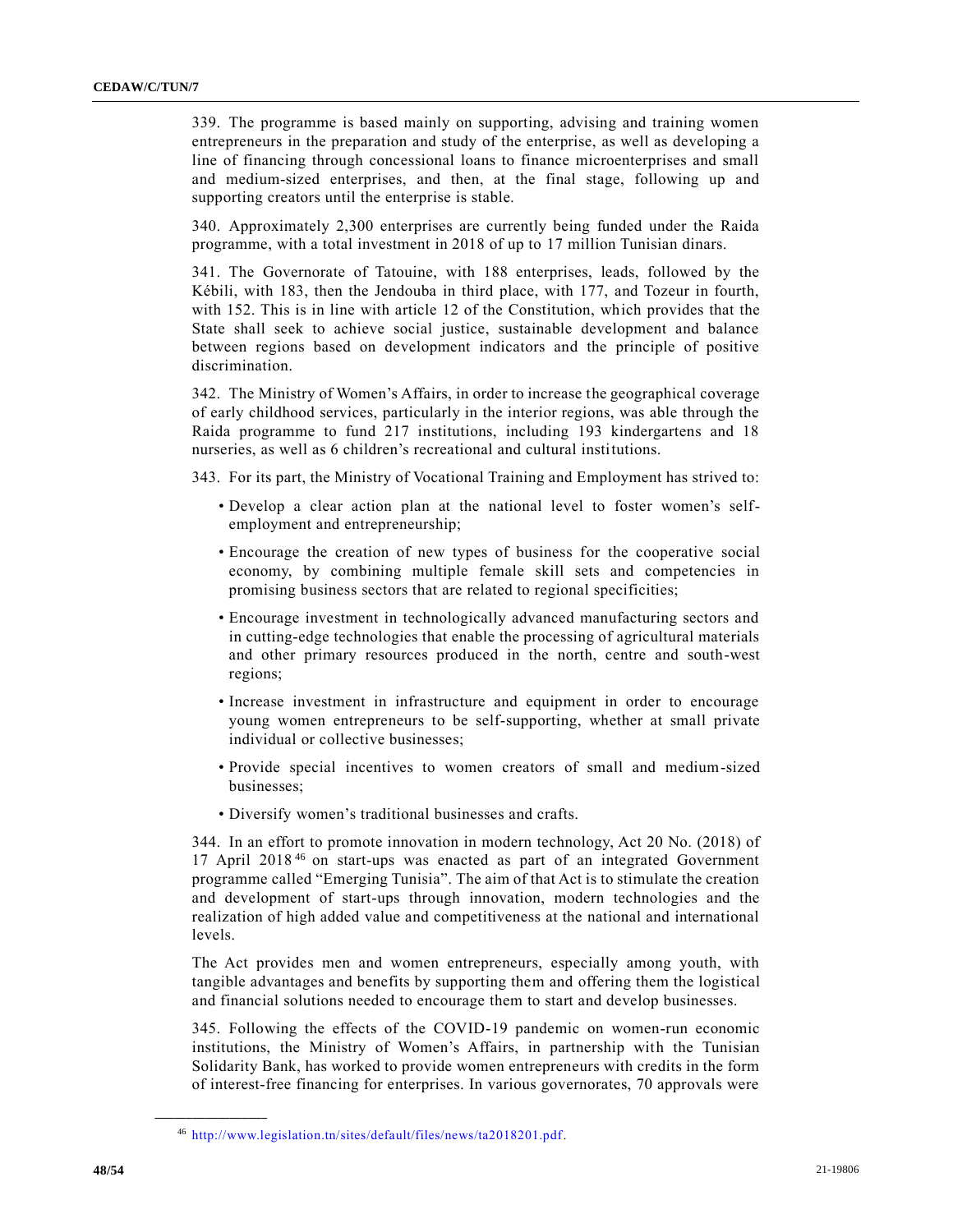339. The programme is based mainly on supporting, advising and training women entrepreneurs in the preparation and study of the enterprise, as well as developing a line of financing through concessional loans to finance microenterprises and small and medium-sized enterprises, and then, at the final stage, following up and supporting creators until the enterprise is stable.

340. Approximately 2,300 enterprises are currently being funded under the Raida programme, with a total investment in 2018 of up to 17 million Tunisian dinars.

341. The Governorate of Tatouine, with 188 enterprises, leads, followed by the Kébili, with 183, then the Jendouba in third place, with 177, and Tozeur in fourth, with 152. This is in line with article 12 of the Constitution, which provides that the State shall seek to achieve social justice, sustainable development and balance between regions based on development indicators and the principle of positive discrimination.

342. The Ministry of Women's Affairs, in order to increase the geographical coverage of early childhood services, particularly in the interior regions, was able through the Raida programme to fund 217 institutions, including 193 kindergartens and 18 nurseries, as well as 6 children's recreational and cultural institutions.

343. For its part, the Ministry of Vocational Training and Employment has strived to:

- Develop a clear action plan at the national level to foster women's self-employment and entrepreneurship;
- Encourage the creation of new types of business for the cooperative social economy, by combining multiple female skill sets and competencies in promising business sectors that are related to regional specificities;
- Encourage investment in technologically advanced manufacturing sectors and in cutting-edge technologies that enable the processing of agricultural materials and other primary resources produced in the north, centre and south-west regions;
- Increase investment in infrastructure and equipment in order to encourage young women entrepreneurs to be self-supporting, whether at small private individual or collective businesses;
- Provide special incentives to women creators of small and medium-sized businesses;
- Diversify women's traditional businesses and crafts.

344. In an effort to promote innovation in modern technology, Act 20 No. (2018) of 17 April 2018[46] on start-ups was enacted as part of an integrated Government programme called "Emerging Tunisia". The aim of that Act is to stimulate the creation and development of start-ups through innovation, modern technologies and the realization of high added value and competitiveness at the national and international levels.

The Act provides men and women entrepreneurs, especially among youth, with tangible advantages and benefits by supporting them and offering them the logistical and financial solutions needed to encourage them to start and develop businesses.

345. Following the effects of the COVID-19 pandemic on women-run economic institutions, the Ministry of Women's Affairs, in partnership with the Tunisian Solidarity Bank, has worked to provide women entrepreneurs with credits in the form of interest-free financing for enterprises. In various governorates, 70 approvals were

---

[46] http://www.legislation.tn/sites/default/files/news/ta2018201.pdf.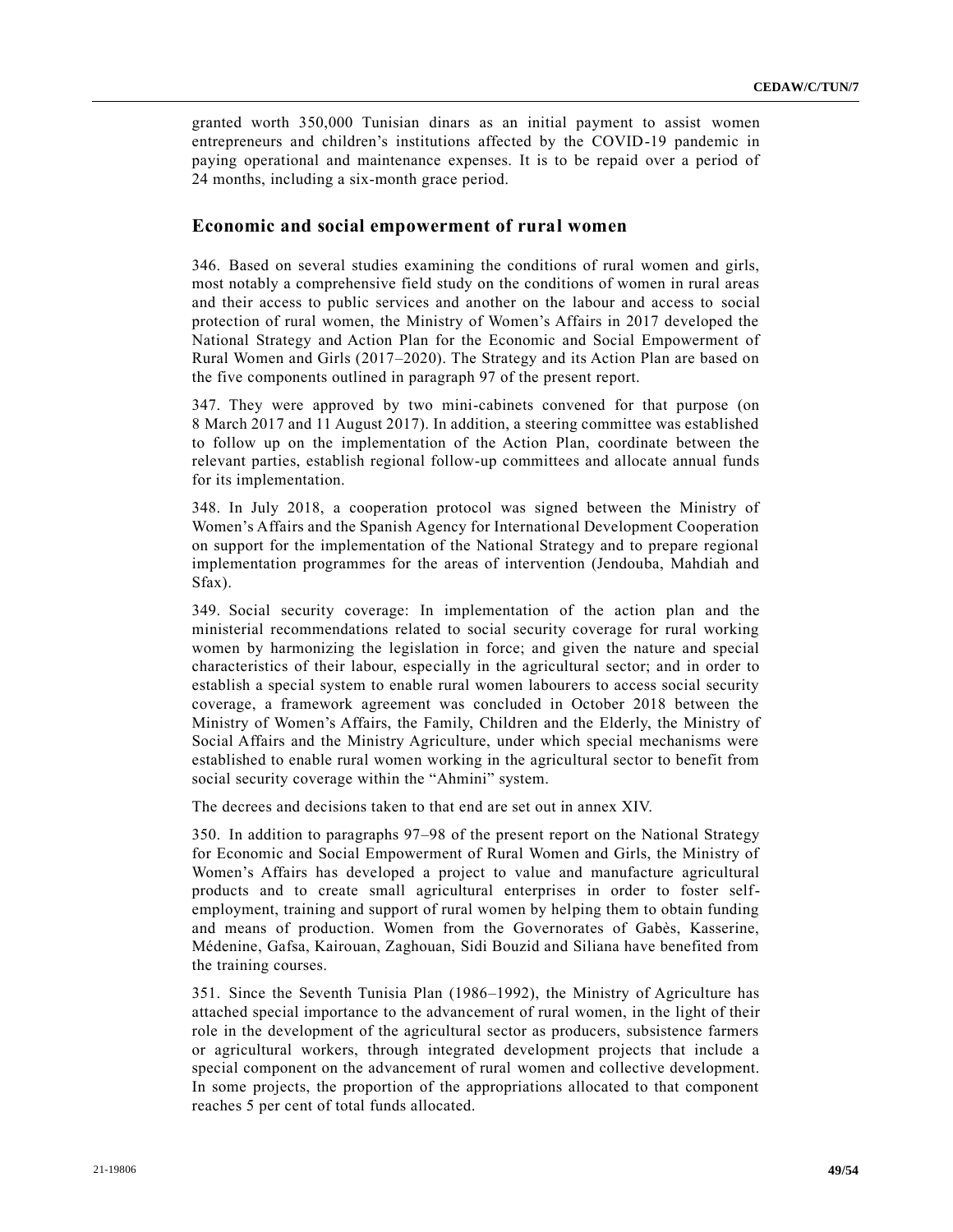granted worth 350,000 Tunisian dinars as an initial payment to assist women entrepreneurs and children's institutions affected by the COVID-19 pandemic in paying operational and maintenance expenses. It is to be repaid over a period of 24 months, including a six-month grace period.

## Economic and social empowerment of rural women

346. Based on several studies examining the conditions of rural women and girls, most notably a comprehensive field study on the conditions of women in rural areas and their access to public services and another on the labour and access to social protection of rural women, the Ministry of Women's Affairs in 2017 developed the National Strategy and Action Plan for the Economic and Social Empowerment of Rural Women and Girls (2017–2020). The Strategy and its Action Plan are based on the five components outlined in paragraph 97 of the present report.

347. They were approved by two mini-cabinets convened for that purpose (on 8 March 2017 and 11 August 2017). In addition, a steering committee was established to follow up on the implementation of the Action Plan, coordinate between the relevant parties, establish regional follow-up committees and allocate annual funds for its implementation.

348. In July 2018, a cooperation protocol was signed between the Ministry of Women's Affairs and the Spanish Agency for International Development Cooperation on support for the implementation of the National Strategy and to prepare regional implementation programmes for the areas of intervention (Jendouba, Mahdiah and Sfax).

349. Social security coverage: In implementation of the action plan and the ministerial recommendations related to social security coverage for rural working women by harmonizing the legislation in force; and given the nature and special characteristics of their labour, especially in the agricultural sector; and in order to establish a special system to enable rural women labourers to access social security coverage, a framework agreement was concluded in October 2018 between the Ministry of Women's Affairs, the Family, Children and the Elderly, the Ministry of Social Affairs and the Ministry Agriculture, under which special mechanisms were established to enable rural women working in the agricultural sector to benefit from social security coverage within the "Ahmini" system.

The decrees and decisions taken to that end are set out in annex XIV.

350. In addition to paragraphs 97–98 of the present report on the National Strategy for Economic and Social Empowerment of Rural Women and Girls, the Ministry of Women's Affairs has developed a project to value and manufacture agricultural products and to create small agricultural enterprises in order to foster self-employment, training and support of rural women by helping them to obtain funding and means of production. Women from the Governorates of Gabès, Kasserine, Médenine, Gafsa, Kairouan, Zaghouan, Sidi Bouzid and Siliana have benefited from the training courses.

351. Since the Seventh Tunisia Plan (1986–1992), the Ministry of Agriculture has attached special importance to the advancement of rural women, in the light of their role in the development of the agricultural sector as producers, subsistence farmers or agricultural workers, through integrated development projects that include a special component on the advancement of rural women and collective development. In some projects, the proportion of the appropriations allocated to that component reaches 5 per cent of total funds allocated.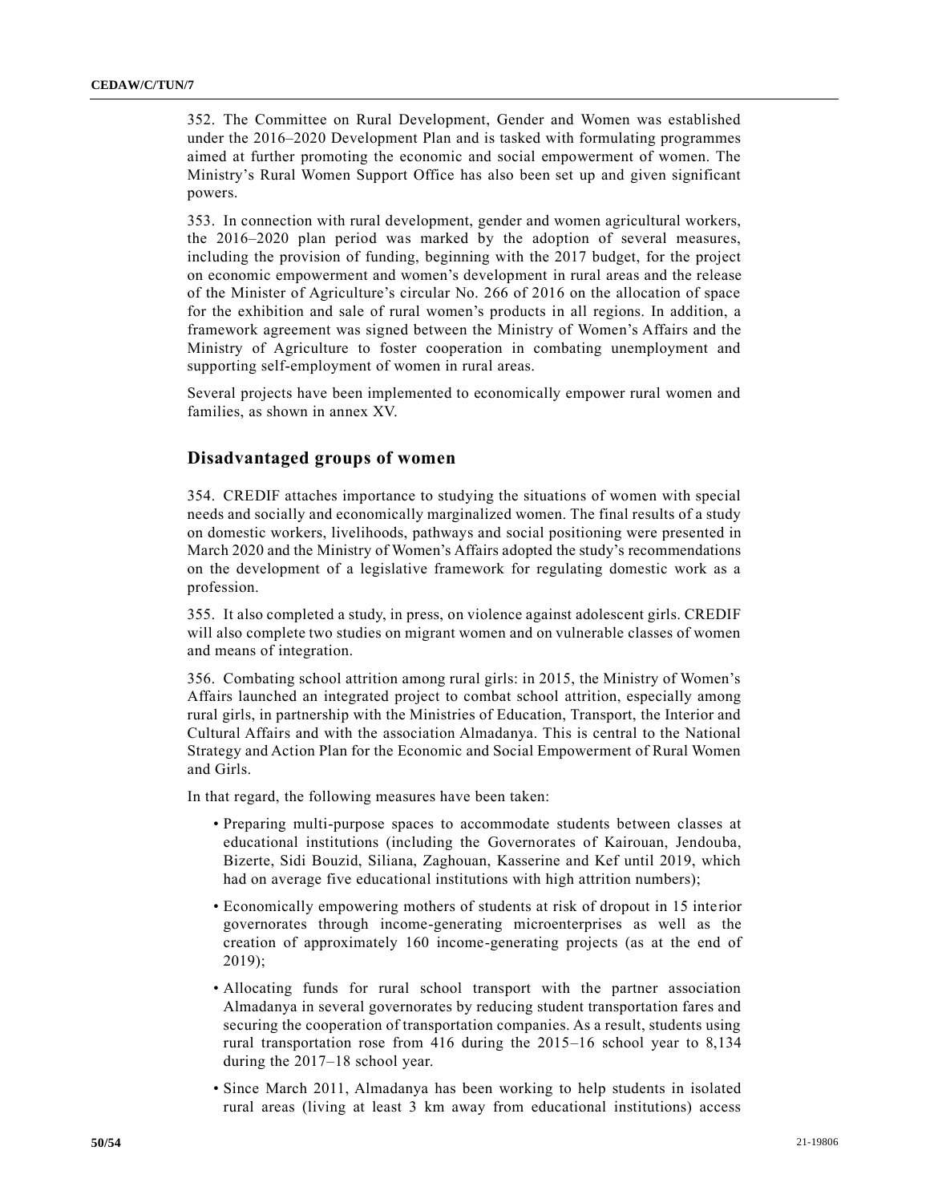352. The Committee on Rural Development, Gender and Women was established under the 2016–2020 Development Plan and is tasked with formulating programmes aimed at further promoting the economic and social empowerment of women. The Ministry's Rural Women Support Office has also been set up and given significant powers.

353. In connection with rural development, gender and women agricultural workers, the 2016–2020 plan period was marked by the adoption of several measures, including the provision of funding, beginning with the 2017 budget, for the project on economic empowerment and women's development in rural areas and the release of the Minister of Agriculture's circular No. 266 of 2016 on the allocation of space for the exhibition and sale of rural women's products in all regions. In addition, a framework agreement was signed between the Ministry of Women's Affairs and the Ministry of Agriculture to foster cooperation in combating unemployment and supporting self-employment of women in rural areas.

Several projects have been implemented to economically empower rural women and families, as shown in annex XV.

## Disadvantaged groups of women

354. CREDIF attaches importance to studying the situations of women with special needs and socially and economically marginalized women. The final results of a study on domestic workers, livelihoods, pathways and social positioning were presented in March 2020 and the Ministry of Women's Affairs adopted the study's recommendations on the development of a legislative framework for regulating domestic work as a profession.

355. It also completed a study, in press, on violence against adolescent girls. CREDIF will also complete two studies on migrant women and on vulnerable classes of women and means of integration.

356. Combating school attrition among rural girls: in 2015, the Ministry of Women's Affairs launched an integrated project to combat school attrition, especially among rural girls, in partnership with the Ministries of Education, Transport, the Interior and Cultural Affairs and with the association Almadanya. This is central to the National Strategy and Action Plan for the Economic and Social Empowerment of Rural Women and Girls.

In that regard, the following measures have been taken:

- Preparing multi-purpose spaces to accommodate students between classes at educational institutions (including the Governorates of Kairouan, Jendouba, Bizerte, Sidi Bouzid, Siliana, Zaghouan, Kasserine and Kef until 2019, which had on average five educational institutions with high attrition numbers);
- Economically empowering mothers of students at risk of dropout in 15 interior governorates through income-generating microenterprises as well as the creation of approximately 160 income-generating projects (as at the end of 2019);
- Allocating funds for rural school transport with the partner association Almadanya in several governorates by reducing student transportation fares and securing the cooperation of transportation companies. As a result, students using rural transportation rose from 416 during the 2015–16 school year to 8,134 during the 2017–18 school year.
- Since March 2011, Almadanya has been working to help students in isolated rural areas (living at least 3 km away from educational institutions) access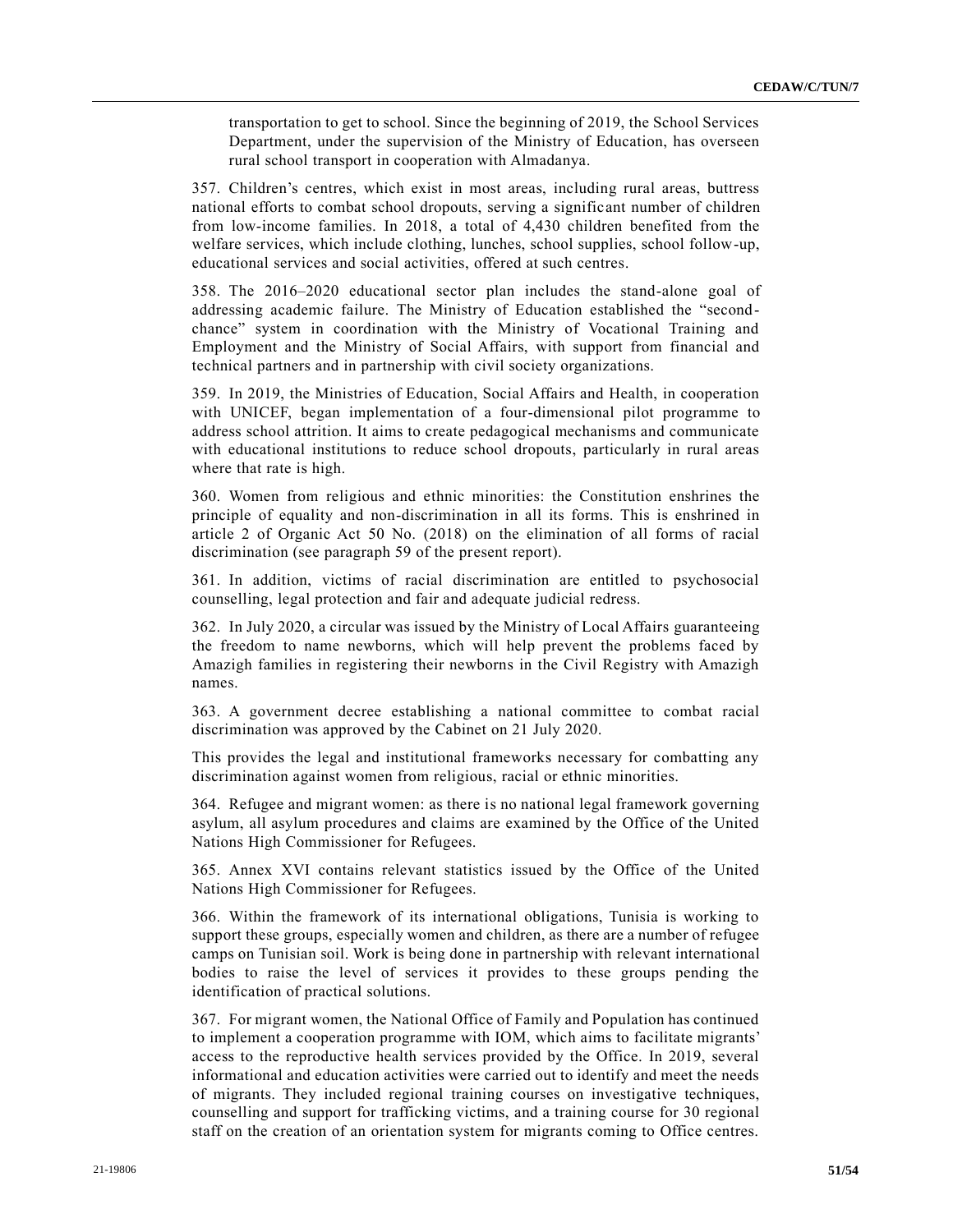transportation to get to school. Since the beginning of 2019, the School Services Department, under the supervision of the Ministry of Education, has overseen rural school transport in cooperation with Almadanya.

357. Children's centres, which exist in most areas, including rural areas, buttress national efforts to combat school dropouts, serving a significant number of children from low-income families. In 2018, a total of 4,430 children benefited from the welfare services, which include clothing, lunches, school supplies, school follow-up, educational services and social activities, offered at such centres.

358. The 2016–2020 educational sector plan includes the stand-alone goal of addressing academic failure. The Ministry of Education established the "second-chance" system in coordination with the Ministry of Vocational Training and Employment and the Ministry of Social Affairs, with support from financial and technical partners and in partnership with civil society organizations.

359. In 2019, the Ministries of Education, Social Affairs and Health, in cooperation with UNICEF, began implementation of a four-dimensional pilot programme to address school attrition. It aims to create pedagogical mechanisms and communicate with educational institutions to reduce school dropouts, particularly in rural areas where that rate is high.

360. Women from religious and ethnic minorities: the Constitution enshrines the principle of equality and non-discrimination in all its forms. This is enshrined in article 2 of Organic Act 50 No. (2018) on the elimination of all forms of racial discrimination (see paragraph 59 of the present report).

361. In addition, victims of racial discrimination are entitled to psychosocial counselling, legal protection and fair and adequate judicial redress.

362. In July 2020, a circular was issued by the Ministry of Local Affairs guaranteeing the freedom to name newborns, which will help prevent the problems faced by Amazigh families in registering their newborns in the Civil Registry with Amazigh names.

363. A government decree establishing a national committee to combat racial discrimination was approved by the Cabinet on 21 July 2020.

This provides the legal and institutional frameworks necessary for combatting any discrimination against women from religious, racial or ethnic minorities.

364. Refugee and migrant women: as there is no national legal framework governing asylum, all asylum procedures and claims are examined by the Office of the United Nations High Commissioner for Refugees.

365. Annex XVI contains relevant statistics issued by the Office of the United Nations High Commissioner for Refugees.

366. Within the framework of its international obligations, Tunisia is working to support these groups, especially women and children, as there are a number of refugee camps on Tunisian soil. Work is being done in partnership with relevant international bodies to raise the level of services it provides to these groups pending the identification of practical solutions.

367. For migrant women, the National Office of Family and Population has continued to implement a cooperation programme with IOM, which aims to facilitate migrants' access to the reproductive health services provided by the Office. In 2019, several informational and education activities were carried out to identify and meet the needs of migrants. They included regional training courses on investigative techniques, counselling and support for trafficking victims, and a training course for 30 regional staff on the creation of an orientation system for migrants coming to Office centres.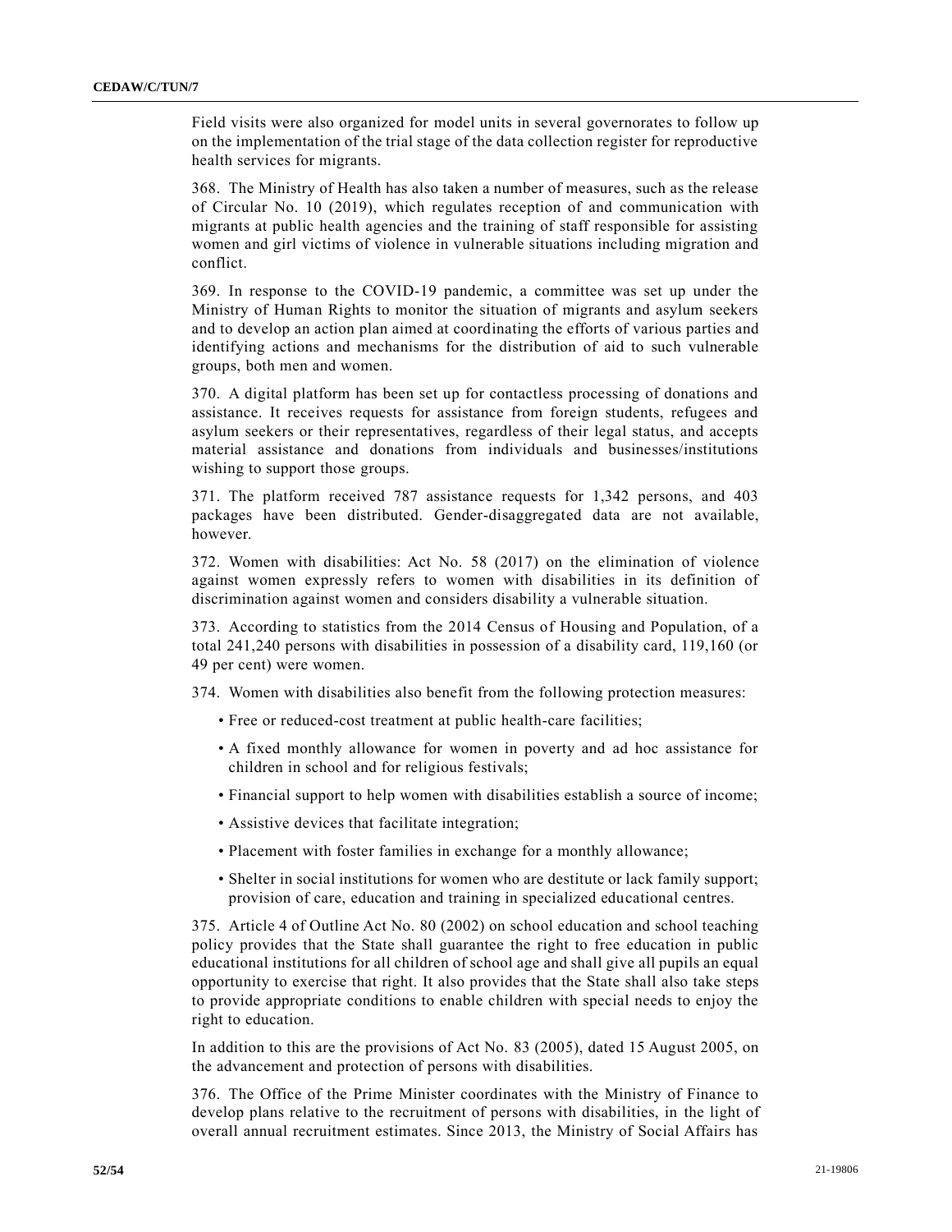Field visits were also organized for model units in several governorates to follow up on the implementation of the trial stage of the data collection register for reproductive health services for migrants.

368. The Ministry of Health has also taken a number of measures, such as the release of Circular No. 10 (2019), which regulates reception of and communication with migrants at public health agencies and the training of staff responsible for assisting women and girl victims of violence in vulnerable situations including migration and conflict.

369. In response to the COVID-19 pandemic, a committee was set up under the Ministry of Human Rights to monitor the situation of migrants and asylum seekers and to develop an action plan aimed at coordinating the efforts of various parties and identifying actions and mechanisms for the distribution of aid to such vulnerable groups, both men and women.

370. A digital platform has been set up for contactless processing of donations and assistance. It receives requests for assistance from foreign students, refugees and asylum seekers or their representatives, regardless of their legal status, and accepts material assistance and donations from individuals and businesses/institutions wishing to support those groups.

371. The platform received 787 assistance requests for 1,342 persons, and 403 packages have been distributed. Gender-disaggregated data are not available, however.

372. Women with disabilities: Act No. 58 (2017) on the elimination of violence against women expressly refers to women with disabilities in its definition of discrimination against women and considers disability a vulnerable situation.

373. According to statistics from the 2014 Census of Housing and Population, of a total 241,240 persons with disabilities in possession of a disability card, 119,160 (or 49 per cent) were women.

374. Women with disabilities also benefit from the following protection measures:

- Free or reduced-cost treatment at public health-care facilities;
- A fixed monthly allowance for women in poverty and ad hoc assistance for children in school and for religious festivals;
- Financial support to help women with disabilities establish a source of income;
- Assistive devices that facilitate integration;
- Placement with foster families in exchange for a monthly allowance;
- Shelter in social institutions for women who are destitute or lack family support; provision of care, education and training in specialized educational centres.

375. Article 4 of Outline Act No. 80 (2002) on school education and school teaching policy provides that the State shall guarantee the right to free education in public educational institutions for all children of school age and shall give all pupils an equal opportunity to exercise that right. It also provides that the State shall also take steps to provide appropriate conditions to enable children with special needs to enjoy the right to education.

In addition to this are the provisions of Act No. 83 (2005), dated 15 August 2005, on the advancement and protection of persons with disabilities.

376. The Office of the Prime Minister coordinates with the Ministry of Finance to develop plans relative to the recruitment of persons with disabilities, in the light of overall annual recruitment estimates. Since 2013, the Ministry of Social Affairs has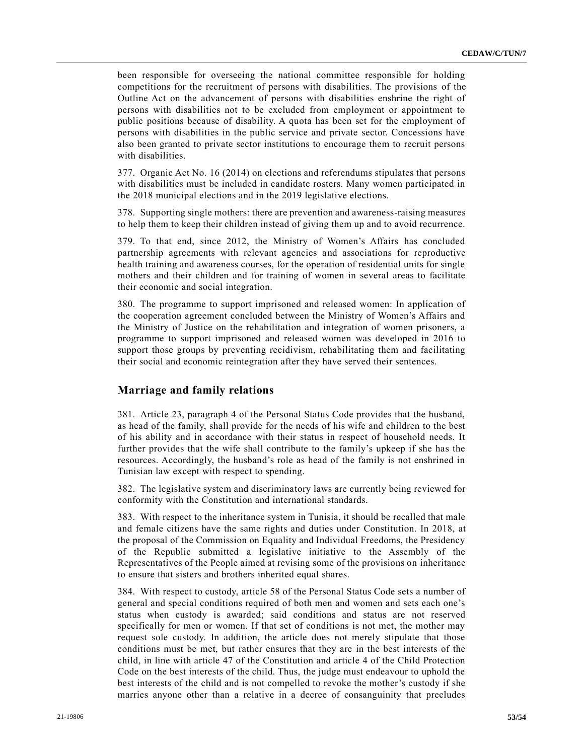been responsible for overseeing the national committee responsible for holding competitions for the recruitment of persons with disabilities. The provisions of the Outline Act on the advancement of persons with disabilities enshrine the right of persons with disabilities not to be excluded from employment or appointment to public positions because of disability. A quota has been set for the employment of persons with disabilities in the public service and private sector. Concessions have also been granted to private sector institutions to encourage them to recruit persons with disabilities.

377. Organic Act No. 16 (2014) on elections and referendums stipulates that persons with disabilities must be included in candidate rosters. Many women participated in the 2018 municipal elections and in the 2019 legislative elections.

378. Supporting single mothers: there are prevention and awareness-raising measures to help them to keep their children instead of giving them up and to avoid recurrence.

379. To that end, since 2012, the Ministry of Women's Affairs has concluded partnership agreements with relevant agencies and associations for reproductive health training and awareness courses, for the operation of residential units for single mothers and their children and for training of women in several areas to facilitate their economic and social integration.

380. The programme to support imprisoned and released women: In application of the cooperation agreement concluded between the Ministry of Women's Affairs and the Ministry of Justice on the rehabilitation and integration of women prisoners, a programme to support imprisoned and released women was developed in 2016 to support those groups by preventing recidivism, rehabilitating them and facilitating their social and economic reintegration after they have served their sentences.

## Marriage and family relations

381. Article 23, paragraph 4 of the Personal Status Code provides that the husband, as head of the family, shall provide for the needs of his wife and children to the best of his ability and in accordance with their status in respect of household needs. It further provides that the wife shall contribute to the family's upkeep if she has the resources. Accordingly, the husband's role as head of the family is not enshrined in Tunisian law except with respect to spending.

382. The legislative system and discriminatory laws are currently being reviewed for conformity with the Constitution and international standards.

383. With respect to the inheritance system in Tunisia, it should be recalled that male and female citizens have the same rights and duties under Constitution. In 2018, at the proposal of the Commission on Equality and Individual Freedoms, the Presidency of the Republic submitted a legislative initiative to the Assembly of the Representatives of the People aimed at revising some of the provisions on inheritance to ensure that sisters and brothers inherited equal shares.

384. With respect to custody, article 58 of the Personal Status Code sets a number of general and special conditions required of both men and women and sets each one's status when custody is awarded; said conditions and status are not reserved specifically for men or women. If that set of conditions is not met, the mother may request sole custody. In addition, the article does not merely stipulate that those conditions must be met, but rather ensures that they are in the best interests of the child, in line with article 47 of the Constitution and article 4 of the Child Protection Code on the best interests of the child. Thus, the judge must endeavour to uphold the best interests of the child and is not compelled to revoke the mother's custody if she marries anyone other than a relative in a decree of consanguinity that precludes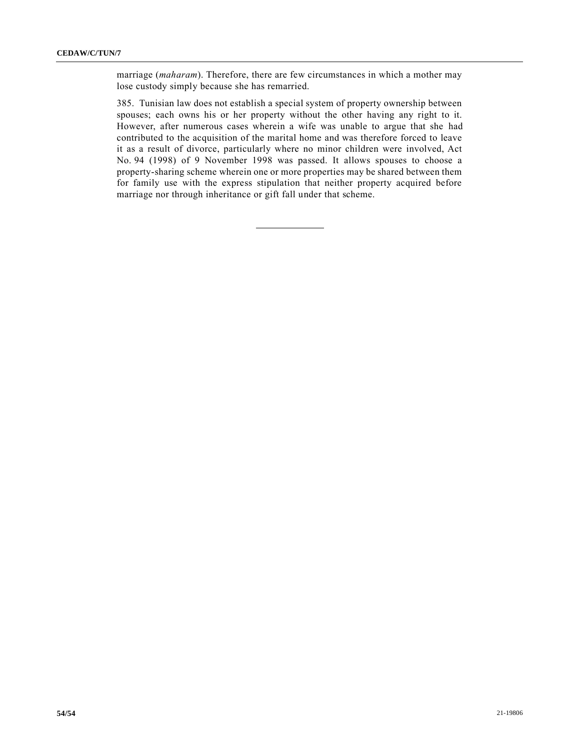marriage (*maharam*). Therefore, there are few circumstances in which a mother may lose custody simply because she has remarried.

385. Tunisian law does not establish a special system of property ownership between spouses; each owns his or her property without the other having any right to it. However, after numerous cases wherein a wife was unable to argue that she had contributed to the acquisition of the marital home and was therefore forced to leave it as a result of divorce, particularly where no minor children were involved, Act No. 94 (1998) of 9 November 1998 was passed. It allows spouses to choose a property-sharing scheme wherein one or more properties may be shared between them for family use with the express stipulation that neither property acquired before marriage nor through inheritance or gift fall under that scheme.